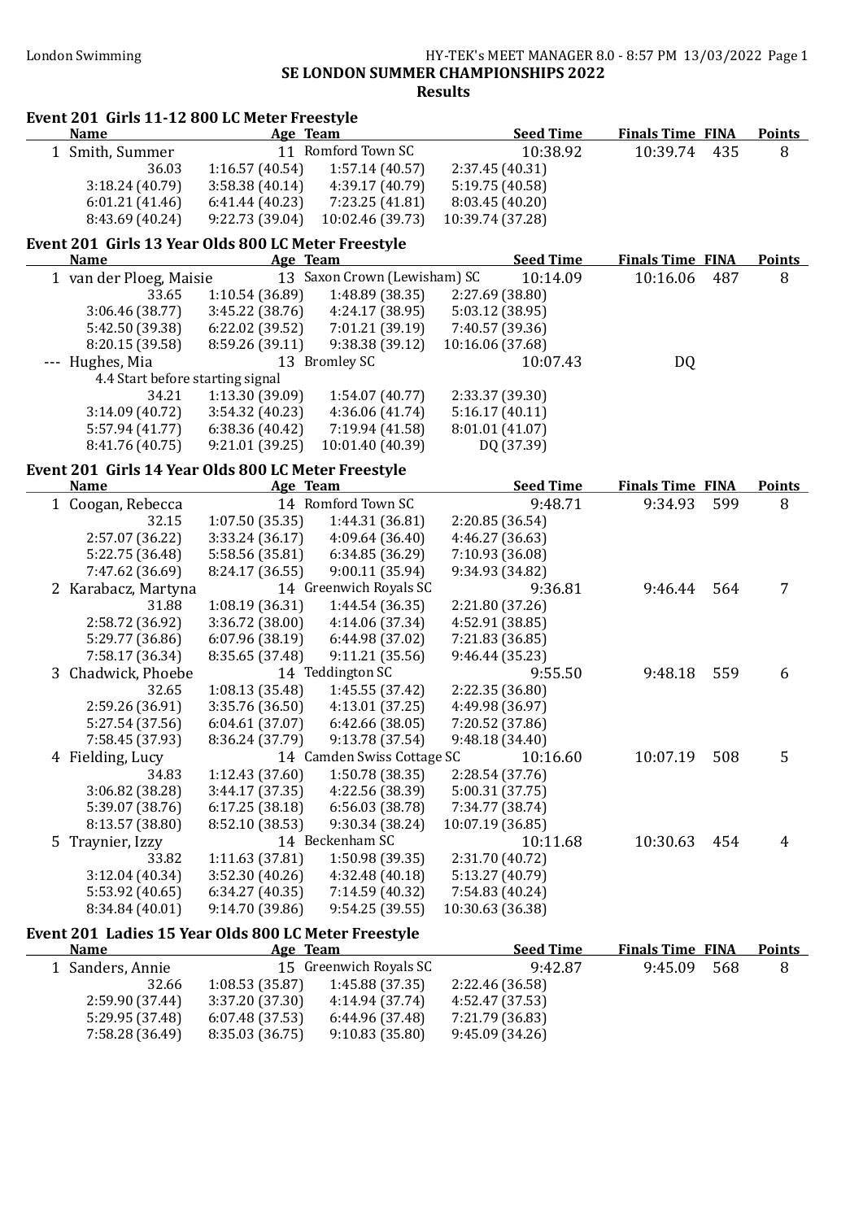London Swimming

# SE LONDON SUMMER CHAMPIONSHIPS 2022

## Results

### Event 201 Girls 11-12 800 LC Meter Freestyle

| | Name | Age | Team | Seed Time | Finals Time | FINA | Points |
|---|---|---|---|---|---|---|---|
| 1 | Smith, Summer | 11 | Romford Town SC | 10:38.92 | 10:39.74 | 435 | 8 |

36.03 | 1:16.57 (40.54) | 1:57.14 (40.57) | 2:37.45 (40.31)
3:18.24 (40.79) | 3:58.38 (40.14) | 4:39.17 (40.79) | 5:19.75 (40.58)
6:01.21 (41.46) | 6:41.44 (40.23) | 7:23.25 (41.81) | 8:03.45 (40.20)
8:43.69 (40.24) | 9:22.73 (39.04) | 10:02.46 (39.73) | 10:39.74 (37.28)

### Event 201 Girls 13 Year Olds 800 LC Meter Freestyle

| | Name | Age | Team | Seed Time | Finals Time | FINA | Points |
|---|---|---|---|---|---|---|---|
| 1 | van der Ploeg, Maisie | 13 | Saxon Crown (Lewisham) SC | 10:14.09 | 10:16.06 | 487 | 8 |

33.65 | 1:10.54 (36.89) | 1:48.89 (38.35) | 2:27.69 (38.80)
3:06.46 (38.77) | 3:45.22 (38.76) | 4:24.17 (38.95) | 5:03.12 (38.95)
5:42.50 (39.38) | 6:22.02 (39.52) | 7:01.21 (39.19) | 7:40.57 (39.36)
8:20.15 (39.58) | 8:59.26 (39.11) | 9:38.38 (39.12) | 10:16.06 (37.68)

| | Name | Age | Team | Seed Time | Finals Time | FINA | Points |
|---|---|---|---|---|---|---|---|
| --- | Hughes, Mia | 13 | Bromley SC | 10:07.43 | DQ | | |

4.4 Start before starting signal

34.21 | 1:13.30 (39.09) | 1:54.07 (40.77) | 2:33.37 (39.30)
3:14.09 (40.72) | 3:54.32 (40.23) | 4:36.06 (41.74) | 5:16.17 (40.11)
5:57.94 (41.77) | 6:38.36 (40.42) | 7:19.94 (41.58) | 8:01.01 (41.07)
8:41.76 (40.75) | 9:21.01 (39.25) | 10:01.40 (40.39) | DQ (37.39)

### Event 201 Girls 14 Year Olds 800 LC Meter Freestyle

| | Name | Age | Team | Seed Time | Finals Time | FINA | Points |
|---|---|---|---|---|---|---|---|
| 1 | Coogan, Rebecca | 14 | Romford Town SC | 9:48.71 | 9:34.93 | 599 | 8 |

32.15 | 1:07.50 (35.35) | 1:44.31 (36.81) | 2:20.85 (36.54)
2:57.07 (36.22) | 3:33.24 (36.17) | 4:09.64 (36.40) | 4:46.27 (36.63)
5:22.75 (36.48) | 5:58.56 (35.81) | 6:34.85 (36.29) | 7:10.93 (36.08)
7:47.62 (36.69) | 8:24.17 (36.55) | 9:00.11 (35.94) | 9:34.93 (34.82)

| | Name | Age | Team | Seed Time | Finals Time | FINA | Points |
|---|---|---|---|---|---|---|---|
| 2 | Karabacz, Martyna | 14 | Greenwich Royals SC | 9:36.81 | 9:46.44 | 564 | 7 |

31.88 | 1:08.19 (36.31) | 1:44.54 (36.35) | 2:21.80 (37.26)
2:58.72 (36.92) | 3:36.72 (38.00) | 4:14.06 (37.34) | 4:52.91 (38.85)
5:29.77 (36.86) | 6:07.96 (38.19) | 6:44.98 (37.02) | 7:21.83 (36.85)
7:58.17 (36.34) | 8:35.65 (37.48) | 9:11.21 (35.56) | 9:46.44 (35.23)

| | Name | Age | Team | Seed Time | Finals Time | FINA | Points |
|---|---|---|---|---|---|---|---|
| 3 | Chadwick, Phoebe | 14 | Teddington SC | 9:55.50 | 9:48.18 | 559 | 6 |

32.65 | 1:08.13 (35.48) | 1:45.55 (37.42) | 2:22.35 (36.80)
2:59.26 (36.91) | 3:35.76 (36.50) | 4:13.01 (37.25) | 4:49.98 (36.97)
5:27.54 (37.56) | 6:04.61 (37.07) | 6:42.66 (38.05) | 7:20.52 (37.86)
7:58.45 (37.93) | 8:36.24 (37.79) | 9:13.78 (37.54) | 9:48.18 (34.40)

| | Name | Age | Team | Seed Time | Finals Time | FINA | Points |
|---|---|---|---|---|---|---|---|
| 4 | Fielding, Lucy | 14 | Camden Swiss Cottage SC | 10:16.60 | 10:07.19 | 508 | 5 |

34.83 | 1:12.43 (37.60) | 1:50.78 (38.35) | 2:28.54 (37.76)
3:06.82 (38.28) | 3:44.17 (37.35) | 4:22.56 (38.39) | 5:00.31 (37.75)
5:39.07 (38.76) | 6:17.25 (38.18) | 6:56.03 (38.78) | 7:34.77 (38.74)
8:13.57 (38.80) | 8:52.10 (38.53) | 9:30.34 (38.24) | 10:07.19 (36.85)

| | Name | Age | Team | Seed Time | Finals Time | FINA | Points |
|---|---|---|---|---|---|---|---|
| 5 | Traynier, Izzy | 14 | Beckenham SC | 10:11.68 | 10:30.63 | 454 | 4 |

33.82 | 1:11.63 (37.81) | 1:50.98 (39.35) | 2:31.70 (40.72)
3:12.04 (40.34) | 3:52.30 (40.26) | 4:32.48 (40.18) | 5:13.27 (40.79)
5:53.92 (40.65) | 6:34.27 (40.35) | 7:14.59 (40.32) | 7:54.83 (40.24)
8:34.84 (40.01) | 9:14.70 (39.86) | 9:54.25 (39.55) | 10:30.63 (36.38)

### Event 201 Ladies 15 Year Olds 800 LC Meter Freestyle

| | Name | Age | Team | Seed Time | Finals Time | FINA | Points |
|---|---|---|---|---|---|---|---|
| 1 | Sanders, Annie | 15 | Greenwich Royals SC | 9:42.87 | 9:45.09 | 568 | 8 |

32.66 | 1:08.53 (35.87) | 1:45.88 (37.35) | 2:22.46 (36.58)
2:59.90 (37.44) | 3:37.20 (37.30) | 4:14.94 (37.74) | 4:52.47 (37.53)
5:29.95 (37.48) | 6:07.48 (37.53) | 6:44.96 (37.48) | 7:21.79 (36.83)
7:58.28 (36.49) | 8:35.03 (36.75) | 9:10.83 (35.80) | 9:45.09 (34.26)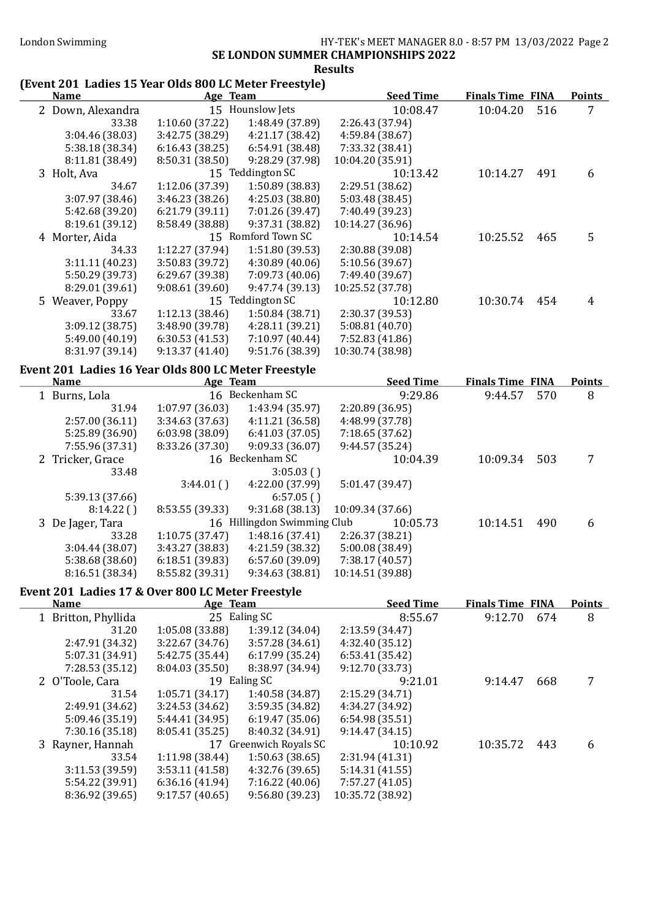**London Swimming** — HY-TEK's MEET MANAGER 8.0 - 8:57 PM 13/03/2022

## SE LONDON SUMMER CHAMPIONSHIPS 2022

### Results

#### (Event 201 Ladies 15 Year Olds 800 LC Meter Freestyle)

| | Name | Age | Team | Seed Time | Finals Time | FINA | Points |
|---|---|---|---|---|---|---|---|
| 2 | Down, Alexandra | 15 | Hounslow Jets | 10:08.47 | 10:04.20 | 516 | 7 |
| | 33.38 | 1:10.60 (37.22) | 1:48.49 (37.89) | 2:26.43 (37.94) | | | |
| | 3:04.46 (38.03) | 3:42.75 (38.29) | 4:21.17 (38.42) | 4:59.84 (38.67) | | | |
| | 5:38.18 (38.34) | 6:16.43 (38.25) | 6:54.91 (38.48) | 7:33.32 (38.41) | | | |
| | 8:11.81 (38.49) | 8:50.31 (38.50) | 9:28.29 (37.98) | 10:04.20 (35.91) | | | |
| 3 | Holt, Ava | 15 | Teddington SC | 10:13.42 | 10:14.27 | 491 | 6 |
| | 34.67 | 1:12.06 (37.39) | 1:50.89 (38.83) | 2:29.51 (38.62) | | | |
| | 3:07.97 (38.46) | 3:46.23 (38.26) | 4:25.03 (38.80) | 5:03.48 (38.45) | | | |
| | 5:42.68 (39.20) | 6:21.79 (39.11) | 7:01.26 (39.47) | 7:40.49 (39.23) | | | |
| | 8:19.61 (39.12) | 8:58.49 (38.88) | 9:37.31 (38.82) | 10:14.27 (36.96) | | | |
| 4 | Morter, Aida | 15 | Romford Town SC | 10:14.54 | 10:25.52 | 465 | 5 |
| | 34.33 | 1:12.27 (37.94) | 1:51.80 (39.53) | 2:30.88 (39.08) | | | |
| | 3:11.11 (40.23) | 3:50.83 (39.72) | 4:30.89 (40.06) | 5:10.56 (39.67) | | | |
| | 5:50.29 (39.73) | 6:29.67 (39.38) | 7:09.73 (40.06) | 7:49.40 (39.67) | | | |
| | 8:29.01 (39.61) | 9:08.61 (39.60) | 9:47.74 (39.13) | 10:25.52 (37.78) | | | |
| 5 | Weaver, Poppy | 15 | Teddington SC | 10:12.80 | 10:30.74 | 454 | 4 |
| | 33.67 | 1:12.13 (38.46) | 1:50.84 (38.71) | 2:30.37 (39.53) | | | |
| | 3:09.12 (38.75) | 3:48.90 (39.78) | 4:28.11 (39.21) | 5:08.81 (40.70) | | | |
| | 5:49.00 (40.19) | 6:30.53 (41.53) | 7:10.97 (40.44) | 7:52.83 (41.86) | | | |
| | 8:31.97 (39.14) | 9:13.37 (41.40) | 9:51.76 (38.39) | 10:30.74 (38.98) | | | |

#### Event 201 Ladies 16 Year Olds 800 LC Meter Freestyle

| | Name | Age | Team | Seed Time | Finals Time | FINA | Points |
|---|---|---|---|---|---|---|---|
| 1 | Burns, Lola | 16 | Beckenham SC | 9:29.86 | 9:44.57 | 570 | 8 |
| | 31.94 | 1:07.97 (36.03) | 1:43.94 (35.97) | 2:20.89 (36.95) | | | |
| | 2:57.00 (36.11) | 3:34.63 (37.63) | 4:11.21 (36.58) | 4:48.99 (37.78) | | | |
| | 5:25.89 (36.90) | 6:03.98 (38.09) | 6:41.03 (37.05) | 7:18.65 (37.62) | | | |
| | 7:55.96 (37.31) | 8:33.26 (37.30) | 9:09.33 (36.07) | 9:44.57 (35.24) | | | |
| 2 | Tricker, Grace | 16 | Beckenham SC | 10:04.39 | 10:09.34 | 503 | 7 |
| | 33.48 | | 3:05.03 ( ) | | | | |
| | | 3:44.01 ( ) | 4:22.00 (37.99) | 5:01.47 (39.47) | | | |
| | 5:39.13 (37.66) | | 6:57.05 ( ) | | | | |
| | 8:14.22 ( ) | 8:53.55 (39.33) | 9:31.68 (38.13) | 10:09.34 (37.66) | | | |
| 3 | De Jager, Tara | 16 | Hillingdon Swimming Club | 10:05.73 | 10:14.51 | 490 | 6 |
| | 33.28 | 1:10.75 (37.47) | 1:48.16 (37.41) | 2:26.37 (38.21) | | | |
| | 3:04.44 (38.07) | 3:43.27 (38.83) | 4:21.59 (38.32) | 5:00.08 (38.49) | | | |
| | 5:38.68 (38.60) | 6:18.51 (39.83) | 6:57.60 (39.09) | 7:38.17 (40.57) | | | |
| | 8:16.51 (38.34) | 8:55.82 (39.31) | 9:34.63 (38.81) | 10:14.51 (39.88) | | | |

#### Event 201 Ladies 17 & Over 800 LC Meter Freestyle

| | Name | Age | Team | Seed Time | Finals Time | FINA | Points |
|---|---|---|---|---|---|---|---|
| 1 | Britton, Phyllida | 25 | Ealing SC | 8:55.67 | 9:12.70 | 674 | 8 |
| | 31.20 | 1:05.08 (33.88) | 1:39.12 (34.04) | 2:13.59 (34.47) | | | |
| | 2:47.91 (34.32) | 3:22.67 (34.76) | 3:57.28 (34.61) | 4:32.40 (35.12) | | | |
| | 5:07.31 (34.91) | 5:42.75 (35.44) | 6:17.99 (35.24) | 6:53.41 (35.42) | | | |
| | 7:28.53 (35.12) | 8:04.03 (35.50) | 8:38.97 (34.94) | 9:12.70 (33.73) | | | |
| 2 | O'Toole, Cara | 19 | Ealing SC | 9:21.01 | 9:14.47 | 668 | 7 |
| | 31.54 | 1:05.71 (34.17) | 1:40.58 (34.87) | 2:15.29 (34.71) | | | |
| | 2:49.91 (34.62) | 3:24.53 (34.62) | 3:59.35 (34.82) | 4:34.27 (34.92) | | | |
| | 5:09.46 (35.19) | 5:44.41 (34.95) | 6:19.47 (35.06) | 6:54.98 (35.51) | | | |
| | 7:30.16 (35.18) | 8:05.41 (35.25) | 8:40.32 (34.91) | 9:14.47 (34.15) | | | |
| 3 | Rayner, Hannah | 17 | Greenwich Royals SC | 10:10.92 | 10:35.72 | 443 | 6 |
| | 33.54 | 1:11.98 (38.44) | 1:50.63 (38.65) | 2:31.94 (41.31) | | | |
| | 3:11.53 (39.59) | 3:53.11 (41.58) | 4:32.76 (39.65) | 5:14.31 (41.55) | | | |
| | 5:54.22 (39.91) | 6:36.16 (41.94) | 7:16.22 (40.06) | 7:57.27 (41.05) | | | |
| | 8:36.92 (39.65) | 9:17.57 (40.65) | 9:56.80 (39.23) | 10:35.72 (38.92) | | | |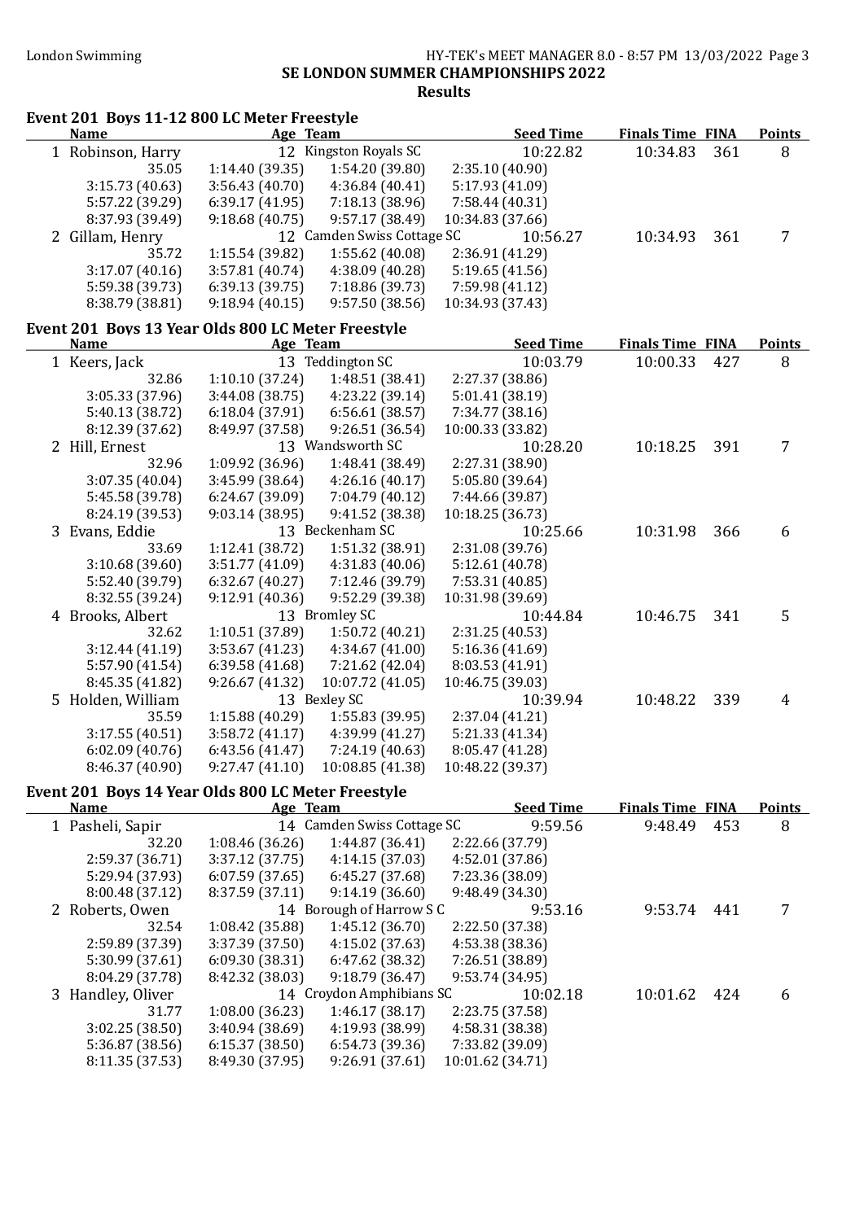## SE LONDON SUMMER CHAMPIONSHIPS 2022

### Results

#### Event 201 Boys 11-12 800 LC Meter Freestyle

| Name | Age | Team | Seed Time | Finals Time | FINA | Points |
|---|---|---|---|---|---|---|
| 1 Robinson, Harry | 12 | Kingston Royals SC | 10:22.82 | 10:34.83 | 361 | 8 |
| 35.05 | 1:14.40 (39.35) | 1:54.20 (39.80) | 2:35.10 (40.90) | | | |
| 3:15.73 (40.63) | 3:56.43 (40.70) | 4:36.84 (40.41) | 5:17.93 (41.09) | | | |
| 5:57.22 (39.29) | 6:39.17 (41.95) | 7:18.13 (38.96) | 7:58.44 (40.31) | | | |
| 8:37.93 (39.49) | 9:18.68 (40.75) | 9:57.17 (38.49) | 10:34.83 (37.66) | | | |
| 2 Gillam, Henry | 12 | Camden Swiss Cottage SC | 10:56.27 | 10:34.93 | 361 | 7 |
| 35.72 | 1:15.54 (39.82) | 1:55.62 (40.08) | 2:36.91 (41.29) | | | |
| 3:17.07 (40.16) | 3:57.81 (40.74) | 4:38.09 (40.28) | 5:19.65 (41.56) | | | |
| 5:59.38 (39.73) | 6:39.13 (39.75) | 7:18.86 (39.73) | 7:59.98 (41.12) | | | |
| 8:38.79 (38.81) | 9:18.94 (40.15) | 9:57.50 (38.56) | 10:34.93 (37.43) | | | |

#### Event 201 Boys 13 Year Olds 800 LC Meter Freestyle

| Name | Age | Team | Seed Time | Finals Time | FINA | Points |
|---|---|---|---|---|---|---|
| 1 Keers, Jack | 13 | Teddington SC | 10:03.79 | 10:00.33 | 427 | 8 |
| 32.86 | 1:10.10 (37.24) | 1:48.51 (38.41) | 2:27.37 (38.86) | | | |
| 3:05.33 (37.96) | 3:44.08 (38.75) | 4:23.22 (39.14) | 5:01.41 (38.19) | | | |
| 5:40.13 (38.72) | 6:18.04 (37.91) | 6:56.61 (38.57) | 7:34.77 (38.16) | | | |
| 8:12.39 (37.62) | 8:49.97 (37.58) | 9:26.51 (36.54) | 10:00.33 (33.82) | | | |
| 2 Hill, Ernest | 13 | Wandsworth SC | 10:28.20 | 10:18.25 | 391 | 7 |
| 32.96 | 1:09.92 (36.96) | 1:48.41 (38.49) | 2:27.31 (38.90) | | | |
| 3:07.35 (40.04) | 3:45.99 (38.64) | 4:26.16 (40.17) | 5:05.80 (39.64) | | | |
| 5:45.58 (39.78) | 6:24.67 (39.09) | 7:04.79 (40.12) | 7:44.66 (39.87) | | | |
| 8:24.19 (39.53) | 9:03.14 (38.95) | 9:41.52 (38.38) | 10:18.25 (36.73) | | | |
| 3 Evans, Eddie | 13 | Beckenham SC | 10:25.66 | 10:31.98 | 366 | 6 |
| 33.69 | 1:12.41 (38.72) | 1:51.32 (38.91) | 2:31.08 (39.76) | | | |
| 3:10.68 (39.60) | 3:51.77 (41.09) | 4:31.83 (40.06) | 5:12.61 (40.78) | | | |
| 5:52.40 (39.79) | 6:32.67 (40.27) | 7:12.46 (39.79) | 7:53.31 (40.85) | | | |
| 8:32.55 (39.24) | 9:12.91 (40.36) | 9:52.29 (39.38) | 10:31.98 (39.69) | | | |
| 4 Brooks, Albert | 13 | Bromley SC | 10:44.84 | 10:46.75 | 341 | 5 |
| 32.62 | 1:10.51 (37.89) | 1:50.72 (40.21) | 2:31.25 (40.53) | | | |
| 3:12.44 (41.19) | 3:53.67 (41.23) | 4:34.67 (41.00) | 5:16.36 (41.69) | | | |
| 5:57.90 (41.54) | 6:39.58 (41.68) | 7:21.62 (42.04) | 8:03.53 (41.91) | | | |
| 8:45.35 (41.82) | 9:26.67 (41.32) | 10:07.72 (41.05) | 10:46.75 (39.03) | | | |
| 5 Holden, William | 13 | Bexley SC | 10:39.94 | 10:48.22 | 339 | 4 |
| 35.59 | 1:15.88 (40.29) | 1:55.83 (39.95) | 2:37.04 (41.21) | | | |
| 3:17.55 (40.51) | 3:58.72 (41.17) | 4:39.99 (41.27) | 5:21.33 (41.34) | | | |
| 6:02.09 (40.76) | 6:43.56 (41.47) | 7:24.19 (40.63) | 8:05.47 (41.28) | | | |
| 8:46.37 (40.90) | 9:27.47 (41.10) | 10:08.85 (41.38) | 10:48.22 (39.37) | | | |

#### Event 201 Boys 14 Year Olds 800 LC Meter Freestyle

| Name | Age | Team | Seed Time | Finals Time | FINA | Points |
|---|---|---|---|---|---|---|
| 1 Pasheli, Sapir | 14 | Camden Swiss Cottage SC | 9:59.56 | 9:48.49 | 453 | 8 |
| 32.20 | 1:08.46 (36.26) | 1:44.87 (36.41) | 2:22.66 (37.79) | | | |
| 2:59.37 (36.71) | 3:37.12 (37.75) | 4:14.15 (37.03) | 4:52.01 (37.86) | | | |
| 5:29.94 (37.93) | 6:07.59 (37.65) | 6:45.27 (37.68) | 7:23.36 (38.09) | | | |
| 8:00.48 (37.12) | 8:37.59 (37.11) | 9:14.19 (36.60) | 9:48.49 (34.30) | | | |
| 2 Roberts, Owen | 14 | Borough of Harrow S C | 9:53.16 | 9:53.74 | 441 | 7 |
| 32.54 | 1:08.42 (35.88) | 1:45.12 (36.70) | 2:22.50 (37.38) | | | |
| 2:59.89 (37.39) | 3:37.39 (37.50) | 4:15.02 (37.63) | 4:53.38 (38.36) | | | |
| 5:30.99 (37.61) | 6:09.30 (38.31) | 6:47.62 (38.32) | 7:26.51 (38.89) | | | |
| 8:04.29 (37.78) | 8:42.32 (38.03) | 9:18.79 (36.47) | 9:53.74 (34.95) | | | |
| 3 Handley, Oliver | 14 | Croydon Amphibians SC | 10:02.18 | 10:01.62 | 424 | 6 |
| 31.77 | 1:08.00 (36.23) | 1:46.17 (38.17) | 2:23.75 (37.58) | | | |
| 3:02.25 (38.50) | 3:40.94 (38.69) | 4:19.93 (38.99) | 4:58.31 (38.38) | | | |
| 5:36.87 (38.56) | 6:15.37 (38.50) | 6:54.73 (39.36) | 7:33.82 (39.09) | | | |
| 8:11.35 (37.53) | 8:49.30 (37.95) | 9:26.91 (37.61) | 10:01.62 (34.71) | | | |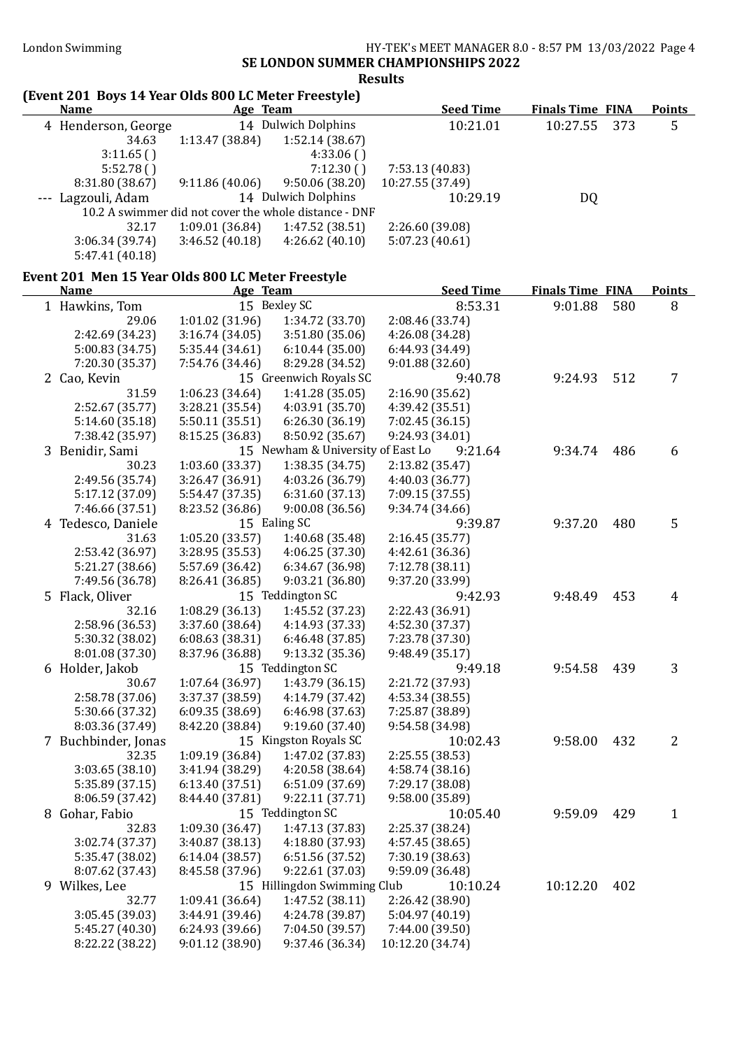## SE LONDON SUMMER CHAMPIONSHIPS 2022

### Results

**(Event 201 Boys 14 Year Olds 800 LC Meter Freestyle)**

| Name | Age | Team | Seed Time | Finals Time | FINA | Points |
|---|---|---|---|---|---|---|
| 4 Henderson, George | 14 | Dulwich Dolphins | 10:21.01 | 10:27.55 | 373 | 5 |
| 34.63 | 1:13.47 (38.84) | 1:52.14 (38.67) | | | | |
| 3:11.65 ( ) | | 4:33.06 ( ) | | | | |
| 5:52.78 ( ) | | 7:12.30 ( ) | 7:53.13 (40.83) | | | |
| 8:31.80 (38.67) | 9:11.86 (40.06) | 9:50.06 (38.20) | 10:27.55 (37.49) | | | |
| --- Lagzouli, Adam | 14 | Dulwich Dolphins | 10:29.19 | DQ | | |
| 10.2 A swimmer did not cover the whole distance - DNF | | | | | | |
| 32.17 | 1:09.01 (36.84) | 1:47.52 (38.51) | 2:26.60 (39.08) | | | |
| 3:06.34 (39.74) | 3:46.52 (40.18) | 4:26.62 (40.10) | 5:07.23 (40.61) | | | |
| 5:47.41 (40.18) | | | | | | |

**Event 201 Men 15 Year Olds 800 LC Meter Freestyle**

| Name | Age | Team | Seed Time | Finals Time | FINA | Points |
|---|---|---|---|---|---|---|
| 1 Hawkins, Tom | 15 | Bexley SC | 8:53.31 | 9:01.88 | 580 | 8 |
| 29.06 | 1:01.02 (31.96) | 1:34.72 (33.70) | 2:08.46 (33.74) | | | |
| 2:42.69 (34.23) | 3:16.74 (34.05) | 3:51.80 (35.06) | 4:26.08 (34.28) | | | |
| 5:00.83 (34.75) | 5:35.44 (34.61) | 6:10.44 (35.00) | 6:44.93 (34.49) | | | |
| 7:20.30 (35.37) | 7:54.76 (34.46) | 8:29.28 (34.52) | 9:01.88 (32.60) | | | |
| 2 Cao, Kevin | 15 | Greenwich Royals SC | 9:40.78 | 9:24.93 | 512 | 7 |
| 31.59 | 1:06.23 (34.64) | 1:41.28 (35.05) | 2:16.90 (35.62) | | | |
| 2:52.67 (35.77) | 3:28.21 (35.54) | 4:03.91 (35.70) | 4:39.42 (35.51) | | | |
| 5:14.60 (35.18) | 5:50.11 (35.51) | 6:26.30 (36.19) | 7:02.45 (36.15) | | | |
| 7:38.42 (35.97) | 8:15.25 (36.83) | 8:50.92 (35.67) | 9:24.93 (34.01) | | | |
| 3 Benidir, Sami | 15 | Newham & University of East Lo | 9:21.64 | 9:34.74 | 486 | 6 |
| 30.23 | 1:03.60 (33.37) | 1:38.35 (34.75) | 2:13.82 (35.47) | | | |
| 2:49.56 (35.74) | 3:26.47 (36.91) | 4:03.26 (36.79) | 4:40.03 (36.77) | | | |
| 5:17.12 (37.09) | 5:54.47 (37.35) | 6:31.60 (37.13) | 7:09.15 (37.55) | | | |
| 7:46.66 (37.51) | 8:23.52 (36.86) | 9:00.08 (36.56) | 9:34.74 (34.66) | | | |
| 4 Tedesco, Daniele | 15 | Ealing SC | 9:39.87 | 9:37.20 | 480 | 5 |
| 31.63 | 1:05.20 (33.57) | 1:40.68 (35.48) | 2:16.45 (35.77) | | | |
| 2:53.42 (36.97) | 3:28.95 (35.53) | 4:06.25 (37.30) | 4:42.61 (36.36) | | | |
| 5:21.27 (38.66) | 5:57.69 (36.42) | 6:34.67 (36.98) | 7:12.78 (38.11) | | | |
| 7:49.56 (36.78) | 8:26.41 (36.85) | 9:03.21 (36.80) | 9:37.20 (33.99) | | | |
| 5 Flack, Oliver | 15 | Teddington SC | 9:42.93 | 9:48.49 | 453 | 4 |
| 32.16 | 1:08.29 (36.13) | 1:45.52 (37.23) | 2:22.43 (36.91) | | | |
| 2:58.96 (36.53) | 3:37.60 (38.64) | 4:14.93 (37.33) | 4:52.30 (37.37) | | | |
| 5:30.32 (38.02) | 6:08.63 (38.31) | 6:46.48 (37.85) | 7:23.78 (37.30) | | | |
| 8:01.08 (37.30) | 8:37.96 (36.88) | 9:13.32 (35.36) | 9:48.49 (35.17) | | | |
| 6 Holder, Jakob | 15 | Teddington SC | 9:49.18 | 9:54.58 | 439 | 3 |
| 30.67 | 1:07.64 (36.97) | 1:43.79 (36.15) | 2:21.72 (37.93) | | | |
| 2:58.78 (37.06) | 3:37.37 (38.59) | 4:14.79 (37.42) | 4:53.34 (38.55) | | | |
| 5:30.66 (37.32) | 6:09.35 (38.69) | 6:46.98 (37.63) | 7:25.87 (38.89) | | | |
| 8:03.36 (37.49) | 8:42.20 (38.84) | 9:19.60 (37.40) | 9:54.58 (34.98) | | | |
| 7 Buchbinder, Jonas | 15 | Kingston Royals SC | 10:02.43 | 9:58.00 | 432 | 2 |
| 32.35 | 1:09.19 (36.84) | 1:47.02 (37.83) | 2:25.55 (38.53) | | | |
| 3:03.65 (38.10) | 3:41.94 (38.29) | 4:20.58 (38.64) | 4:58.74 (38.16) | | | |
| 5:35.89 (37.15) | 6:13.40 (37.51) | 6:51.09 (37.69) | 7:29.17 (38.08) | | | |
| 8:06.59 (37.42) | 8:44.40 (37.81) | 9:22.11 (37.71) | 9:58.00 (35.89) | | | |
| 8 Gohar, Fabio | 15 | Teddington SC | 10:05.40 | 9:59.09 | 429 | 1 |
| 32.83 | 1:09.30 (36.47) | 1:47.13 (37.83) | 2:25.37 (38.24) | | | |
| 3:02.74 (37.37) | 3:40.87 (38.13) | 4:18.80 (37.93) | 4:57.45 (38.65) | | | |
| 5:35.47 (38.02) | 6:14.04 (38.57) | 6:51.56 (37.52) | 7:30.19 (38.63) | | | |
| 8:07.62 (37.43) | 8:45.58 (37.96) | 9:22.61 (37.03) | 9:59.09 (36.48) | | | |
| 9 Wilkes, Lee | 15 | Hillingdon Swimming Club | 10:10.24 | 10:12.20 | 402 | |
| 32.77 | 1:09.41 (36.64) | 1:47.52 (38.11) | 2:26.42 (38.90) | | | |
| 3:05.45 (39.03) | 3:44.91 (39.46) | 4:24.78 (39.87) | 5:04.97 (40.19) | | | |
| 5:45.27 (40.30) | 6:24.93 (39.66) | 7:04.50 (39.57) | 7:44.00 (39.50) | | | |
| 8:22.22 (38.22) | 9:01.12 (38.90) | 9:37.46 (36.34) | 10:12.20 (34.74) | | | |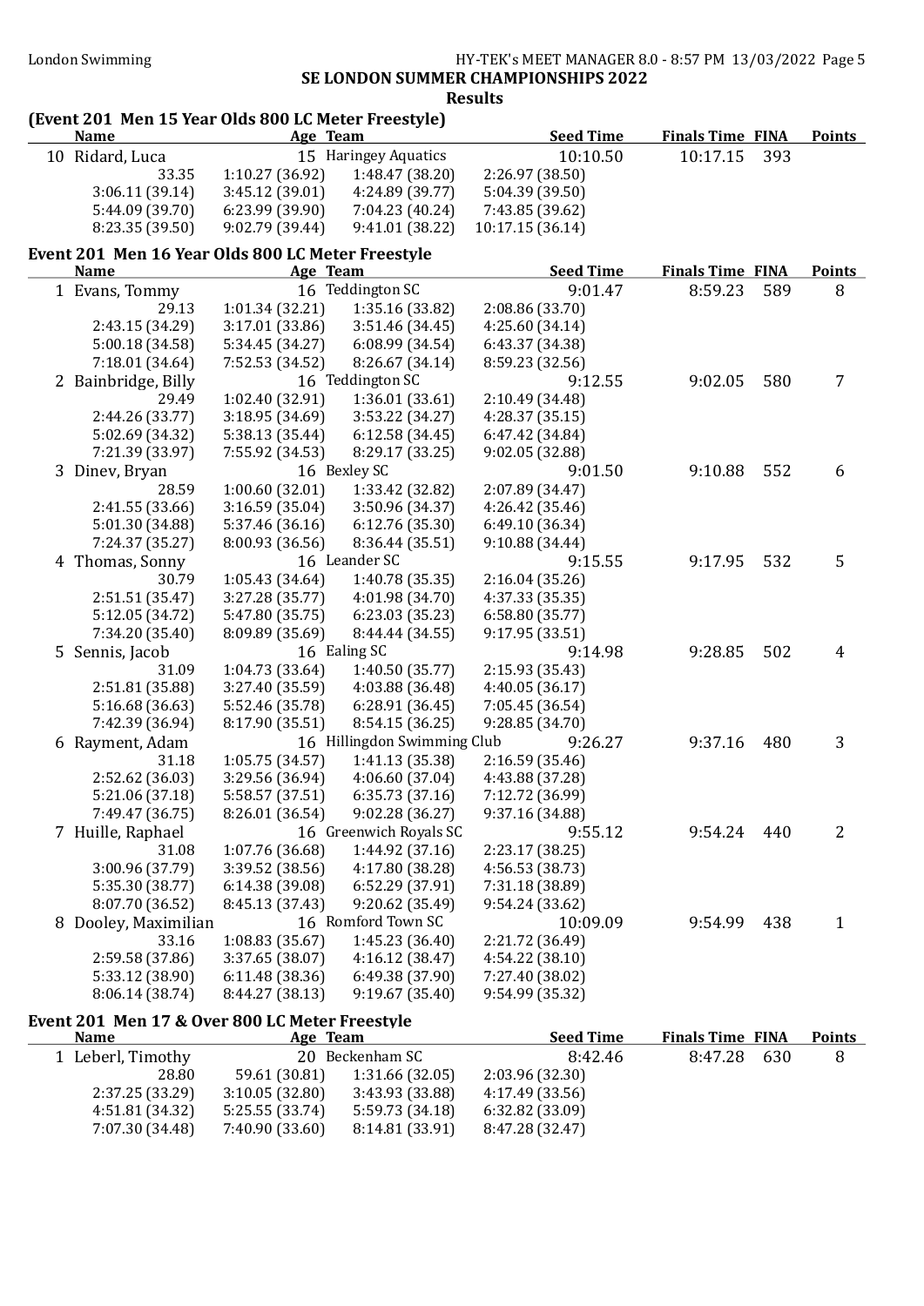London Swimming

SE LONDON SUMMER CHAMPIONSHIPS 2022

**Results**

## (Event 201 Men 15 Year Olds 800 LC Meter Freestyle)

| | Name | Age | Team | Seed Time | Finals Time | FINA | Points |
|---|---|---|---|---|---|---|---|
| 10 | Ridard, Luca | 15 | Haringey Aquatics | 10:10.50 | 10:17.15 | 393 | |
| | 33.35 | 1:10.27 (36.92) | 1:48.47 (38.20) | 2:26.97 (38.50) | | | |
| | 3:06.11 (39.14) | 3:45.12 (39.01) | 4:24.89 (39.77) | 5:04.39 (39.50) | | | |
| | 5:44.09 (39.70) | 6:23.99 (39.90) | 7:04.23 (40.24) | 7:43.85 (39.62) | | | |
| | 8:23.35 (39.50) | 9:02.79 (39.44) | 9:41.01 (38.22) | 10:17.15 (36.14) | | | |

## Event 201 Men 16 Year Olds 800 LC Meter Freestyle

| | Name | Age | Team | Seed Time | Finals Time | FINA | Points |
|---|---|---|---|---|---|---|---|
| 1 | Evans, Tommy | 16 | Teddington SC | 9:01.47 | 8:59.23 | 589 | 8 |
| | 29.13 | 1:01.34 (32.21) | 1:35.16 (33.82) | 2:08.86 (33.70) | | | |
| | 2:43.15 (34.29) | 3:17.01 (33.86) | 3:51.46 (34.45) | 4:25.60 (34.14) | | | |
| | 5:00.18 (34.58) | 5:34.45 (34.27) | 6:08.99 (34.54) | 6:43.37 (34.38) | | | |
| | 7:18.01 (34.64) | 7:52.53 (34.52) | 8:26.67 (34.14) | 8:59.23 (32.56) | | | |
| 2 | Bainbridge, Billy | 16 | Teddington SC | 9:12.55 | 9:02.05 | 580 | 7 |
| | 29.49 | 1:02.40 (32.91) | 1:36.01 (33.61) | 2:10.49 (34.48) | | | |
| | 2:44.26 (33.77) | 3:18.95 (34.69) | 3:53.22 (34.27) | 4:28.37 (35.15) | | | |
| | 5:02.69 (34.32) | 5:38.13 (35.44) | 6:12.58 (34.45) | 6:47.42 (34.84) | | | |
| | 7:21.39 (33.97) | 7:55.92 (34.53) | 8:29.17 (33.25) | 9:02.05 (32.88) | | | |
| 3 | Dinev, Bryan | 16 | Bexley SC | 9:01.50 | 9:10.88 | 552 | 6 |
| | 28.59 | 1:00.60 (32.01) | 1:33.42 (32.82) | 2:07.89 (34.47) | | | |
| | 2:41.55 (33.66) | 3:16.59 (35.04) | 3:50.96 (34.37) | 4:26.42 (35.46) | | | |
| | 5:01.30 (34.88) | 5:37.46 (36.16) | 6:12.76 (35.30) | 6:49.10 (36.34) | | | |
| | 7:24.37 (35.27) | 8:00.93 (36.56) | 8:36.44 (35.51) | 9:10.88 (34.44) | | | |
| 4 | Thomas, Sonny | 16 | Leander SC | 9:15.55 | 9:17.95 | 532 | 5 |
| | 30.79 | 1:05.43 (34.64) | 1:40.78 (35.35) | 2:16.04 (35.26) | | | |
| | 2:51.51 (35.47) | 3:27.28 (35.77) | 4:01.98 (34.70) | 4:37.33 (35.35) | | | |
| | 5:12.05 (34.72) | 5:47.80 (35.75) | 6:23.03 (35.23) | 6:58.80 (35.77) | | | |
| | 7:34.20 (35.40) | 8:09.89 (35.69) | 8:44.44 (34.55) | 9:17.95 (33.51) | | | |
| 5 | Sennis, Jacob | 16 | Ealing SC | 9:14.98 | 9:28.85 | 502 | 4 |
| | 31.09 | 1:04.73 (33.64) | 1:40.50 (35.77) | 2:15.93 (35.43) | | | |
| | 2:51.81 (35.88) | 3:27.40 (35.59) | 4:03.88 (36.48) | 4:40.05 (36.17) | | | |
| | 5:16.68 (36.63) | 5:52.46 (35.78) | 6:28.91 (36.45) | 7:05.45 (36.54) | | | |
| | 7:42.39 (36.94) | 8:17.90 (35.51) | 8:54.15 (36.25) | 9:28.85 (34.70) | | | |
| 6 | Rayment, Adam | 16 | Hillingdon Swimming Club | 9:26.27 | 9:37.16 | 480 | 3 |
| | 31.18 | 1:05.75 (34.57) | 1:41.13 (35.38) | 2:16.59 (35.46) | | | |
| | 2:52.62 (36.03) | 3:29.56 (36.94) | 4:06.60 (37.04) | 4:43.88 (37.28) | | | |
| | 5:21.06 (37.18) | 5:58.57 (37.51) | 6:35.73 (37.16) | 7:12.72 (36.99) | | | |
| | 7:49.47 (36.75) | 8:26.01 (36.54) | 9:02.28 (36.27) | 9:37.16 (34.88) | | | |
| 7 | Huille, Raphael | 16 | Greenwich Royals SC | 9:55.12 | 9:54.24 | 440 | 2 |
| | 31.08 | 1:07.76 (36.68) | 1:44.92 (37.16) | 2:23.17 (38.25) | | | |
| | 3:00.96 (37.79) | 3:39.52 (38.56) | 4:17.80 (38.28) | 4:56.53 (38.73) | | | |
| | 5:35.30 (38.77) | 6:14.38 (39.08) | 6:52.29 (37.91) | 7:31.18 (38.89) | | | |
| | 8:07.70 (36.52) | 8:45.13 (37.43) | 9:20.62 (35.49) | 9:54.24 (33.62) | | | |
| 8 | Dooley, Maximilian | 16 | Romford Town SC | 10:09.09 | 9:54.99 | 438 | 1 |
| | 33.16 | 1:08.83 (35.67) | 1:45.23 (36.40) | 2:21.72 (36.49) | | | |
| | 2:59.58 (37.86) | 3:37.65 (38.07) | 4:16.12 (38.47) | 4:54.22 (38.10) | | | |
| | 5:33.12 (38.90) | 6:11.48 (38.36) | 6:49.38 (37.90) | 7:27.40 (38.02) | | | |
| | 8:06.14 (38.74) | 8:44.27 (38.13) | 9:19.67 (35.40) | 9:54.99 (35.32) | | | |

## Event 201 Men 17 & Over 800 LC Meter Freestyle

| | Name | Age | Team | Seed Time | Finals Time | FINA | Points |
|---|---|---|---|---|---|---|---|
| 1 | Leberl, Timothy | 20 | Beckenham SC | 8:42.46 | 8:47.28 | 630 | 8 |
| | 28.80 | 59.61 (30.81) | 1:31.66 (32.05) | 2:03.96 (32.30) | | | |
| | 2:37.25 (33.29) | 3:10.05 (32.80) | 3:43.93 (33.88) | 4:17.49 (33.56) | | | |
| | 4:51.81 (34.32) | 5:25.55 (33.74) | 5:59.73 (34.18) | 6:32.82 (33.09) | | | |
| | 7:07.30 (34.48) | 7:40.90 (33.60) | 8:14.81 (33.91) | 8:47.28 (32.47) | | | |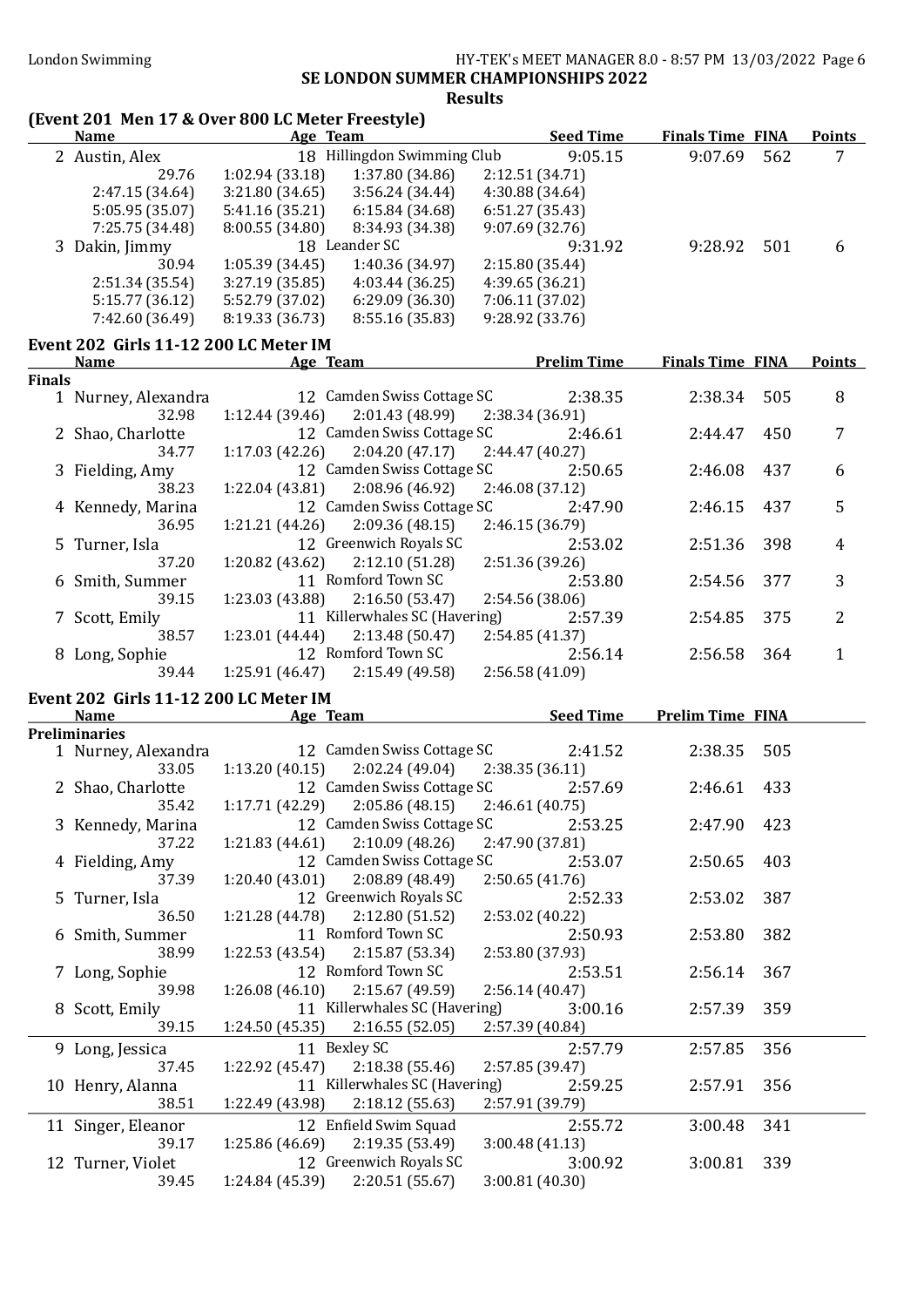SE LONDON SUMMER CHAMPIONSHIPS 2022

Results

## (Event 201 Men 17 & Over 800 LC Meter Freestyle)

| | Name | Age | Team | Seed Time | Finals Time | FINA | Points |
|---|---|---|---|---|---|---|---|
| 2 | Austin, Alex | 18 | Hillingdon Swimming Club | 9:05.15 | 9:07.69 | 562 | 7 |
| | 29.76 | 1:02.94 (33.18) | 1:37.80 (34.86) | 2:12.51 (34.71) | | | |
| | 2:47.15 (34.64) | 3:21.80 (34.65) | 3:56.24 (34.44) | 4:30.88 (34.64) | | | |
| | 5:05.95 (35.07) | 5:41.16 (35.21) | 6:15.84 (34.68) | 6:51.27 (35.43) | | | |
| | 7:25.75 (34.48) | 8:00.55 (34.80) | 8:34.93 (34.38) | 9:07.69 (32.76) | | | |
| 3 | Dakin, Jimmy | 18 | Leander SC | 9:31.92 | 9:28.92 | 501 | 6 |
| | 30.94 | 1:05.39 (34.45) | 1:40.36 (34.97) | 2:15.80 (35.44) | | | |
| | 2:51.34 (35.54) | 3:27.19 (35.85) | 4:03.44 (36.25) | 4:39.65 (36.21) | | | |
| | 5:15.77 (36.12) | 5:52.79 (37.02) | 6:29.09 (36.30) | 7:06.11 (37.02) | | | |
| | 7:42.60 (36.49) | 8:19.33 (36.73) | 8:55.16 (35.83) | 9:28.92 (33.76) | | | |

## Event 202 Girls 11-12 200 LC Meter IM

| | Name | Age | Team | Prelim Time | Finals Time | FINA | Points |
|---|---|---|---|---|---|---|---|
| **Finals** | | | | | | | |
| 1 | Nurney, Alexandra | 12 | Camden Swiss Cottage SC | 2:38.35 | 2:38.34 | 505 | 8 |
| | 32.98 | 1:12.44 (39.46) | 2:01.43 (48.99) | 2:38.34 (36.91) | | | |
| 2 | Shao, Charlotte | 12 | Camden Swiss Cottage SC | 2:46.61 | 2:44.47 | 450 | 7 |
| | 34.77 | 1:17.03 (42.26) | 2:04.20 (47.17) | 2:44.47 (40.27) | | | |
| 3 | Fielding, Amy | 12 | Camden Swiss Cottage SC | 2:50.65 | 2:46.08 | 437 | 6 |
| | 38.23 | 1:22.04 (43.81) | 2:08.96 (46.92) | 2:46.08 (37.12) | | | |
| 4 | Kennedy, Marina | 12 | Camden Swiss Cottage SC | 2:47.90 | 2:46.15 | 437 | 5 |
| | 36.95 | 1:21.21 (44.26) | 2:09.36 (48.15) | 2:46.15 (36.79) | | | |
| 5 | Turner, Isla | 12 | Greenwich Royals SC | 2:53.02 | 2:51.36 | 398 | 4 |
| | 37.20 | 1:20.82 (43.62) | 2:12.10 (51.28) | 2:51.36 (39.26) | | | |
| 6 | Smith, Summer | 11 | Romford Town SC | 2:53.80 | 2:54.56 | 377 | 3 |
| | 39.15 | 1:23.03 (43.88) | 2:16.50 (53.47) | 2:54.56 (38.06) | | | |
| 7 | Scott, Emily | 11 | Killerwhales SC (Havering) | 2:57.39 | 2:54.85 | 375 | 2 |
| | 38.57 | 1:23.01 (44.44) | 2:13.48 (50.47) | 2:54.85 (41.37) | | | |
| 8 | Long, Sophie | 12 | Romford Town SC | 2:56.14 | 2:56.58 | 364 | 1 |
| | 39.44 | 1:25.91 (46.47) | 2:15.49 (49.58) | 2:56.58 (41.09) | | | |

## Event 202 Girls 11-12 200 LC Meter IM

| | Name | Age | Team | Seed Time | Prelim Time | FINA |
|---|---|---|---|---|---|---|
| **Preliminaries** | | | | | | |
| 1 | Nurney, Alexandra | 12 | Camden Swiss Cottage SC | 2:41.52 | 2:38.35 | 505 |
| | 33.05 | 1:13.20 (40.15) | 2:02.24 (49.04) | 2:38.35 (36.11) | | |
| 2 | Shao, Charlotte | 12 | Camden Swiss Cottage SC | 2:57.69 | 2:46.61 | 433 |
| | 35.42 | 1:17.71 (42.29) | 2:05.86 (48.15) | 2:46.61 (40.75) | | |
| 3 | Kennedy, Marina | 12 | Camden Swiss Cottage SC | 2:53.25 | 2:47.90 | 423 |
| | 37.22 | 1:21.83 (44.61) | 2:10.09 (48.26) | 2:47.90 (37.81) | | |
| 4 | Fielding, Amy | 12 | Camden Swiss Cottage SC | 2:53.07 | 2:50.65 | 403 |
| | 37.39 | 1:20.40 (43.01) | 2:08.89 (48.49) | 2:50.65 (41.76) | | |
| 5 | Turner, Isla | 12 | Greenwich Royals SC | 2:52.33 | 2:53.02 | 387 |
| | 36.50 | 1:21.28 (44.78) | 2:12.80 (51.52) | 2:53.02 (40.22) | | |
| 6 | Smith, Summer | 11 | Romford Town SC | 2:50.93 | 2:53.80 | 382 |
| | 38.99 | 1:22.53 (43.54) | 2:15.87 (53.34) | 2:53.80 (37.93) | | |
| 7 | Long, Sophie | 12 | Romford Town SC | 2:53.51 | 2:56.14 | 367 |
| | 39.98 | 1:26.08 (46.10) | 2:15.67 (49.59) | 2:56.14 (40.47) | | |
| 8 | Scott, Emily | 11 | Killerwhales SC (Havering) | 3:00.16 | 2:57.39 | 359 |
| | 39.15 | 1:24.50 (45.35) | 2:16.55 (52.05) | 2:57.39 (40.84) | | |
| 9 | Long, Jessica | 11 | Bexley SC | 2:57.79 | 2:57.85 | 356 |
| | 37.45 | 1:22.92 (45.47) | 2:18.38 (55.46) | 2:57.85 (39.47) | | |
| 10 | Henry, Alanna | 11 | Killerwhales SC (Havering) | 2:59.25 | 2:57.91 | 356 |
| | 38.51 | 1:22.49 (43.98) | 2:18.12 (55.63) | 2:57.91 (39.79) | | |
| 11 | Singer, Eleanor | 12 | Enfield Swim Squad | 2:55.72 | 3:00.48 | 341 |
| | 39.17 | 1:25.86 (46.69) | 2:19.35 (53.49) | 3:00.48 (41.13) | | |
| 12 | Turner, Violet | 12 | Greenwich Royals SC | 3:00.92 | 3:00.81 | 339 |
| | 39.45 | 1:24.84 (45.39) | 2:20.51 (55.67) | 3:00.81 (40.30) | | |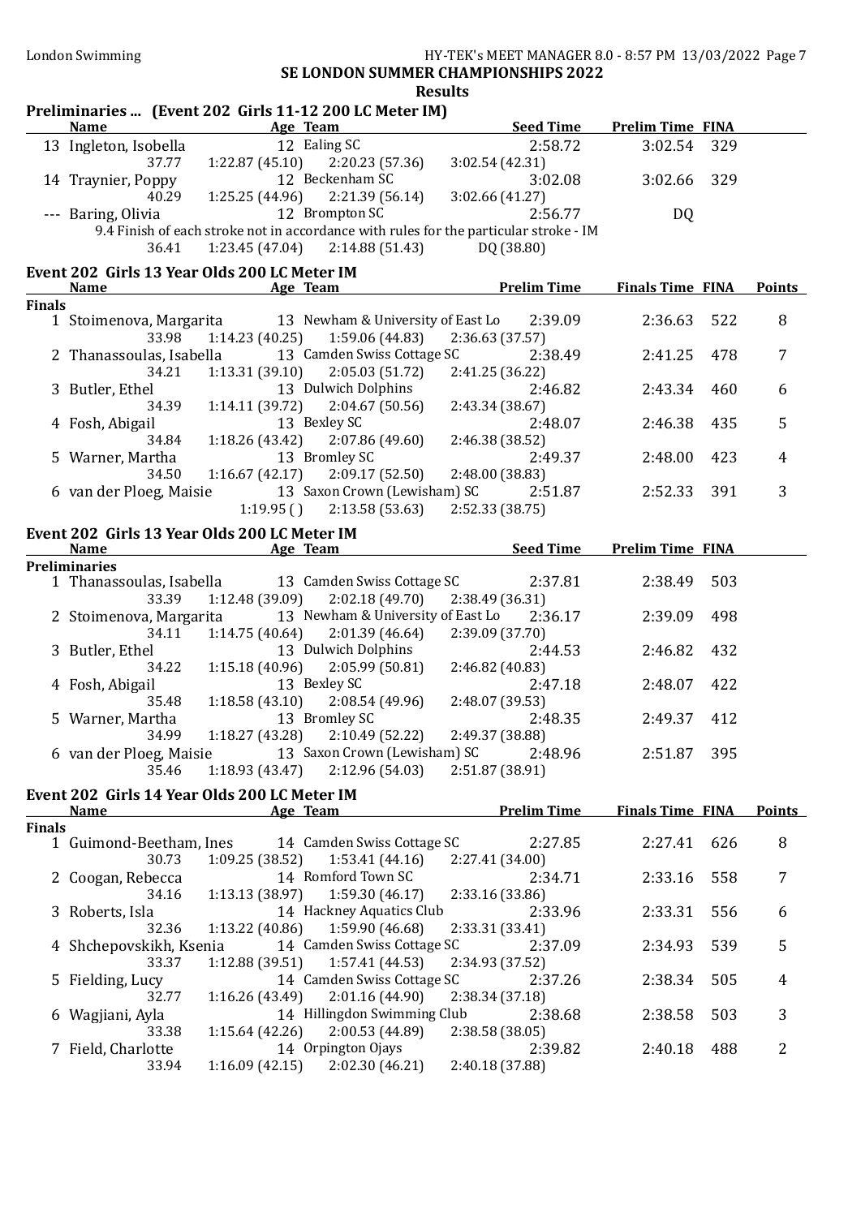## SE LONDON SUMMER CHAMPIONSHIPS 2022

### Results

### Preliminaries ... (Event 202 Girls 11-12 200 LC Meter IM)

| | Name | Age | Team | Seed Time | Prelim Time | FINA |
|---|---|---|---|---|---|---|
| 13 | Ingleton, Isobella | 12 | Ealing SC | 2:58.72 | 3:02.54 | 329 |
| | 37.77 | 1:22.87 (45.10) | 2:20.23 (57.36) | 3:02.54 (42.31) | | |
| 14 | Traynier, Poppy | 12 | Beckenham SC | 3:02.08 | 3:02.66 | 329 |
| | 40.29 | 1:25.25 (44.96) | 2:21.39 (56.14) | 3:02.66 (41.27) | | |
| --- | Baring, Olivia | 12 | Brompton SC | 2:56.77 | DQ | |
| | 9.4 Finish of each stroke not in accordance with rules for the particular stroke - IM | | | | | |
| | 36.41 | 1:23.45 (47.04) | 2:14.88 (51.43) | DQ (38.80) | | |

### Event 202 Girls 13 Year Olds 200 LC Meter IM

| | Name | Age | Team | Prelim Time | Finals Time | FINA | Points |
|---|---|---|---|---|---|---|---|
| **Finals** | | | | | | | |
| 1 | Stoimenova, Margarita | 13 | Newham & University of East Lo | 2:39.09 | 2:36.63 | 522 | 8 |
| | 33.98 | 1:14.23 (40.25) | 1:59.06 (44.83) | 2:36.63 (37.57) | | | |
| 2 | Thanassoulas, Isabella | 13 | Camden Swiss Cottage SC | 2:38.49 | 2:41.25 | 478 | 7 |
| | 34.21 | 1:13.31 (39.10) | 2:05.03 (51.72) | 2:41.25 (36.22) | | | |
| 3 | Butler, Ethel | 13 | Dulwich Dolphins | 2:46.82 | 2:43.34 | 460 | 6 |
| | 34.39 | 1:14.11 (39.72) | 2:04.67 (50.56) | 2:43.34 (38.67) | | | |
| 4 | Fosh, Abigail | 13 | Bexley SC | 2:48.07 | 2:46.38 | 435 | 5 |
| | 34.84 | 1:18.26 (43.42) | 2:07.86 (49.60) | 2:46.38 (38.52) | | | |
| 5 | Warner, Martha | 13 | Bromley SC | 2:49.37 | 2:48.00 | 423 | 4 |
| | 34.50 | 1:16.67 (42.17) | 2:09.17 (52.50) | 2:48.00 (38.83) | | | |
| 6 | van der Ploeg, Maisie | 13 | Saxon Crown (Lewisham) SC | 2:51.87 | 2:52.33 | 391 | 3 |
| | | 1:19.95 () | 2:13.58 (53.63) | 2:52.33 (38.75) | | | |

### Event 202 Girls 13 Year Olds 200 LC Meter IM

| | Name | Age | Team | Seed Time | Prelim Time | FINA |
|---|---|---|---|---|---|---|
| **Preliminaries** | | | | | | |
| 1 | Thanassoulas, Isabella | 13 | Camden Swiss Cottage SC | 2:37.81 | 2:38.49 | 503 |
| | 33.39 | 1:12.48 (39.09) | 2:02.18 (49.70) | 2:38.49 (36.31) | | |
| 2 | Stoimenova, Margarita | 13 | Newham & University of East Lo | 2:36.17 | 2:39.09 | 498 |
| | 34.11 | 1:14.75 (40.64) | 2:01.39 (46.64) | 2:39.09 (37.70) | | |
| 3 | Butler, Ethel | 13 | Dulwich Dolphins | 2:44.53 | 2:46.82 | 432 |
| | 34.22 | 1:15.18 (40.96) | 2:05.99 (50.81) | 2:46.82 (40.83) | | |
| 4 | Fosh, Abigail | 13 | Bexley SC | 2:47.18 | 2:48.07 | 422 |
| | 35.48 | 1:18.58 (43.10) | 2:08.54 (49.96) | 2:48.07 (39.53) | | |
| 5 | Warner, Martha | 13 | Bromley SC | 2:48.35 | 2:49.37 | 412 |
| | 34.99 | 1:18.27 (43.28) | 2:10.49 (52.22) | 2:49.37 (38.88) | | |
| 6 | van der Ploeg, Maisie | 13 | Saxon Crown (Lewisham) SC | 2:48.96 | 2:51.87 | 395 |
| | 35.46 | 1:18.93 (43.47) | 2:12.96 (54.03) | 2:51.87 (38.91) | | |

### Event 202 Girls 14 Year Olds 200 LC Meter IM

| | Name | Age | Team | Prelim Time | Finals Time | FINA | Points |
|---|---|---|---|---|---|---|---|
| **Finals** | | | | | | | |
| 1 | Guimond-Beetham, Ines | 14 | Camden Swiss Cottage SC | 2:27.85 | 2:27.41 | 626 | 8 |
| | 30.73 | 1:09.25 (38.52) | 1:53.41 (44.16) | 2:27.41 (34.00) | | | |
| 2 | Coogan, Rebecca | 14 | Romford Town SC | 2:34.71 | 2:33.16 | 558 | 7 |
| | 34.16 | 1:13.13 (38.97) | 1:59.30 (46.17) | 2:33.16 (33.86) | | | |
| 3 | Roberts, Isla | 14 | Hackney Aquatics Club | 2:33.96 | 2:33.31 | 556 | 6 |
| | 32.36 | 1:13.22 (40.86) | 1:59.90 (46.68) | 2:33.31 (33.41) | | | |
| 4 | Shchepovskikh, Ksenia | 14 | Camden Swiss Cottage SC | 2:37.09 | 2:34.93 | 539 | 5 |
| | 33.37 | 1:12.88 (39.51) | 1:57.41 (44.53) | 2:34.93 (37.52) | | | |
| 5 | Fielding, Lucy | 14 | Camden Swiss Cottage SC | 2:37.26 | 2:38.34 | 505 | 4 |
| | 32.77 | 1:16.26 (43.49) | 2:01.16 (44.90) | 2:38.34 (37.18) | | | |
| 6 | Wagjiani, Ayla | 14 | Hillingdon Swimming Club | 2:38.68 | 2:38.58 | 503 | 3 |
| | 33.38 | 1:15.64 (42.26) | 2:00.53 (44.89) | 2:38.58 (38.05) | | | |
| 7 | Field, Charlotte | 14 | Orpington Ojays | 2:39.82 | 2:40.18 | 488 | 2 |
| | 33.94 | 1:16.09 (42.15) | 2:02.30 (46.21) | 2:40.18 (37.88) | | | |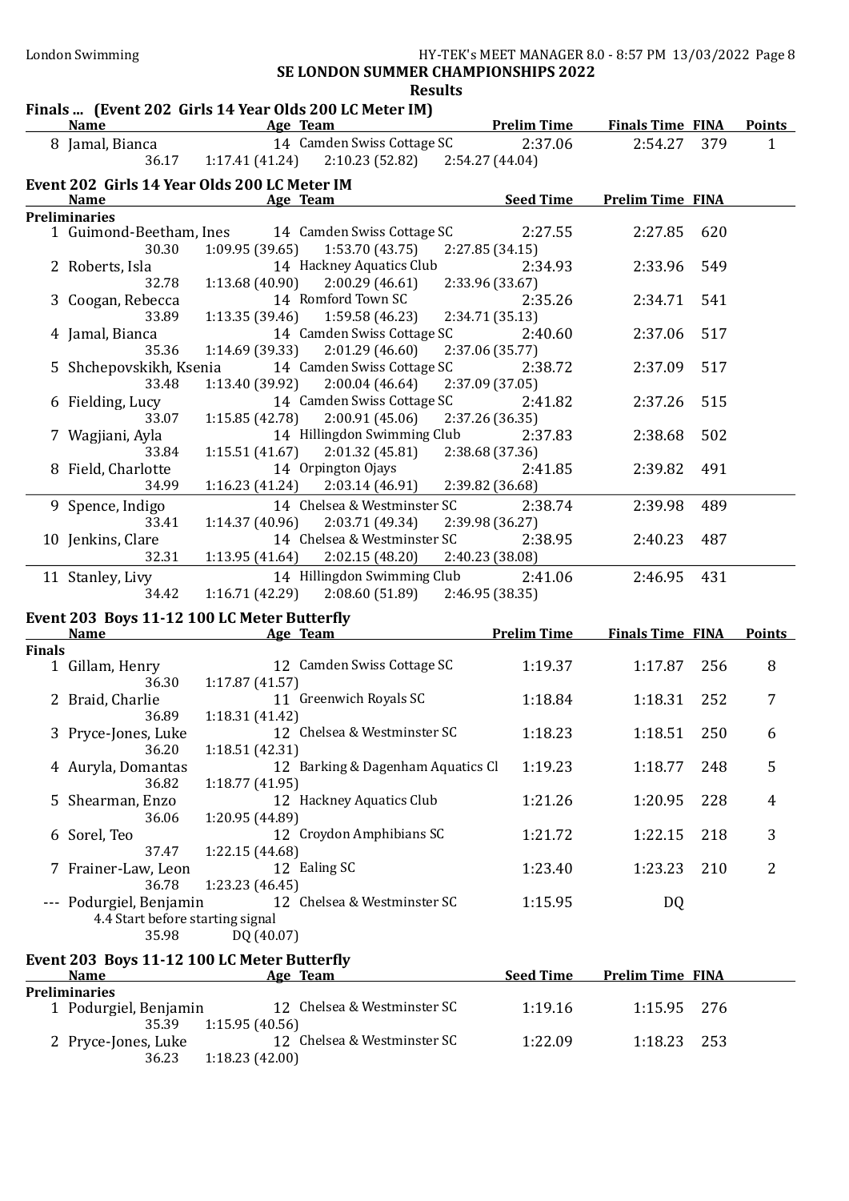SE LONDON SUMMER CHAMPIONSHIPS 2022

Results

## Finals ... (Event 202 Girls 14 Year Olds 200 LC Meter IM)

| | Name | Age | Team | Prelim Time | Finals Time | FINA | Points |
|---|---|---|---|---|---|---|---|
| 8 | Jamal, Bianca | 14 | Camden Swiss Cottage SC | 2:37.06 | 2:54.27 | 379 | 1 |
| | 36.17 | 1:17.41 (41.24) | 2:10.23 (52.82) | 2:54.27 (44.04) | | | |

## Event 202 Girls 14 Year Olds 200 LC Meter IM

| | Name | Age | Team | Seed Time | Prelim Time | FINA |
|---|---|---|---|---|---|---|
| **Preliminaries** | | | | | | |
| 1 | Guimond-Beetham, Ines | 14 | Camden Swiss Cottage SC | 2:27.55 | 2:27.85 | 620 |
| | 30.30 | 1:09.95 (39.65) | 1:53.70 (43.75) | 2:27.85 (34.15) | | |
| 2 | Roberts, Isla | 14 | Hackney Aquatics Club | 2:34.93 | 2:33.96 | 549 |
| | 32.78 | 1:13.68 (40.90) | 2:00.29 (46.61) | 2:33.96 (33.67) | | |
| 3 | Coogan, Rebecca | 14 | Romford Town SC | 2:35.26 | 2:34.71 | 541 |
| | 33.89 | 1:13.35 (39.46) | 1:59.58 (46.23) | 2:34.71 (35.13) | | |
| 4 | Jamal, Bianca | 14 | Camden Swiss Cottage SC | 2:40.60 | 2:37.06 | 517 |
| | 35.36 | 1:14.69 (39.33) | 2:01.29 (46.60) | 2:37.06 (35.77) | | |
| 5 | Shchepovskikh, Ksenia | 14 | Camden Swiss Cottage SC | 2:38.72 | 2:37.09 | 517 |
| | 33.48 | 1:13.40 (39.92) | 2:00.04 (46.64) | 2:37.09 (37.05) | | |
| 6 | Fielding, Lucy | 14 | Camden Swiss Cottage SC | 2:41.82 | 2:37.26 | 515 |
| | 33.07 | 1:15.85 (42.78) | 2:00.91 (45.06) | 2:37.26 (36.35) | | |
| 7 | Wagjiani, Ayla | 14 | Hillingdon Swimming Club | 2:37.83 | 2:38.68 | 502 |
| | 33.84 | 1:15.51 (41.67) | 2:01.32 (45.81) | 2:38.68 (37.36) | | |
| 8 | Field, Charlotte | 14 | Orpington Ojays | 2:41.85 | 2:39.82 | 491 |
| | 34.99 | 1:16.23 (41.24) | 2:03.14 (46.91) | 2:39.82 (36.68) | | |
| 9 | Spence, Indigo | 14 | Chelsea & Westminster SC | 2:38.74 | 2:39.98 | 489 |
| | 33.41 | 1:14.37 (40.96) | 2:03.71 (49.34) | 2:39.98 (36.27) | | |
| 10 | Jenkins, Clare | 14 | Chelsea & Westminster SC | 2:38.95 | 2:40.23 | 487 |
| | 32.31 | 1:13.95 (41.64) | 2:02.15 (48.20) | 2:40.23 (38.08) | | |
| 11 | Stanley, Livy | 14 | Hillingdon Swimming Club | 2:41.06 | 2:46.95 | 431 |
| | 34.42 | 1:16.71 (42.29) | 2:08.60 (51.89) | 2:46.95 (38.35) | | |

## Event 203 Boys 11-12 100 LC Meter Butterfly

| | Name | Age | Team | Prelim Time | Finals Time | FINA | Points |
|---|---|---|---|---|---|---|---|
| **Finals** | | | | | | | |
| 1 | Gillam, Henry | 12 | Camden Swiss Cottage SC | 1:19.37 | 1:17.87 | 256 | 8 |
| | 36.30 | 1:17.87 (41.57) | | | | | |
| 2 | Braid, Charlie | 11 | Greenwich Royals SC | 1:18.84 | 1:18.31 | 252 | 7 |
| | 36.89 | 1:18.31 (41.42) | | | | | |
| 3 | Pryce-Jones, Luke | 12 | Chelsea & Westminster SC | 1:18.23 | 1:18.51 | 250 | 6 |
| | 36.20 | 1:18.51 (42.31) | | | | | |
| 4 | Auryla, Domantas | 12 | Barking & Dagenham Aquatics Cl | 1:19.23 | 1:18.77 | 248 | 5 |
| | 36.82 | 1:18.77 (41.95) | | | | | |
| 5 | Shearman, Enzo | 12 | Hackney Aquatics Club | 1:21.26 | 1:20.95 | 228 | 4 |
| | 36.06 | 1:20.95 (44.89) | | | | | |
| 6 | Sorel, Teo | 12 | Croydon Amphibians SC | 1:21.72 | 1:22.15 | 218 | 3 |
| | 37.47 | 1:22.15 (44.68) | | | | | |
| 7 | Frainer-Law, Leon | 12 | Ealing SC | 1:23.40 | 1:23.23 | 210 | 2 |
| | 36.78 | 1:23.23 (46.45) | | | | | |
| --- | Podurgiel, Benjamin | 12 | Chelsea & Westminster SC | 1:15.95 | DQ | | |
| | 4.4 Start before starting signal | | | | | | |
| | 35.98 | DQ (40.07) | | | | | |

## Event 203 Boys 11-12 100 LC Meter Butterfly

| | Name | Age | Team | Seed Time | Prelim Time | FINA |
|---|---|---|---|---|---|---|
| **Preliminaries** | | | | | | |
| 1 | Podurgiel, Benjamin | 12 | Chelsea & Westminster SC | 1:19.16 | 1:15.95 | 276 |
| | 35.39 | 1:15.95 (40.56) | | | | |
| 2 | Pryce-Jones, Luke | 12 | Chelsea & Westminster SC | 1:22.09 | 1:18.23 | 253 |
| | 36.23 | 1:18.23 (42.00) | | | | |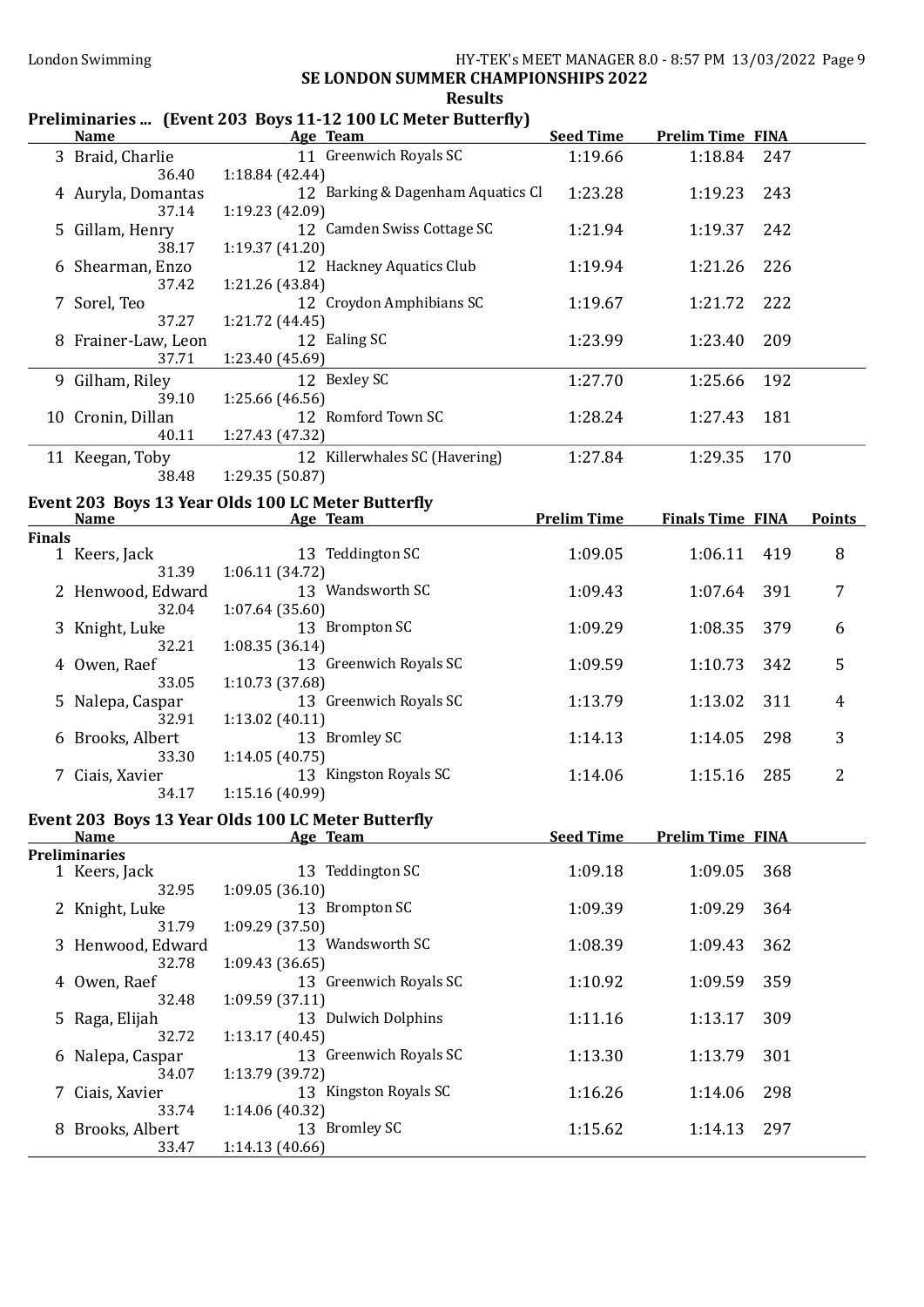## SE LONDON SUMMER CHAMPIONSHIPS 2022

### Results

**Preliminaries ... (Event 203 Boys 11-12 100 LC Meter Butterfly)**

| | Name | Age | Team | Seed Time | Prelim Time | FINA |
|---|---|---|---|---|---|---|
| 3 | Braid, Charlie | 11 | Greenwich Royals SC | 1:19.66 | 1:18.84 | 247 |
| | 36.40 | 1:18.84 (42.44) | | | | |
| 4 | Auryla, Domantas | 12 | Barking & Dagenham Aquatics Cl | 1:23.28 | 1:19.23 | 243 |
| | 37.14 | 1:19.23 (42.09) | | | | |
| 5 | Gillam, Henry | 12 | Camden Swiss Cottage SC | 1:21.94 | 1:19.37 | 242 |
| | 38.17 | 1:19.37 (41.20) | | | | |
| 6 | Shearman, Enzo | 12 | Hackney Aquatics Club | 1:19.94 | 1:21.26 | 226 |
| | 37.42 | 1:21.26 (43.84) | | | | |
| 7 | Sorel, Teo | 12 | Croydon Amphibians SC | 1:19.67 | 1:21.72 | 222 |
| | 37.27 | 1:21.72 (44.45) | | | | |
| 8 | Frainer-Law, Leon | 12 | Ealing SC | 1:23.99 | 1:23.40 | 209 |
| | 37.71 | 1:23.40 (45.69) | | | | |
| 9 | Gilham, Riley | 12 | Bexley SC | 1:27.70 | 1:25.66 | 192 |
| | 39.10 | 1:25.66 (46.56) | | | | |
| 10 | Cronin, Dillan | 12 | Romford Town SC | 1:28.24 | 1:27.43 | 181 |
| | 40.11 | 1:27.43 (47.32) | | | | |
| 11 | Keegan, Toby | 12 | Killerwhales SC (Havering) | 1:27.84 | 1:29.35 | 170 |
| | 38.48 | 1:29.35 (50.87) | | | | |

**Event 203 Boys 13 Year Olds 100 LC Meter Butterfly**

| | Name | Age | Team | Prelim Time | Finals Time | FINA | Points |
|---|---|---|---|---|---|---|---|
| **Finals** | | | | | | | |
| 1 | Keers, Jack | 13 | Teddington SC | 1:09.05 | 1:06.11 | 419 | 8 |
| | 31.39 | 1:06.11 (34.72) | | | | | |
| 2 | Henwood, Edward | 13 | Wandsworth SC | 1:09.43 | 1:07.64 | 391 | 7 |
| | 32.04 | 1:07.64 (35.60) | | | | | |
| 3 | Knight, Luke | 13 | Brompton SC | 1:09.29 | 1:08.35 | 379 | 6 |
| | 32.21 | 1:08.35 (36.14) | | | | | |
| 4 | Owen, Raef | 13 | Greenwich Royals SC | 1:09.59 | 1:10.73 | 342 | 5 |
| | 33.05 | 1:10.73 (37.68) | | | | | |
| 5 | Nalepa, Caspar | 13 | Greenwich Royals SC | 1:13.79 | 1:13.02 | 311 | 4 |
| | 32.91 | 1:13.02 (40.11) | | | | | |
| 6 | Brooks, Albert | 13 | Bromley SC | 1:14.13 | 1:14.05 | 298 | 3 |
| | 33.30 | 1:14.05 (40.75) | | | | | |
| 7 | Ciais, Xavier | 13 | Kingston Royals SC | 1:14.06 | 1:15.16 | 285 | 2 |
| | 34.17 | 1:15.16 (40.99) | | | | | |

**Event 203 Boys 13 Year Olds 100 LC Meter Butterfly**

| | Name | Age | Team | Seed Time | Prelim Time | FINA |
|---|---|---|---|---|---|---|
| **Preliminaries** | | | | | | |
| 1 | Keers, Jack | 13 | Teddington SC | 1:09.18 | 1:09.05 | 368 |
| | 32.95 | 1:09.05 (36.10) | | | | |
| 2 | Knight, Luke | 13 | Brompton SC | 1:09.39 | 1:09.29 | 364 |
| | 31.79 | 1:09.29 (37.50) | | | | |
| 3 | Henwood, Edward | 13 | Wandsworth SC | 1:08.39 | 1:09.43 | 362 |
| | 32.78 | 1:09.43 (36.65) | | | | |
| 4 | Owen, Raef | 13 | Greenwich Royals SC | 1:10.92 | 1:09.59 | 359 |
| | 32.48 | 1:09.59 (37.11) | | | | |
| 5 | Raga, Elijah | 13 | Dulwich Dolphins | 1:11.16 | 1:13.17 | 309 |
| | 32.72 | 1:13.17 (40.45) | | | | |
| 6 | Nalepa, Caspar | 13 | Greenwich Royals SC | 1:13.30 | 1:13.79 | 301 |
| | 34.07 | 1:13.79 (39.72) | | | | |
| 7 | Ciais, Xavier | 13 | Kingston Royals SC | 1:16.26 | 1:14.06 | 298 |
| | 33.74 | 1:14.06 (40.32) | | | | |
| 8 | Brooks, Albert | 13 | Bromley SC | 1:15.62 | 1:14.13 | 297 |
| | 33.47 | 1:14.13 (40.66) | | | | |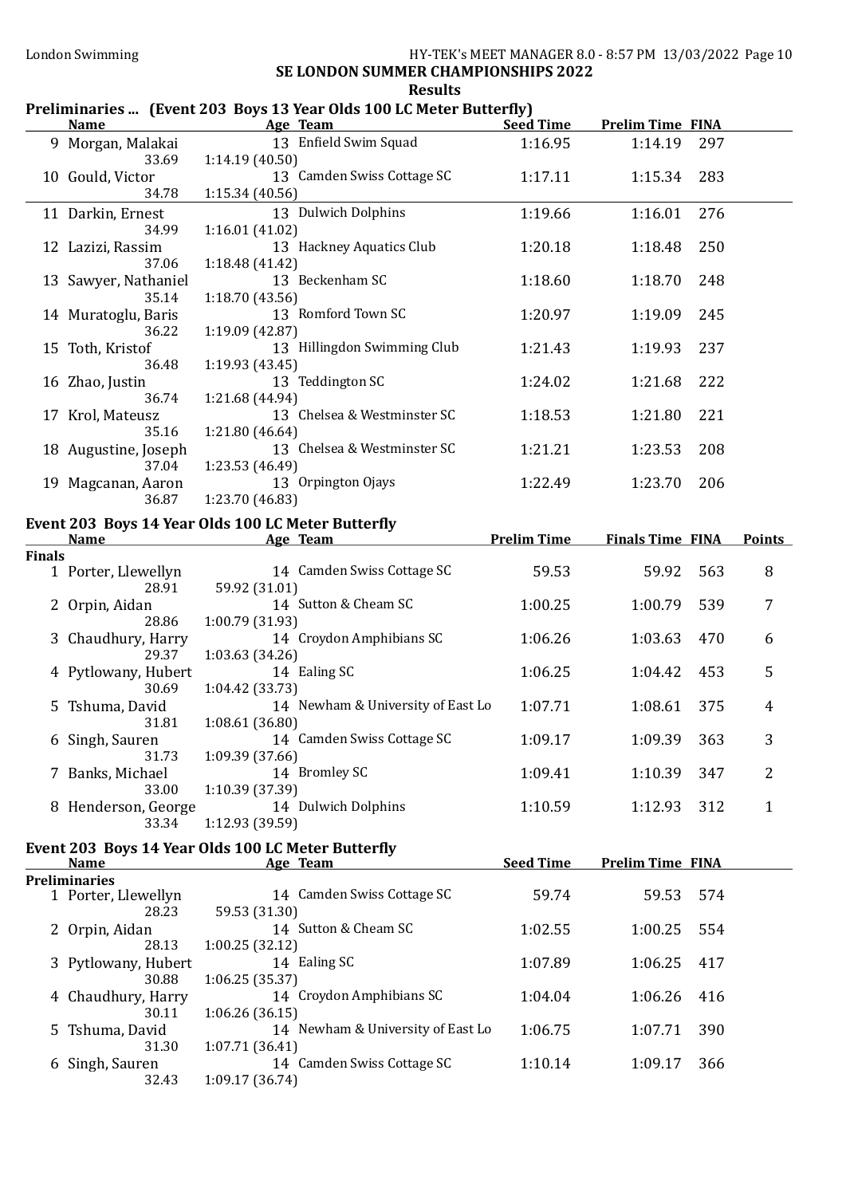# SE LONDON SUMMER CHAMPIONSHIPS 2022

## Results

### Preliminaries ... (Event 203 Boys 13 Year Olds 100 LC Meter Butterfly)

| | Name | Age | Team | Seed Time | Prelim Time | FINA |
|---|---|---|---|---|---|---|
| 9 | Morgan, Malakai | 13 | Enfield Swim Squad | 1:16.95 | 1:14.19 | 297 |
| | 33.69 | 1:14.19 (40.50) | | | | |
| 10 | Gould, Victor | 13 | Camden Swiss Cottage SC | 1:17.11 | 1:15.34 | 283 |
| | 34.78 | 1:15.34 (40.56) | | | | |
| 11 | Darkin, Ernest | 13 | Dulwich Dolphins | 1:19.66 | 1:16.01 | 276 |
| | 34.99 | 1:16.01 (41.02) | | | | |
| 12 | Lazizi, Rassim | 13 | Hackney Aquatics Club | 1:20.18 | 1:18.48 | 250 |
| | 37.06 | 1:18.48 (41.42) | | | | |
| 13 | Sawyer, Nathaniel | 13 | Beckenham SC | 1:18.60 | 1:18.70 | 248 |
| | 35.14 | 1:18.70 (43.56) | | | | |
| 14 | Muratoglu, Baris | 13 | Romford Town SC | 1:20.97 | 1:19.09 | 245 |
| | 36.22 | 1:19.09 (42.87) | | | | |
| 15 | Toth, Kristof | 13 | Hillingdon Swimming Club | 1:21.43 | 1:19.93 | 237 |
| | 36.48 | 1:19.93 (43.45) | | | | |
| 16 | Zhao, Justin | 13 | Teddington SC | 1:24.02 | 1:21.68 | 222 |
| | 36.74 | 1:21.68 (44.94) | | | | |
| 17 | Krol, Mateusz | 13 | Chelsea & Westminster SC | 1:18.53 | 1:21.80 | 221 |
| | 35.16 | 1:21.80 (46.64) | | | | |
| 18 | Augustine, Joseph | 13 | Chelsea & Westminster SC | 1:21.21 | 1:23.53 | 208 |
| | 37.04 | 1:23.53 (46.49) | | | | |
| 19 | Magcanan, Aaron | 13 | Orpington Ojays | 1:22.49 | 1:23.70 | 206 |
| | 36.87 | 1:23.70 (46.83) | | | | |

### Event 203 Boys 14 Year Olds 100 LC Meter Butterfly

| | Name | Age | Team | Prelim Time | Finals Time | FINA | Points |
|---|---|---|---|---|---|---|---|
| **Finals** | | | | | | | |
| 1 | Porter, Llewellyn | 14 | Camden Swiss Cottage SC | 59.53 | 59.92 | 563 | 8 |
| | 28.91 | 59.92 (31.01) | | | | | |
| 2 | Orpin, Aidan | 14 | Sutton & Cheam SC | 1:00.25 | 1:00.79 | 539 | 7 |
| | 28.86 | 1:00.79 (31.93) | | | | | |
| 3 | Chaudhury, Harry | 14 | Croydon Amphibians SC | 1:06.26 | 1:03.63 | 470 | 6 |
| | 29.37 | 1:03.63 (34.26) | | | | | |
| 4 | Pytlowany, Hubert | 14 | Ealing SC | 1:06.25 | 1:04.42 | 453 | 5 |
| | 30.69 | 1:04.42 (33.73) | | | | | |
| 5 | Tshuma, David | 14 | Newham & University of East Lo | 1:07.71 | 1:08.61 | 375 | 4 |
| | 31.81 | 1:08.61 (36.80) | | | | | |
| 6 | Singh, Sauren | 14 | Camden Swiss Cottage SC | 1:09.17 | 1:09.39 | 363 | 3 |
| | 31.73 | 1:09.39 (37.66) | | | | | |
| 7 | Banks, Michael | 14 | Bromley SC | 1:09.41 | 1:10.39 | 347 | 2 |
| | 33.00 | 1:10.39 (37.39) | | | | | |
| 8 | Henderson, George | 14 | Dulwich Dolphins | 1:10.59 | 1:12.93 | 312 | 1 |
| | 33.34 | 1:12.93 (39.59) | | | | | |

### Event 203 Boys 14 Year Olds 100 LC Meter Butterfly

| | Name | Age | Team | Seed Time | Prelim Time | FINA |
|---|---|---|---|---|---|---|
| **Preliminaries** | | | | | | |
| 1 | Porter, Llewellyn | 14 | Camden Swiss Cottage SC | 59.74 | 59.53 | 574 |
| | 28.23 | 59.53 (31.30) | | | | |
| 2 | Orpin, Aidan | 14 | Sutton & Cheam SC | 1:02.55 | 1:00.25 | 554 |
| | 28.13 | 1:00.25 (32.12) | | | | |
| 3 | Pytlowany, Hubert | 14 | Ealing SC | 1:07.89 | 1:06.25 | 417 |
| | 30.88 | 1:06.25 (35.37) | | | | |
| 4 | Chaudhury, Harry | 14 | Croydon Amphibians SC | 1:04.04 | 1:06.26 | 416 |
| | 30.11 | 1:06.26 (36.15) | | | | |
| 5 | Tshuma, David | 14 | Newham & University of East Lo | 1:06.75 | 1:07.71 | 390 |
| | 31.30 | 1:07.71 (36.41) | | | | |
| 6 | Singh, Sauren | 14 | Camden Swiss Cottage SC | 1:10.14 | 1:09.17 | 366 |
| | 32.43 | 1:09.17 (36.74) | | | | |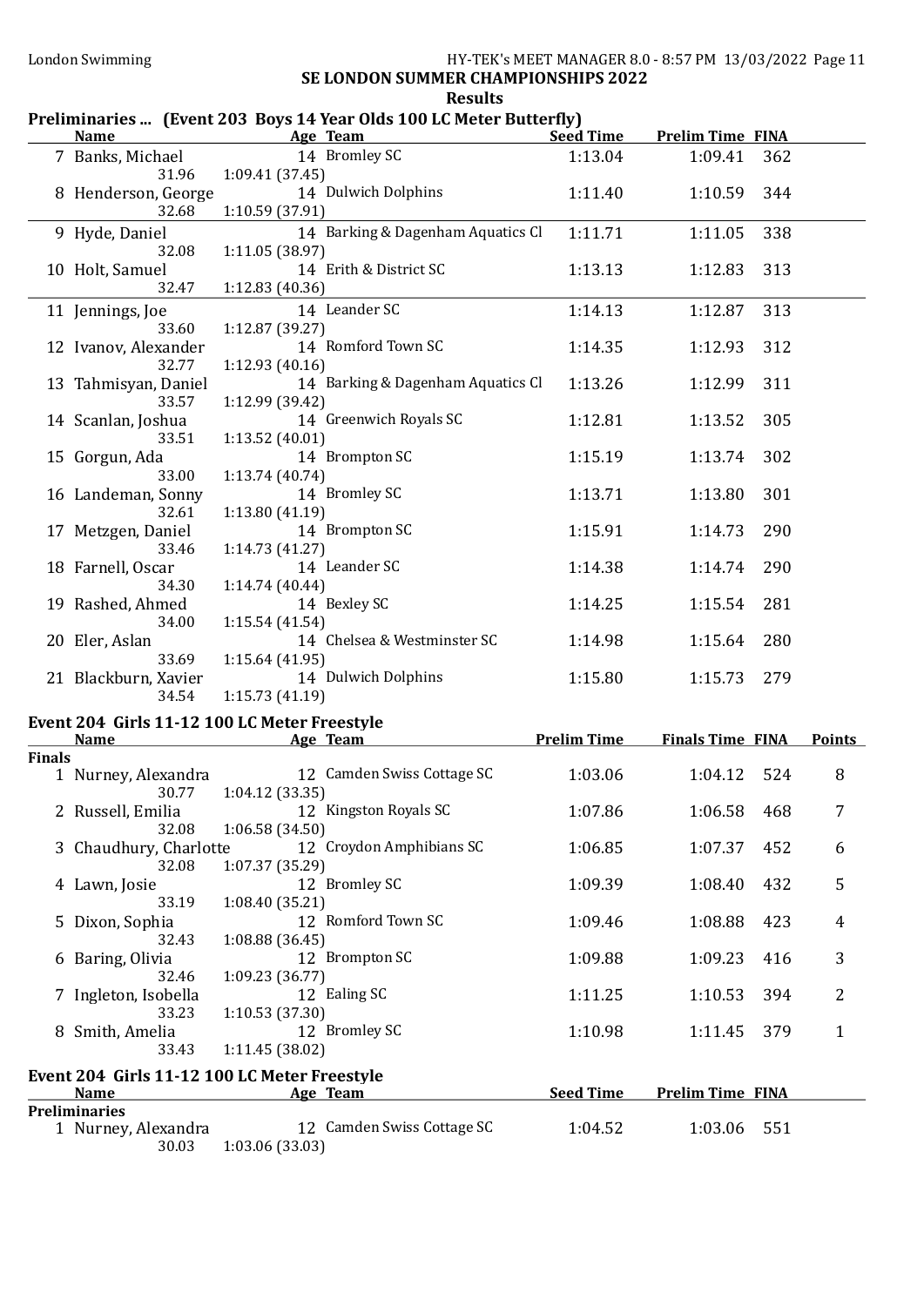SE LONDON SUMMER CHAMPIONSHIPS 2022

**Results**

### Preliminaries ... (Event 203 Boys 14 Year Olds 100 LC Meter Butterfly)

| | Name | Age | Team | Seed Time | Prelim Time | FINA |
|---|---|---|---|---|---|---|
| 7 | Banks, Michael | 14 | Bromley SC | 1:13.04 | 1:09.41 | 362 |
| | 31.96 | | 1:09.41 (37.45) | | | |
| 8 | Henderson, George | 14 | Dulwich Dolphins | 1:11.40 | 1:10.59 | 344 |
| | 32.68 | | 1:10.59 (37.91) | | | |
| 9 | Hyde, Daniel | 14 | Barking & Dagenham Aquatics Cl | 1:11.71 | 1:11.05 | 338 |
| | 32.08 | | 1:11.05 (38.97) | | | |
| 10 | Holt, Samuel | 14 | Erith & District SC | 1:13.13 | 1:12.83 | 313 |
| | 32.47 | | 1:12.83 (40.36) | | | |
| 11 | Jennings, Joe | 14 | Leander SC | 1:14.13 | 1:12.87 | 313 |
| | 33.60 | | 1:12.87 (39.27) | | | |
| 12 | Ivanov, Alexander | 14 | Romford Town SC | 1:14.35 | 1:12.93 | 312 |
| | 32.77 | | 1:12.93 (40.16) | | | |
| 13 | Tahmisyan, Daniel | 14 | Barking & Dagenham Aquatics Cl | 1:13.26 | 1:12.99 | 311 |
| | 33.57 | | 1:12.99 (39.42) | | | |
| 14 | Scanlan, Joshua | 14 | Greenwich Royals SC | 1:12.81 | 1:13.52 | 305 |
| | 33.51 | | 1:13.52 (40.01) | | | |
| 15 | Gorgun, Ada | 14 | Brompton SC | 1:15.19 | 1:13.74 | 302 |
| | 33.00 | | 1:13.74 (40.74) | | | |
| 16 | Landeman, Sonny | 14 | Bromley SC | 1:13.71 | 1:13.80 | 301 |
| | 32.61 | | 1:13.80 (41.19) | | | |
| 17 | Metzgen, Daniel | 14 | Brompton SC | 1:15.91 | 1:14.73 | 290 |
| | 33.46 | | 1:14.73 (41.27) | | | |
| 18 | Farnell, Oscar | 14 | Leander SC | 1:14.38 | 1:14.74 | 290 |
| | 34.30 | | 1:14.74 (40.44) | | | |
| 19 | Rashed, Ahmed | 14 | Bexley SC | 1:14.25 | 1:15.54 | 281 |
| | 34.00 | | 1:15.54 (41.54) | | | |
| 20 | Eler, Aslan | 14 | Chelsea & Westminster SC | 1:14.98 | 1:15.64 | 280 |
| | 33.69 | | 1:15.64 (41.95) | | | |
| 21 | Blackburn, Xavier | 14 | Dulwich Dolphins | 1:15.80 | 1:15.73 | 279 |
| | 34.54 | | 1:15.73 (41.19) | | | |

### Event 204 Girls 11-12 100 LC Meter Freestyle

**Finals**

| | Name | Age | Team | Prelim Time | Finals Time | FINA | Points |
|---|---|---|---|---|---|---|---|
| 1 | Nurney, Alexandra | 12 | Camden Swiss Cottage SC | 1:03.06 | 1:04.12 | 524 | 8 |
| | 30.77 | | 1:04.12 (33.35) | | | | |
| 2 | Russell, Emilia | 12 | Kingston Royals SC | 1:07.86 | 1:06.58 | 468 | 7 |
| | 32.08 | | 1:06.58 (34.50) | | | | |
| 3 | Chaudhury, Charlotte | 12 | Croydon Amphibians SC | 1:06.85 | 1:07.37 | 452 | 6 |
| | 32.08 | | 1:07.37 (35.29) | | | | |
| 4 | Lawn, Josie | 12 | Bromley SC | 1:09.39 | 1:08.40 | 432 | 5 |
| | 33.19 | | 1:08.40 (35.21) | | | | |
| 5 | Dixon, Sophia | 12 | Romford Town SC | 1:09.46 | 1:08.88 | 423 | 4 |
| | 32.43 | | 1:08.88 (36.45) | | | | |
| 6 | Baring, Olivia | 12 | Brompton SC | 1:09.88 | 1:09.23 | 416 | 3 |
| | 32.46 | | 1:09.23 (36.77) | | | | |
| 7 | Ingleton, Isobella | 12 | Ealing SC | 1:11.25 | 1:10.53 | 394 | 2 |
| | 33.23 | | 1:10.53 (37.30) | | | | |
| 8 | Smith, Amelia | 12 | Bromley SC | 1:10.98 | 1:11.45 | 379 | 1 |
| | 33.43 | | 1:11.45 (38.02) | | | | |

### Event 204 Girls 11-12 100 LC Meter Freestyle

**Preliminaries**

| | Name | Age | Team | Seed Time | Prelim Time | FINA |
|---|---|---|---|---|---|---|
| 1 | Nurney, Alexandra | 12 | Camden Swiss Cottage SC | 1:04.52 | 1:03.06 | 551 |
| | 30.03 | | 1:03.06 (33.03) | | | |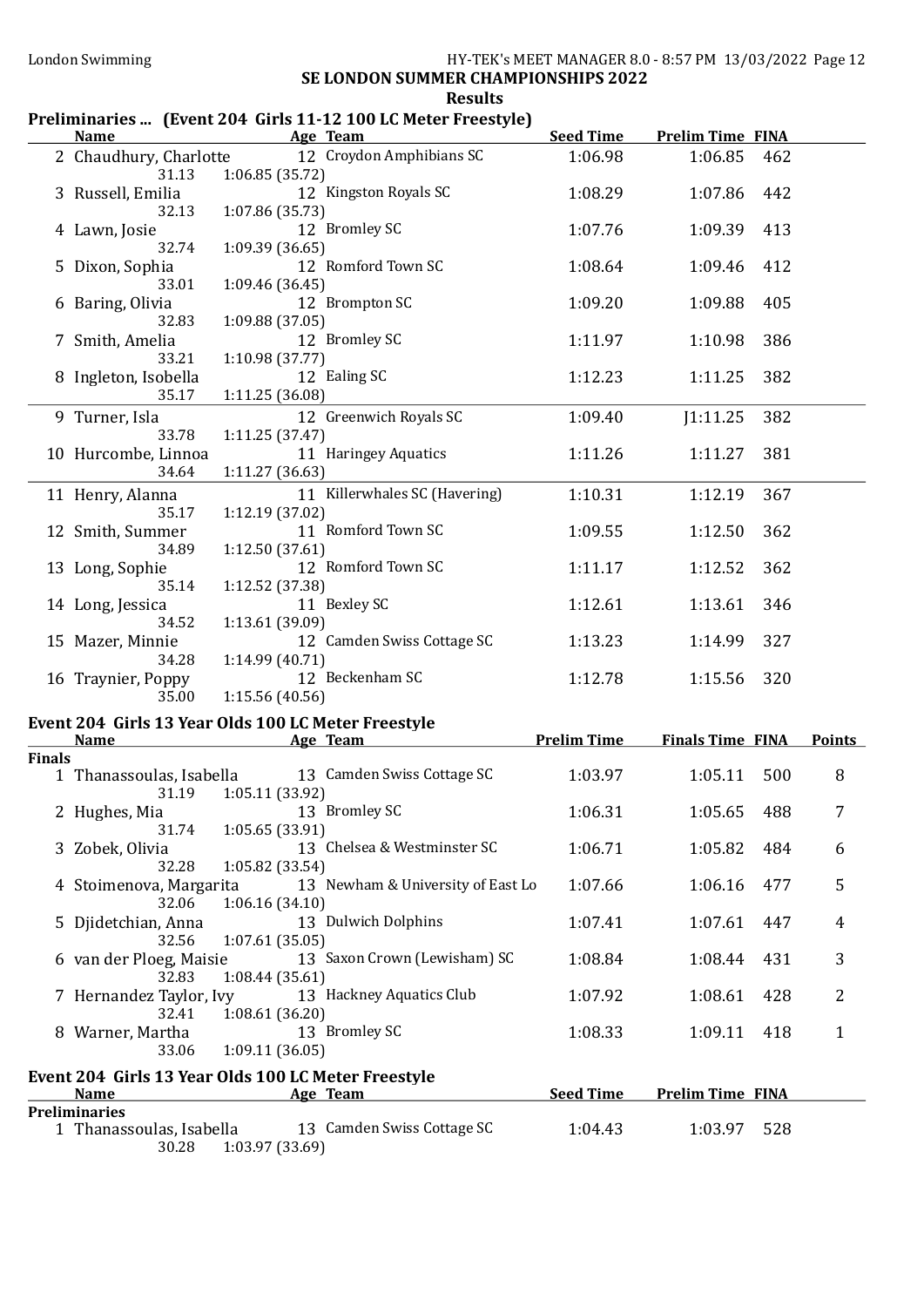SE LONDON SUMMER CHAMPIONSHIPS 2022

Results

## Preliminaries ... (Event 204 Girls 11-12 100 LC Meter Freestyle)

| | Name | Age | Team | Seed Time | Prelim Time | FINA |
|---|---|---|---|---|---|---|
| 2 | Chaudhury, Charlotte | 12 | Croydon Amphibians SC | 1:06.98 | 1:06.85 | 462 |
| | 31.13 | | 1:06.85 (35.72) | | | |
| 3 | Russell, Emilia | 12 | Kingston Royals SC | 1:08.29 | 1:07.86 | 442 |
| | 32.13 | | 1:07.86 (35.73) | | | |
| 4 | Lawn, Josie | 12 | Bromley SC | 1:07.76 | 1:09.39 | 413 |
| | 32.74 | | 1:09.39 (36.65) | | | |
| 5 | Dixon, Sophia | 12 | Romford Town SC | 1:08.64 | 1:09.46 | 412 |
| | 33.01 | | 1:09.46 (36.45) | | | |
| 6 | Baring, Olivia | 12 | Brompton SC | 1:09.20 | 1:09.88 | 405 |
| | 32.83 | | 1:09.88 (37.05) | | | |
| 7 | Smith, Amelia | 12 | Bromley SC | 1:11.97 | 1:10.98 | 386 |
| | 33.21 | | 1:10.98 (37.77) | | | |
| 8 | Ingleton, Isobella | 12 | Ealing SC | 1:12.23 | 1:11.25 | 382 |
| | 35.17 | | 1:11.25 (36.08) | | | |
| 9 | Turner, Isla | 12 | Greenwich Royals SC | 1:09.40 | J1:11.25 | 382 |
| | 33.78 | | 1:11.25 (37.47) | | | |
| 10 | Hurcombe, Linnoa | 11 | Haringey Aquatics | 1:11.26 | 1:11.27 | 381 |
| | 34.64 | | 1:11.27 (36.63) | | | |
| 11 | Henry, Alanna | 11 | Killerwhales SC (Havering) | 1:10.31 | 1:12.19 | 367 |
| | 35.17 | | 1:12.19 (37.02) | | | |
| 12 | Smith, Summer | 11 | Romford Town SC | 1:09.55 | 1:12.50 | 362 |
| | 34.89 | | 1:12.50 (37.61) | | | |
| 13 | Long, Sophie | 12 | Romford Town SC | 1:11.17 | 1:12.52 | 362 |
| | 35.14 | | 1:12.52 (37.38) | | | |
| 14 | Long, Jessica | 11 | Bexley SC | 1:12.61 | 1:13.61 | 346 |
| | 34.52 | | 1:13.61 (39.09) | | | |
| 15 | Mazer, Minnie | 12 | Camden Swiss Cottage SC | 1:13.23 | 1:14.99 | 327 |
| | 34.28 | | 1:14.99 (40.71) | | | |
| 16 | Traynier, Poppy | 12 | Beckenham SC | 1:12.78 | 1:15.56 | 320 |
| | 35.00 | | 1:15.56 (40.56) | | | |

## Event 204 Girls 13 Year Olds 100 LC Meter Freestyle

**Finals**

| | Name | Age | Team | Prelim Time | Finals Time | FINA | Points |
|---|---|---|---|---|---|---|---|
| 1 | Thanassoulas, Isabella | 13 | Camden Swiss Cottage SC | 1:03.97 | 1:05.11 | 500 | 8 |
| | 31.19 | | 1:05.11 (33.92) | | | | |
| 2 | Hughes, Mia | 13 | Bromley SC | 1:06.31 | 1:05.65 | 488 | 7 |
| | 31.74 | | 1:05.65 (33.91) | | | | |
| 3 | Zobek, Olivia | 13 | Chelsea & Westminster SC | 1:06.71 | 1:05.82 | 484 | 6 |
| | 32.28 | | 1:05.82 (33.54) | | | | |
| 4 | Stoimenova, Margarita | 13 | Newham & University of East Lo | 1:07.66 | 1:06.16 | 477 | 5 |
| | 32.06 | | 1:06.16 (34.10) | | | | |
| 5 | Djidetchian, Anna | 13 | Dulwich Dolphins | 1:07.41 | 1:07.61 | 447 | 4 |
| | 32.56 | | 1:07.61 (35.05) | | | | |
| 6 | van der Ploeg, Maisie | 13 | Saxon Crown (Lewisham) SC | 1:08.84 | 1:08.44 | 431 | 3 |
| | 32.83 | | 1:08.44 (35.61) | | | | |
| 7 | Hernandez Taylor, Ivy | 13 | Hackney Aquatics Club | 1:07.92 | 1:08.61 | 428 | 2 |
| | 32.41 | | 1:08.61 (36.20) | | | | |
| 8 | Warner, Martha | 13 | Bromley SC | 1:08.33 | 1:09.11 | 418 | 1 |
| | 33.06 | | 1:09.11 (36.05) | | | | |

## Event 204 Girls 13 Year Olds 100 LC Meter Freestyle

**Preliminaries**

| | Name | Age | Team | Seed Time | Prelim Time | FINA |
|---|---|---|---|---|---|---|
| 1 | Thanassoulas, Isabella | 13 | Camden Swiss Cottage SC | 1:04.43 | 1:03.97 | 528 |
| | 30.28 | | 1:03.97 (33.69) | | | |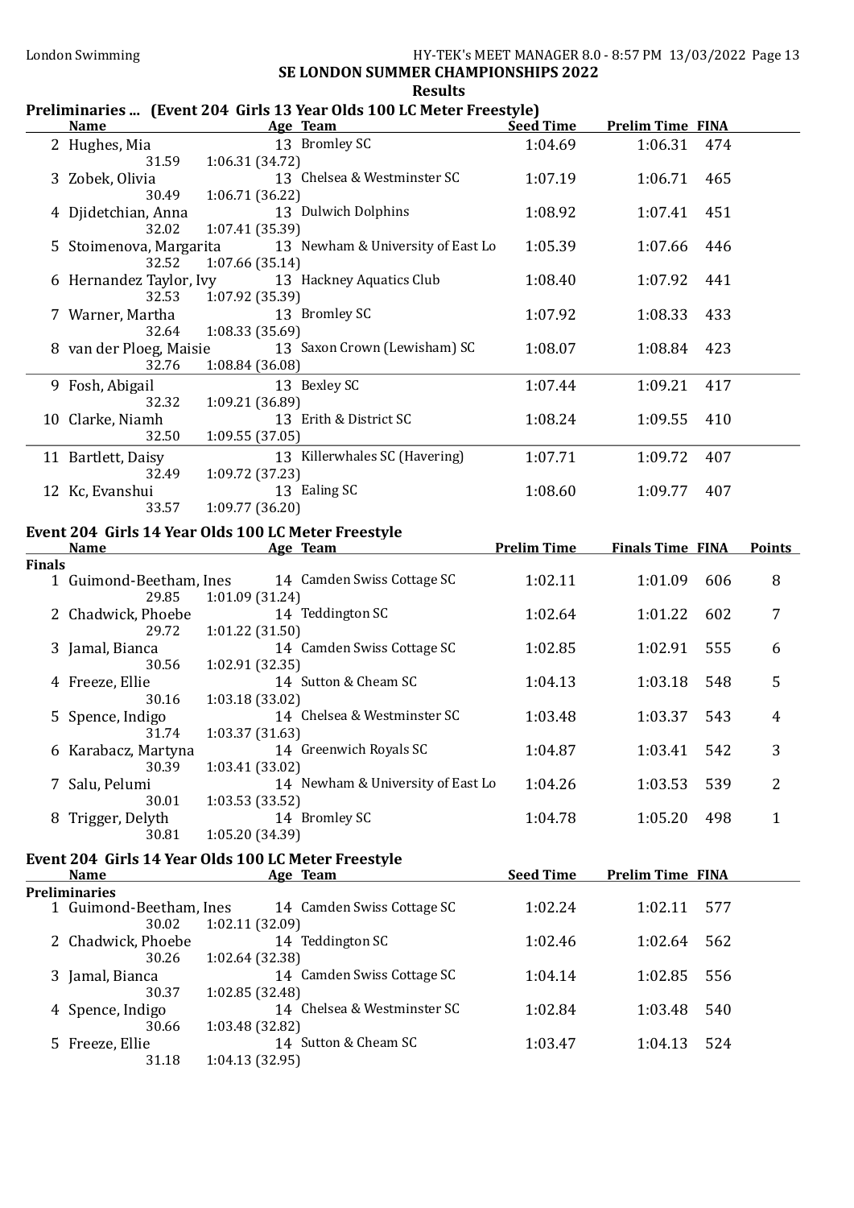## SE LONDON SUMMER CHAMPIONSHIPS 2022

### Results

### Preliminaries ... (Event 204 Girls 13 Year Olds 100 LC Meter Freestyle)

| | Name | Age | Team | Seed Time | Prelim Time | FINA |
|---|---|---|---|---|---|---|
| 2 | Hughes, Mia | 13 | Bromley SC | 1:04.69 | 1:06.31 | 474 |
| | 31.59 | 1:06.31 (34.72) | | | | |
| 3 | Zobek, Olivia | 13 | Chelsea & Westminster SC | 1:07.19 | 1:06.71 | 465 |
| | 30.49 | 1:06.71 (36.22) | | | | |
| 4 | Djidetchian, Anna | 13 | Dulwich Dolphins | 1:08.92 | 1:07.41 | 451 |
| | 32.02 | 1:07.41 (35.39) | | | | |
| 5 | Stoimenova, Margarita | 13 | Newham & University of East Lo | 1:05.39 | 1:07.66 | 446 |
| | 32.52 | 1:07.66 (35.14) | | | | |
| 6 | Hernandez Taylor, Ivy | 13 | Hackney Aquatics Club | 1:08.40 | 1:07.92 | 441 |
| | 32.53 | 1:07.92 (35.39) | | | | |
| 7 | Warner, Martha | 13 | Bromley SC | 1:07.92 | 1:08.33 | 433 |
| | 32.64 | 1:08.33 (35.69) | | | | |
| 8 | van der Ploeg, Maisie | 13 | Saxon Crown (Lewisham) SC | 1:08.07 | 1:08.84 | 423 |
| | 32.76 | 1:08.84 (36.08) | | | | |
| 9 | Fosh, Abigail | 13 | Bexley SC | 1:07.44 | 1:09.21 | 417 |
| | 32.32 | 1:09.21 (36.89) | | | | |
| 10 | Clarke, Niamh | 13 | Erith & District SC | 1:08.24 | 1:09.55 | 410 |
| | 32.50 | 1:09.55 (37.05) | | | | |
| 11 | Bartlett, Daisy | 13 | Killerwhales SC (Havering) | 1:07.71 | 1:09.72 | 407 |
| | 32.49 | 1:09.72 (37.23) | | | | |
| 12 | Kc, Evanshui | 13 | Ealing SC | 1:08.60 | 1:09.77 | 407 |
| | 33.57 | 1:09.77 (36.20) | | | | |

### Event 204 Girls 14 Year Olds 100 LC Meter Freestyle

| | Name | Age | Team | Prelim Time | Finals Time | FINA | Points |
|---|---|---|---|---|---|---|---|
| **Finals** | | | | | | | |
| 1 | Guimond-Beetham, Ines | 14 | Camden Swiss Cottage SC | 1:02.11 | 1:01.09 | 606 | 8 |
| | 29.85 | 1:01.09 (31.24) | | | | | |
| 2 | Chadwick, Phoebe | 14 | Teddington SC | 1:02.64 | 1:01.22 | 602 | 7 |
| | 29.72 | 1:01.22 (31.50) | | | | | |
| 3 | Jamal, Bianca | 14 | Camden Swiss Cottage SC | 1:02.85 | 1:02.91 | 555 | 6 |
| | 30.56 | 1:02.91 (32.35) | | | | | |
| 4 | Freeze, Ellie | 14 | Sutton & Cheam SC | 1:04.13 | 1:03.18 | 548 | 5 |
| | 30.16 | 1:03.18 (33.02) | | | | | |
| 5 | Spence, Indigo | 14 | Chelsea & Westminster SC | 1:03.48 | 1:03.37 | 543 | 4 |
| | 31.74 | 1:03.37 (31.63) | | | | | |
| 6 | Karabacz, Martyna | 14 | Greenwich Royals SC | 1:04.87 | 1:03.41 | 542 | 3 |
| | 30.39 | 1:03.41 (33.02) | | | | | |
| 7 | Salu, Pelumi | 14 | Newham & University of East Lo | 1:04.26 | 1:03.53 | 539 | 2 |
| | 30.01 | 1:03.53 (33.52) | | | | | |
| 8 | Trigger, Delyth | 14 | Bromley SC | 1:04.78 | 1:05.20 | 498 | 1 |
| | 30.81 | 1:05.20 (34.39) | | | | | |

### Event 204 Girls 14 Year Olds 100 LC Meter Freestyle

| | Name | Age | Team | Seed Time | Prelim Time | FINA |
|---|---|---|---|---|---|---|
| **Preliminaries** | | | | | | |
| 1 | Guimond-Beetham, Ines | 14 | Camden Swiss Cottage SC | 1:02.24 | 1:02.11 | 577 |
| | 30.02 | 1:02.11 (32.09) | | | | |
| 2 | Chadwick, Phoebe | 14 | Teddington SC | 1:02.46 | 1:02.64 | 562 |
| | 30.26 | 1:02.64 (32.38) | | | | |
| 3 | Jamal, Bianca | 14 | Camden Swiss Cottage SC | 1:04.14 | 1:02.85 | 556 |
| | 30.37 | 1:02.85 (32.48) | | | | |
| 4 | Spence, Indigo | 14 | Chelsea & Westminster SC | 1:02.84 | 1:03.48 | 540 |
| | 30.66 | 1:03.48 (32.82) | | | | |
| 5 | Freeze, Ellie | 14 | Sutton & Cheam SC | 1:03.47 | 1:04.13 | 524 |
| | 31.18 | 1:04.13 (32.95) | | | | |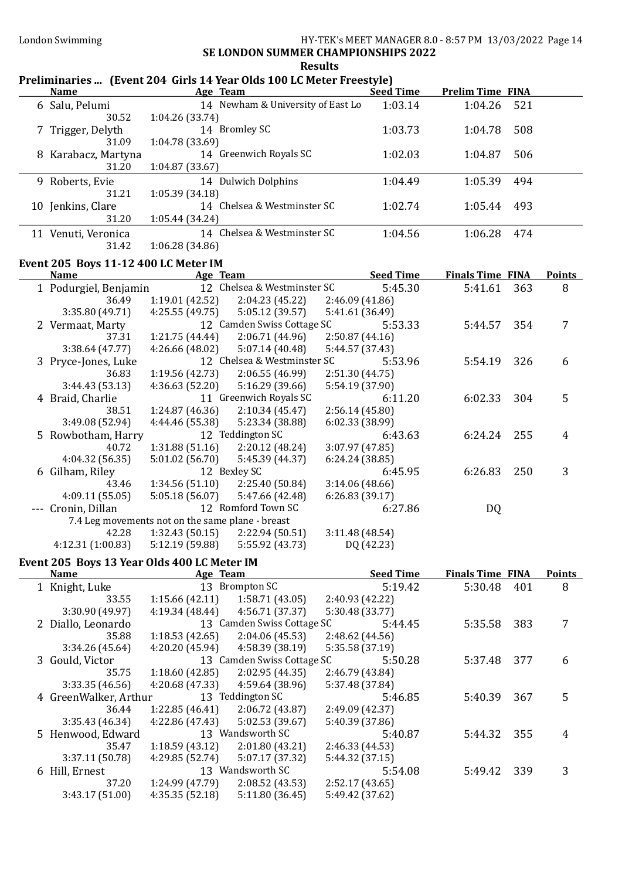**SE LONDON SUMMER CHAMPIONSHIPS 2022**

**Results**

## Preliminaries ... (Event 204 Girls 14 Year Olds 100 LC Meter Freestyle)

| Name | Age | Team | Seed Time | Prelim Time | FINA |
|---|---|---|---|---|---|
| 6 Salu, Pelumi | 14 | Newham & University of East Lo | 1:03.14 | 1:04.26 | 521 |
| 30.52 | 1:04.26 (33.74) | | | | |
| 7 Trigger, Delyth | 14 | Bromley SC | 1:03.73 | 1:04.78 | 508 |
| 31.09 | 1:04.78 (33.69) | | | | |
| 8 Karabacz, Martyna | 14 | Greenwich Royals SC | 1:02.03 | 1:04.87 | 506 |
| 31.20 | 1:04.87 (33.67) | | | | |
| 9 Roberts, Evie | 14 | Dulwich Dolphins | 1:04.49 | 1:05.39 | 494 |
| 31.21 | 1:05.39 (34.18) | | | | |
| 10 Jenkins, Clare | 14 | Chelsea & Westminster SC | 1:02.74 | 1:05.44 | 493 |
| 31.20 | 1:05.44 (34.24) | | | | |
| 11 Venuti, Veronica | 14 | Chelsea & Westminster SC | 1:04.56 | 1:06.28 | 474 |
| 31.42 | 1:06.28 (34.86) | | | | |

## Event 205 Boys 11-12 400 LC Meter IM

| Name | Age | Team | Seed Time | Finals Time | FINA | Points |
|---|---|---|---|---|---|---|
| 1 Podurgiel, Benjamin | 12 | Chelsea & Westminster SC | 5:45.30 | 5:41.61 | 363 | 8 |
| 36.49 | 1:19.01 (42.52) | 2:04.23 (45.22) | 2:46.09 (41.86) | | | |
| 3:35.80 (49.71) | 4:25.55 (49.75) | 5:05.12 (39.57) | 5:41.61 (36.49) | | | |
| 2 Vermaat, Marty | 12 | Camden Swiss Cottage SC | 5:53.33 | 5:44.57 | 354 | 7 |
| 37.31 | 1:21.75 (44.44) | 2:06.71 (44.96) | 2:50.87 (44.16) | | | |
| 3:38.64 (47.77) | 4:26.66 (48.02) | 5:07.14 (40.48) | 5:44.57 (37.43) | | | |
| 3 Pryce-Jones, Luke | 12 | Chelsea & Westminster SC | 5:53.96 | 5:54.19 | 326 | 6 |
| 36.83 | 1:19.56 (42.73) | 2:06.55 (46.99) | 2:51.30 (44.75) | | | |
| 3:44.43 (53.13) | 4:36.63 (52.20) | 5:16.29 (39.66) | 5:54.19 (37.90) | | | |
| 4 Braid, Charlie | 11 | Greenwich Royals SC | 6:11.20 | 6:02.33 | 304 | 5 |
| 38.51 | 1:24.87 (46.36) | 2:10.34 (45.47) | 2:56.14 (45.80) | | | |
| 3:49.08 (52.94) | 4:44.46 (55.38) | 5:23.34 (38.88) | 6:02.33 (38.99) | | | |
| 5 Rowbotham, Harry | 12 | Teddington SC | 6:43.63 | 6:24.24 | 255 | 4 |
| 40.72 | 1:31.88 (51.16) | 2:20.12 (48.24) | 3:07.97 (47.85) | | | |
| 4:04.32 (56.35) | 5:01.02 (56.70) | 5:45.39 (44.37) | 6:24.24 (38.85) | | | |
| 6 Gilham, Riley | 12 | Bexley SC | 6:45.95 | 6:26.83 | 250 | 3 |
| 43.46 | 1:34.56 (51.10) | 2:25.40 (50.84) | 3:14.06 (48.66) | | | |
| 4:09.11 (55.05) | 5:05.18 (56.07) | 5:47.66 (42.48) | 6:26.83 (39.17) | | | |
| --- Cronin, Dillan | 12 | Romford Town SC | 6:27.86 | DQ | | |
| 7.4 Leg movements not on the same plane - breast | | | | | | |
| 42.28 | 1:32.43 (50.15) | 2:22.94 (50.51) | 3:11.48 (48.54) | | | |
| 4:12.31 (1:00.83) | 5:12.19 (59.88) | 5:55.92 (43.73) | DQ (42.23) | | | |

## Event 205 Boys 13 Year Olds 400 LC Meter IM

| Name | Age | Team | Seed Time | Finals Time | FINA | Points |
|---|---|---|---|---|---|---|
| 1 Knight, Luke | 13 | Brompton SC | 5:19.42 | 5:30.48 | 401 | 8 |
| 33.55 | 1:15.66 (42.11) | 1:58.71 (43.05) | 2:40.93 (42.22) | | | |
| 3:30.90 (49.97) | 4:19.34 (48.44) | 4:56.71 (37.37) | 5:30.48 (33.77) | | | |
| 2 Diallo, Leonardo | 13 | Camden Swiss Cottage SC | 5:44.45 | 5:35.58 | 383 | 7 |
| 35.88 | 1:18.53 (42.65) | 2:04.06 (45.53) | 2:48.62 (44.56) | | | |
| 3:34.26 (45.64) | 4:20.20 (45.94) | 4:58.39 (38.19) | 5:35.58 (37.19) | | | |
| 3 Gould, Victor | 13 | Camden Swiss Cottage SC | 5:50.28 | 5:37.48 | 377 | 6 |
| 35.75 | 1:18.60 (42.85) | 2:02.95 (44.35) | 2:46.79 (43.84) | | | |
| 3:33.35 (46.56) | 4:20.68 (47.33) | 4:59.64 (38.96) | 5:37.48 (37.84) | | | |
| 4 GreenWalker, Arthur | 13 | Teddington SC | 5:46.85 | 5:40.39 | 367 | 5 |
| 36.44 | 1:22.85 (46.41) | 2:06.72 (43.87) | 2:49.09 (42.37) | | | |
| 3:35.43 (46.34) | 4:22.86 (47.43) | 5:02.53 (39.67) | 5:40.39 (37.86) | | | |
| 5 Henwood, Edward | 13 | Wandsworth SC | 5:40.87 | 5:44.32 | 355 | 4 |
| 35.47 | 1:18.59 (43.12) | 2:01.80 (43.21) | 2:46.33 (44.53) | | | |
| 3:37.11 (50.78) | 4:29.85 (52.74) | 5:07.17 (37.32) | 5:44.32 (37.15) | | | |
| 6 Hill, Ernest | 13 | Wandsworth SC | 5:54.08 | 5:49.42 | 339 | 3 |
| 37.20 | 1:24.99 (47.79) | 2:08.52 (43.53) | 2:52.17 (43.65) | | | |
| 3:43.17 (51.00) | 4:35.35 (52.18) | 5:11.80 (36.45) | 5:49.42 (37.62) | | | |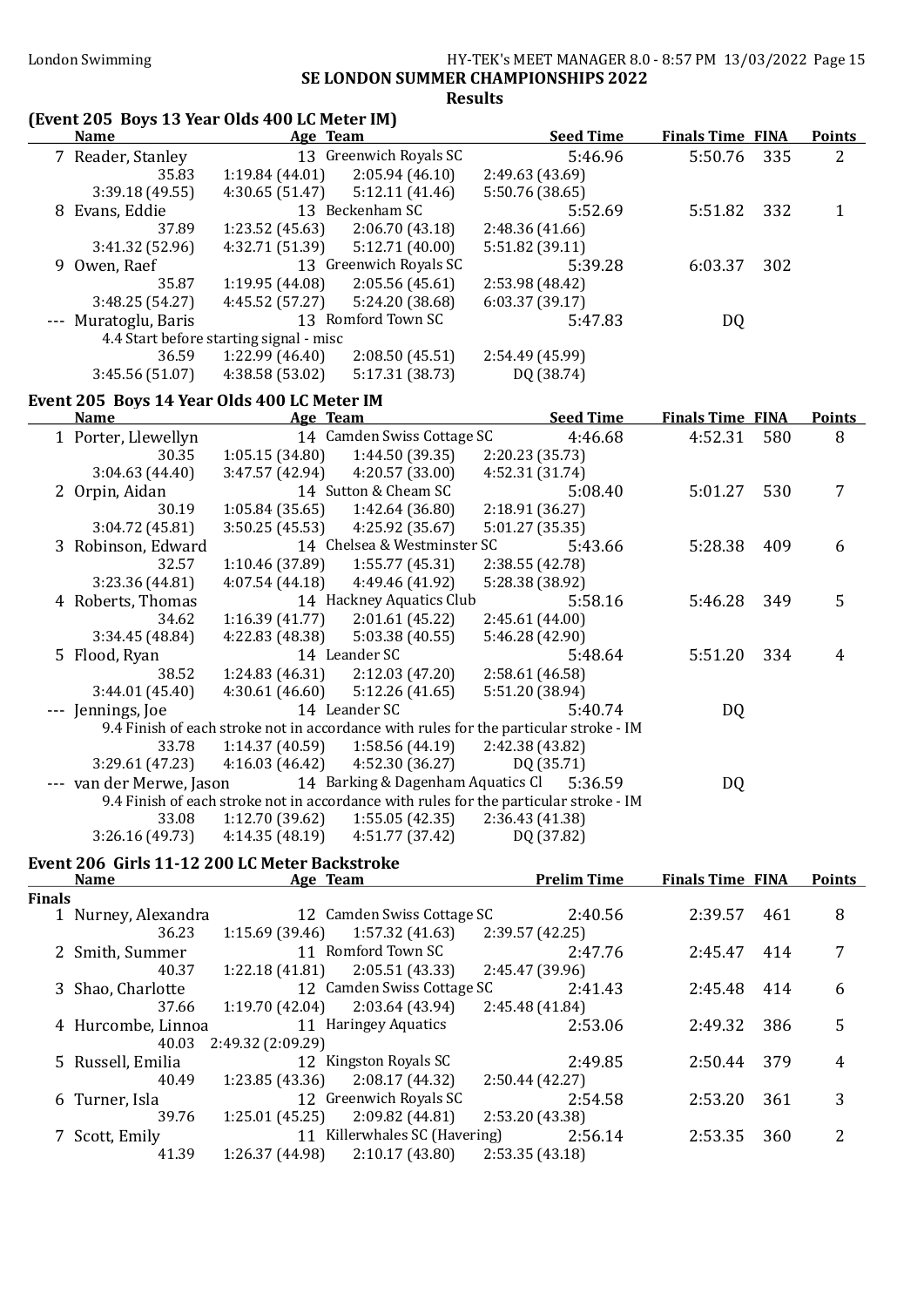## SE LONDON SUMMER CHAMPIONSHIPS 2022

### Results

### (Event 205 Boys 13 Year Olds 400 LC Meter IM)

| Name | Age | Team | Seed Time | Finals Time | FINA | Points |
|---|---|---|---|---|---|---|
| 7 Reader, Stanley | 13 | Greenwich Royals SC | 5:46.96 | 5:50.76 | 335 | 2 |
| 35.83 / 1:19.84 (44.01) / 2:05.94 (46.10) / 2:49.63 (43.69) | | | | | | |
| 3:39.18 (49.55) / 4:30.65 (51.47) / 5:12.11 (41.46) / 5:50.76 (38.65) | | | | | | |
| 8 Evans, Eddie | 13 | Beckenham SC | 5:52.69 | 5:51.82 | 332 | 1 |
| 37.89 / 1:23.52 (45.63) / 2:06.70 (43.18) / 2:48.36 (41.66) | | | | | | |
| 3:41.32 (52.96) / 4:32.71 (51.39) / 5:12.71 (40.00) / 5:51.82 (39.11) | | | | | | |
| 9 Owen, Raef | 13 | Greenwich Royals SC | 5:39.28 | 6:03.37 | 302 | |
| 35.87 / 1:19.95 (44.08) / 2:05.56 (45.61) / 2:53.98 (48.42) | | | | | | |
| 3:48.25 (54.27) / 4:45.52 (57.27) / 5:24.20 (38.68) / 6:03.37 (39.17) | | | | | | |
| --- Muratoglu, Baris | 13 | Romford Town SC | 5:47.83 | DQ | | |
| 4.4 Start before starting signal - misc | | | | | | |
| 36.59 / 1:22.99 (46.40) / 2:08.50 (45.51) / 2:54.49 (45.99) | | | | | | |
| 3:45.56 (51.07) / 4:38.58 (53.02) / 5:17.31 (38.73) / DQ (38.74) | | | | | | |

### Event 205 Boys 14 Year Olds 400 LC Meter IM

| Name | Age | Team | Seed Time | Finals Time | FINA | Points |
|---|---|---|---|---|---|---|
| 1 Porter, Llewellyn | 14 | Camden Swiss Cottage SC | 4:46.68 | 4:52.31 | 580 | 8 |
| 30.35 / 1:05.15 (34.80) / 1:44.50 (39.35) / 2:20.23 (35.73) | | | | | | |
| 3:04.63 (44.40) / 3:47.57 (42.94) / 4:20.57 (33.00) / 4:52.31 (31.74) | | | | | | |
| 2 Orpin, Aidan | 14 | Sutton & Cheam SC | 5:08.40 | 5:01.27 | 530 | 7 |
| 30.19 / 1:05.84 (35.65) / 1:42.64 (36.80) / 2:18.91 (36.27) | | | | | | |
| 3:04.72 (45.81) / 3:50.25 (45.53) / 4:25.92 (35.67) / 5:01.27 (35.35) | | | | | | |
| 3 Robinson, Edward | 14 | Chelsea & Westminster SC | 5:43.66 | 5:28.38 | 409 | 6 |
| 32.57 / 1:10.46 (37.89) / 1:55.77 (45.31) / 2:38.55 (42.78) | | | | | | |
| 3:23.36 (44.81) / 4:07.54 (44.18) / 4:49.46 (41.92) / 5:28.38 (38.92) | | | | | | |
| 4 Roberts, Thomas | 14 | Hackney Aquatics Club | 5:58.16 | 5:46.28 | 349 | 5 |
| 34.62 / 1:16.39 (41.77) / 2:01.61 (45.22) / 2:45.61 (44.00) | | | | | | |
| 3:34.45 (48.84) / 4:22.83 (48.38) / 5:03.38 (40.55) / 5:46.28 (42.90) | | | | | | |
| 5 Flood, Ryan | 14 | Leander SC | 5:48.64 | 5:51.20 | 334 | 4 |
| 38.52 / 1:24.83 (46.31) / 2:12.03 (47.20) / 2:58.61 (46.58) | | | | | | |
| 3:44.01 (45.40) / 4:30.61 (46.60) / 5:12.26 (41.65) / 5:51.20 (38.94) | | | | | | |
| --- Jennings, Joe | 14 | Leander SC | 5:40.74 | DQ | | |
| 9.4 Finish of each stroke not in accordance with rules for the particular stroke - IM | | | | | | |
| 33.78 / 1:14.37 (40.59) / 1:58.56 (44.19) / 2:42.38 (43.82) | | | | | | |
| 3:29.61 (47.23) / 4:16.03 (46.42) / 4:52.30 (36.27) / DQ (35.71) | | | | | | |
| --- van der Merwe, Jason | 14 | Barking & Dagenham Aquatics Cl | 5:36.59 | DQ | | |
| 9.4 Finish of each stroke not in accordance with rules for the particular stroke - IM | | | | | | |
| 33.08 / 1:12.70 (39.62) / 1:55.05 (42.35) / 2:36.43 (41.38) | | | | | | |
| 3:26.16 (49.73) / 4:14.35 (48.19) / 4:51.77 (37.42) / DQ (37.82) | | | | | | |

### Event 206 Girls 11-12 200 LC Meter Backstroke

| Name | Age | Team | Prelim Time | Finals Time | FINA | Points |
|---|---|---|---|---|---|---|
| **Finals** | | | | | | |
| 1 Nurney, Alexandra | 12 | Camden Swiss Cottage SC | 2:40.56 | 2:39.57 | 461 | 8 |
| 36.23 / 1:15.69 (39.46) / 1:57.32 (41.63) / 2:39.57 (42.25) | | | | | | |
| 2 Smith, Summer | 11 | Romford Town SC | 2:47.76 | 2:45.47 | 414 | 7 |
| 40.37 / 1:22.18 (41.81) / 2:05.51 (43.33) / 2:45.47 (39.96) | | | | | | |
| 3 Shao, Charlotte | 12 | Camden Swiss Cottage SC | 2:41.43 | 2:45.48 | 414 | 6 |
| 37.66 / 1:19.70 (42.04) / 2:03.64 (43.94) / 2:45.48 (41.84) | | | | | | |
| 4 Hurcombe, Linnoa | 11 | Haringey Aquatics | 2:53.06 | 2:49.32 | 386 | 5 |
| 40.03 / 2:49.32 (2:09.29) | | | | | | |
| 5 Russell, Emilia | 12 | Kingston Royals SC | 2:49.85 | 2:50.44 | 379 | 4 |
| 40.49 / 1:23.85 (43.36) / 2:08.17 (44.32) / 2:50.44 (42.27) | | | | | | |
| 6 Turner, Isla | 12 | Greenwich Royals SC | 2:54.58 | 2:53.20 | 361 | 3 |
| 39.76 / 1:25.01 (45.25) / 2:09.82 (44.81) / 2:53.20 (43.38) | | | | | | |
| 7 Scott, Emily | 11 | Killerwhales SC (Havering) | 2:56.14 | 2:53.35 | 360 | 2 |
| 41.39 / 1:26.37 (44.98) / 2:10.17 (43.80) / 2:53.35 (43.18) | | | | | | |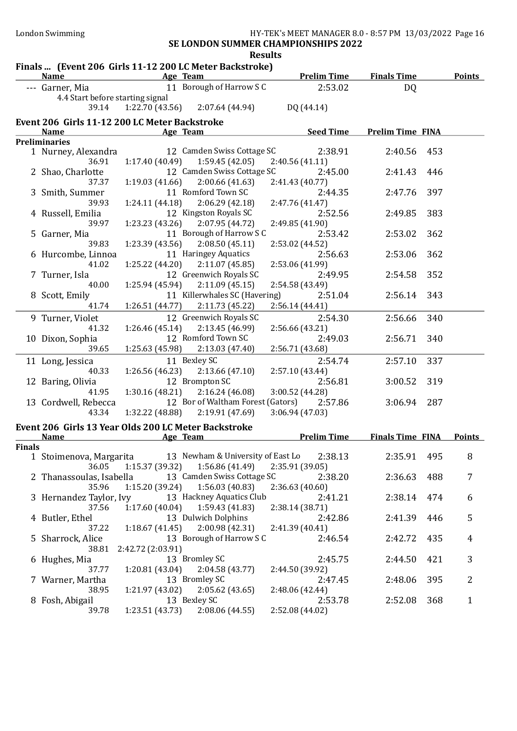SE LONDON SUMMER CHAMPIONSHIPS 2022

Results

## Finals ... (Event 206 Girls 11-12 200 LC Meter Backstroke)

| Name | Age | Team | Prelim Time | Finals Time | Points |
|---|---|---|---|---|---|
| --- Garner, Mia | 11 | Borough of Harrow S C | 2:53.02 | DQ | |
| 4.4 Start before starting signal | | | | | |
| 39.14 | 1:22.70 (43.56) | 2:07.64 (44.94) | DQ (44.14) | | |

## Event 206 Girls 11-12 200 LC Meter Backstroke

| Name | Age | Team | Seed Time | Prelim Time | FINA |
|---|---|---|---|---|---|
| **Preliminaries** | | | | | |
| 1 Nurney, Alexandra | 12 | Camden Swiss Cottage SC | 2:38.91 | 2:40.56 | 453 |
| 36.91 | 1:17.40 (40.49) | 1:59.45 (42.05) | 2:40.56 (41.11) | | |
| 2 Shao, Charlotte | 12 | Camden Swiss Cottage SC | 2:45.00 | 2:41.43 | 446 |
| 37.37 | 1:19.03 (41.66) | 2:00.66 (41.63) | 2:41.43 (40.77) | | |
| 3 Smith, Summer | 11 | Romford Town SC | 2:44.35 | 2:47.76 | 397 |
| 39.93 | 1:24.11 (44.18) | 2:06.29 (42.18) | 2:47.76 (41.47) | | |
| 4 Russell, Emilia | 12 | Kingston Royals SC | 2:52.56 | 2:49.85 | 383 |
| 39.97 | 1:23.23 (43.26) | 2:07.95 (44.72) | 2:49.85 (41.90) | | |
| 5 Garner, Mia | 11 | Borough of Harrow S C | 2:53.42 | 2:53.02 | 362 |
| 39.83 | 1:23.39 (43.56) | 2:08.50 (45.11) | 2:53.02 (44.52) | | |
| 6 Hurcombe, Linnoa | 11 | Haringey Aquatics | 2:56.63 | 2:53.06 | 362 |
| 41.02 | 1:25.22 (44.20) | 2:11.07 (45.85) | 2:53.06 (41.99) | | |
| 7 Turner, Isla | 12 | Greenwich Royals SC | 2:49.95 | 2:54.58 | 352 |
| 40.00 | 1:25.94 (45.94) | 2:11.09 (45.15) | 2:54.58 (43.49) | | |
| 8 Scott, Emily | 11 | Killerwhales SC (Havering) | 2:51.04 | 2:56.14 | 343 |
| 41.74 | 1:26.51 (44.77) | 2:11.73 (45.22) | 2:56.14 (44.41) | | |
| 9 Turner, Violet | 12 | Greenwich Royals SC | 2:54.30 | 2:56.66 | 340 |
| 41.32 | 1:26.46 (45.14) | 2:13.45 (46.99) | 2:56.66 (43.21) | | |
| 10 Dixon, Sophia | 12 | Romford Town SC | 2:49.03 | 2:56.71 | 340 |
| 39.65 | 1:25.63 (45.98) | 2:13.03 (47.40) | 2:56.71 (43.68) | | |
| 11 Long, Jessica | 11 | Bexley SC | 2:54.74 | 2:57.10 | 337 |
| 40.33 | 1:26.56 (46.23) | 2:13.66 (47.10) | 2:57.10 (43.44) | | |
| 12 Baring, Olivia | 12 | Brompton SC | 2:56.81 | 3:00.52 | 319 |
| 41.95 | 1:30.16 (48.21) | 2:16.24 (46.08) | 3:00.52 (44.28) | | |
| 13 Cordwell, Rebecca | 12 | Bor of Waltham Forest (Gators) | 2:57.86 | 3:06.94 | 287 |
| 43.34 | 1:32.22 (48.88) | 2:19.91 (47.69) | 3:06.94 (47.03) | | |

## Event 206 Girls 13 Year Olds 200 LC Meter Backstroke

| Name | Age | Team | Prelim Time | Finals Time | FINA | Points |
|---|---|---|---|---|---|---|
| **Finals** | | | | | | |
| 1 Stoimenova, Margarita | 13 | Newham & University of East Lo | 2:38.13 | 2:35.91 | 495 | 8 |
| 36.05 | 1:15.37 (39.32) | 1:56.86 (41.49) | 2:35.91 (39.05) | | | |
| 2 Thanassoulas, Isabella | 13 | Camden Swiss Cottage SC | 2:38.20 | 2:36.63 | 488 | 7 |
| 35.96 | 1:15.20 (39.24) | 1:56.03 (40.83) | 2:36.63 (40.60) | | | |
| 3 Hernandez Taylor, Ivy | 13 | Hackney Aquatics Club | 2:41.21 | 2:38.14 | 474 | 6 |
| 37.56 | 1:17.60 (40.04) | 1:59.43 (41.83) | 2:38.14 (38.71) | | | |
| 4 Butler, Ethel | 13 | Dulwich Dolphins | 2:42.86 | 2:41.39 | 446 | 5 |
| 37.22 | 1:18.67 (41.45) | 2:00.98 (42.31) | 2:41.39 (40.41) | | | |
| 5 Sharrock, Alice | 13 | Borough of Harrow S C | 2:46.54 | 2:42.72 | 435 | 4 |
| 38.81 | 2:42.72 (2:03.91) | | | | | |
| 6 Hughes, Mia | 13 | Bromley SC | 2:45.75 | 2:44.50 | 421 | 3 |
| 37.77 | 1:20.81 (43.04) | 2:04.58 (43.77) | 2:44.50 (39.92) | | | |
| 7 Warner, Martha | 13 | Bromley SC | 2:47.45 | 2:48.06 | 395 | 2 |
| 38.95 | 1:21.97 (43.02) | 2:05.62 (43.65) | 2:48.06 (42.44) | | | |
| 8 Fosh, Abigail | 13 | Bexley SC | 2:53.78 | 2:52.08 | 368 | 1 |
| 39.78 | 1:23.51 (43.73) | 2:08.06 (44.55) | 2:52.08 (44.02) | | | |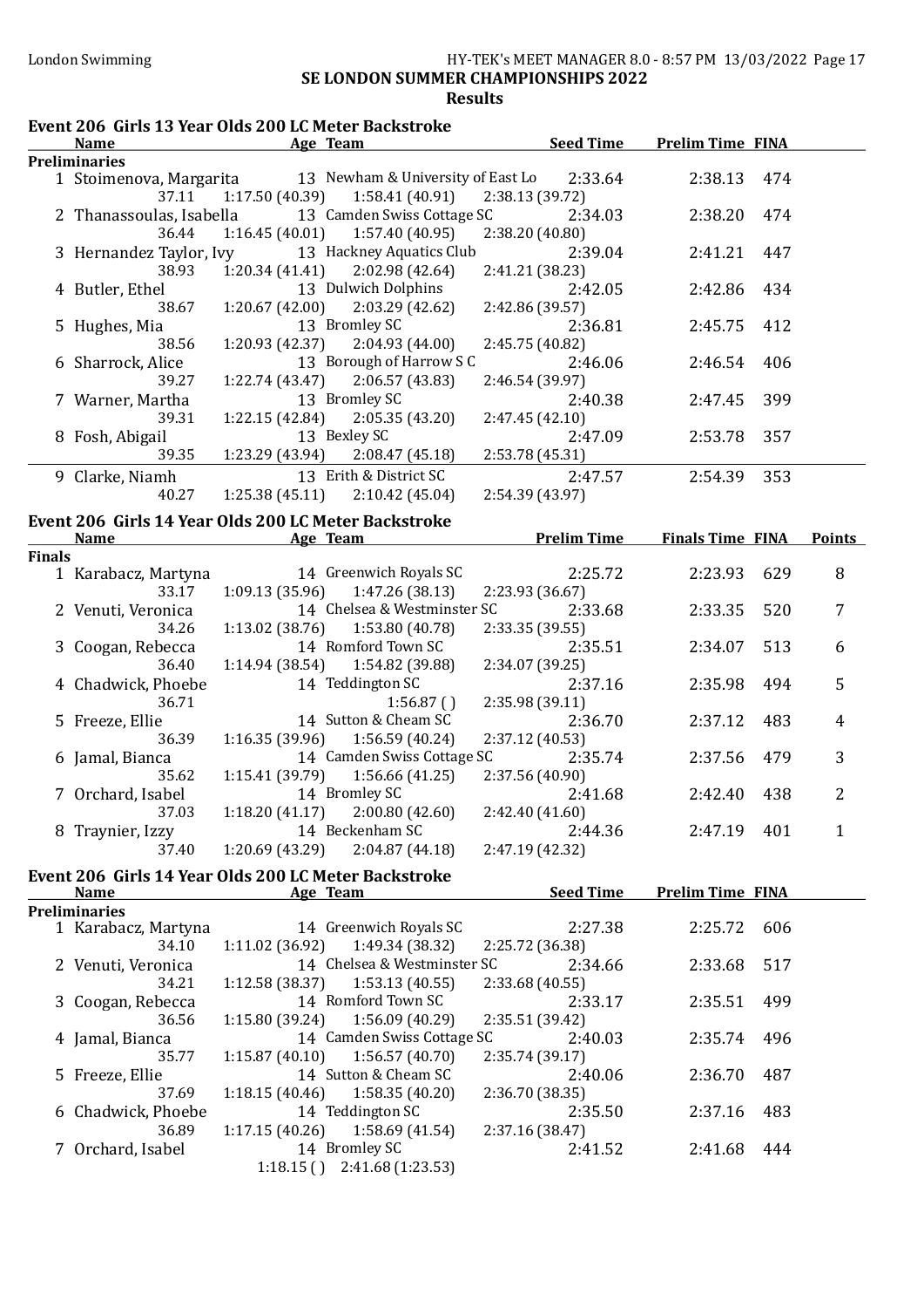SE LONDON SUMMER CHAMPIONSHIPS 2022

**Results**

## Event 206 Girls 13 Year Olds 200 LC Meter Backstroke

| | Name | Age | Team | Seed Time | Prelim Time | FINA |
|---|---|---|---|---|---|---|
| **Preliminaries** | | | | | | |
| 1 | Stoimenova, Margarita | 13 | Newham & University of East Lo | 2:33.64 | 2:38.13 | 474 |
| | 37.11 | 1:17.50 (40.39) | 1:58.41 (40.91) | 2:38.13 (39.72) | | |
| 2 | Thanassoulas, Isabella | 13 | Camden Swiss Cottage SC | 2:34.03 | 2:38.20 | 474 |
| | 36.44 | 1:16.45 (40.01) | 1:57.40 (40.95) | 2:38.20 (40.80) | | |
| 3 | Hernandez Taylor, Ivy | 13 | Hackney Aquatics Club | 2:39.04 | 2:41.21 | 447 |
| | 38.93 | 1:20.34 (41.41) | 2:02.98 (42.64) | 2:41.21 (38.23) | | |
| 4 | Butler, Ethel | 13 | Dulwich Dolphins | 2:42.05 | 2:42.86 | 434 |
| | 38.67 | 1:20.67 (42.00) | 2:03.29 (42.62) | 2:42.86 (39.57) | | |
| 5 | Hughes, Mia | 13 | Bromley SC | 2:36.81 | 2:45.75 | 412 |
| | 38.56 | 1:20.93 (42.37) | 2:04.93 (44.00) | 2:45.75 (40.82) | | |
| 6 | Sharrock, Alice | 13 | Borough of Harrow S C | 2:46.06 | 2:46.54 | 406 |
| | 39.27 | 1:22.74 (43.47) | 2:06.57 (43.83) | 2:46.54 (39.97) | | |
| 7 | Warner, Martha | 13 | Bromley SC | 2:40.38 | 2:47.45 | 399 |
| | 39.31 | 1:22.15 (42.84) | 2:05.35 (43.20) | 2:47.45 (42.10) | | |
| 8 | Fosh, Abigail | 13 | Bexley SC | 2:47.09 | 2:53.78 | 357 |
| | 39.35 | 1:23.29 (43.94) | 2:08.47 (45.18) | 2:53.78 (45.31) | | |
| 9 | Clarke, Niamh | 13 | Erith & District SC | 2:47.57 | 2:54.39 | 353 |
| | 40.27 | 1:25.38 (45.11) | 2:10.42 (45.04) | 2:54.39 (43.97) | | |

## Event 206 Girls 14 Year Olds 200 LC Meter Backstroke

| | Name | Age | Team | Prelim Time | Finals Time | FINA | Points |
|---|---|---|---|---|---|---|---|
| **Finals** | | | | | | | |
| 1 | Karabacz, Martyna | 14 | Greenwich Royals SC | 2:25.72 | 2:23.93 | 629 | 8 |
| | 33.17 | 1:09.13 (35.96) | 1:47.26 (38.13) | 2:23.93 (36.67) | | | |
| 2 | Venuti, Veronica | 14 | Chelsea & Westminster SC | 2:33.68 | 2:33.35 | 520 | 7 |
| | 34.26 | 1:13.02 (38.76) | 1:53.80 (40.78) | 2:33.35 (39.55) | | | |
| 3 | Coogan, Rebecca | 14 | Romford Town SC | 2:35.51 | 2:34.07 | 513 | 6 |
| | 36.40 | 1:14.94 (38.54) | 1:54.82 (39.88) | 2:34.07 (39.25) | | | |
| 4 | Chadwick, Phoebe | 14 | Teddington SC | 2:37.16 | 2:35.98 | 494 | 5 |
| | 36.71 | | 1:56.87 ( ) | 2:35.98 (39.11) | | | |
| 5 | Freeze, Ellie | 14 | Sutton & Cheam SC | 2:36.70 | 2:37.12 | 483 | 4 |
| | 36.39 | 1:16.35 (39.96) | 1:56.59 (40.24) | 2:37.12 (40.53) | | | |
| 6 | Jamal, Bianca | 14 | Camden Swiss Cottage SC | 2:35.74 | 2:37.56 | 479 | 3 |
| | 35.62 | 1:15.41 (39.79) | 1:56.66 (41.25) | 2:37.56 (40.90) | | | |
| 7 | Orchard, Isabel | 14 | Bromley SC | 2:41.68 | 2:42.40 | 438 | 2 |
| | 37.03 | 1:18.20 (41.17) | 2:00.80 (42.60) | 2:42.40 (41.60) | | | |
| 8 | Traynier, Izzy | 14 | Beckenham SC | 2:44.36 | 2:47.19 | 401 | 1 |
| | 37.40 | 1:20.69 (43.29) | 2:04.87 (44.18) | 2:47.19 (42.32) | | | |

## Event 206 Girls 14 Year Olds 200 LC Meter Backstroke

| | Name | Age | Team | Seed Time | Prelim Time | FINA |
|---|---|---|---|---|---|---|
| **Preliminaries** | | | | | | |
| 1 | Karabacz, Martyna | 14 | Greenwich Royals SC | 2:27.38 | 2:25.72 | 606 |
| | 34.10 | 1:11.02 (36.92) | 1:49.34 (38.32) | 2:25.72 (36.38) | | |
| 2 | Venuti, Veronica | 14 | Chelsea & Westminster SC | 2:34.66 | 2:33.68 | 517 |
| | 34.21 | 1:12.58 (38.37) | 1:53.13 (40.55) | 2:33.68 (40.55) | | |
| 3 | Coogan, Rebecca | 14 | Romford Town SC | 2:33.17 | 2:35.51 | 499 |
| | 36.56 | 1:15.80 (39.24) | 1:56.09 (40.29) | 2:35.51 (39.42) | | |
| 4 | Jamal, Bianca | 14 | Camden Swiss Cottage SC | 2:40.03 | 2:35.74 | 496 |
| | 35.77 | 1:15.87 (40.10) | 1:56.57 (40.70) | 2:35.74 (39.17) | | |
| 5 | Freeze, Ellie | 14 | Sutton & Cheam SC | 2:40.06 | 2:36.70 | 487 |
| | 37.69 | 1:18.15 (40.46) | 1:58.35 (40.20) | 2:36.70 (38.35) | | |
| 6 | Chadwick, Phoebe | 14 | Teddington SC | 2:35.50 | 2:37.16 | 483 |
| | 36.89 | 1:17.15 (40.26) | 1:58.69 (41.54) | 2:37.16 (38.47) | | |
| 7 | Orchard, Isabel | 14 | Bromley SC | 2:41.52 | 2:41.68 | 444 |
| | | 1:18.15 ( ) | 2:41.68 (1:23.53) | | | |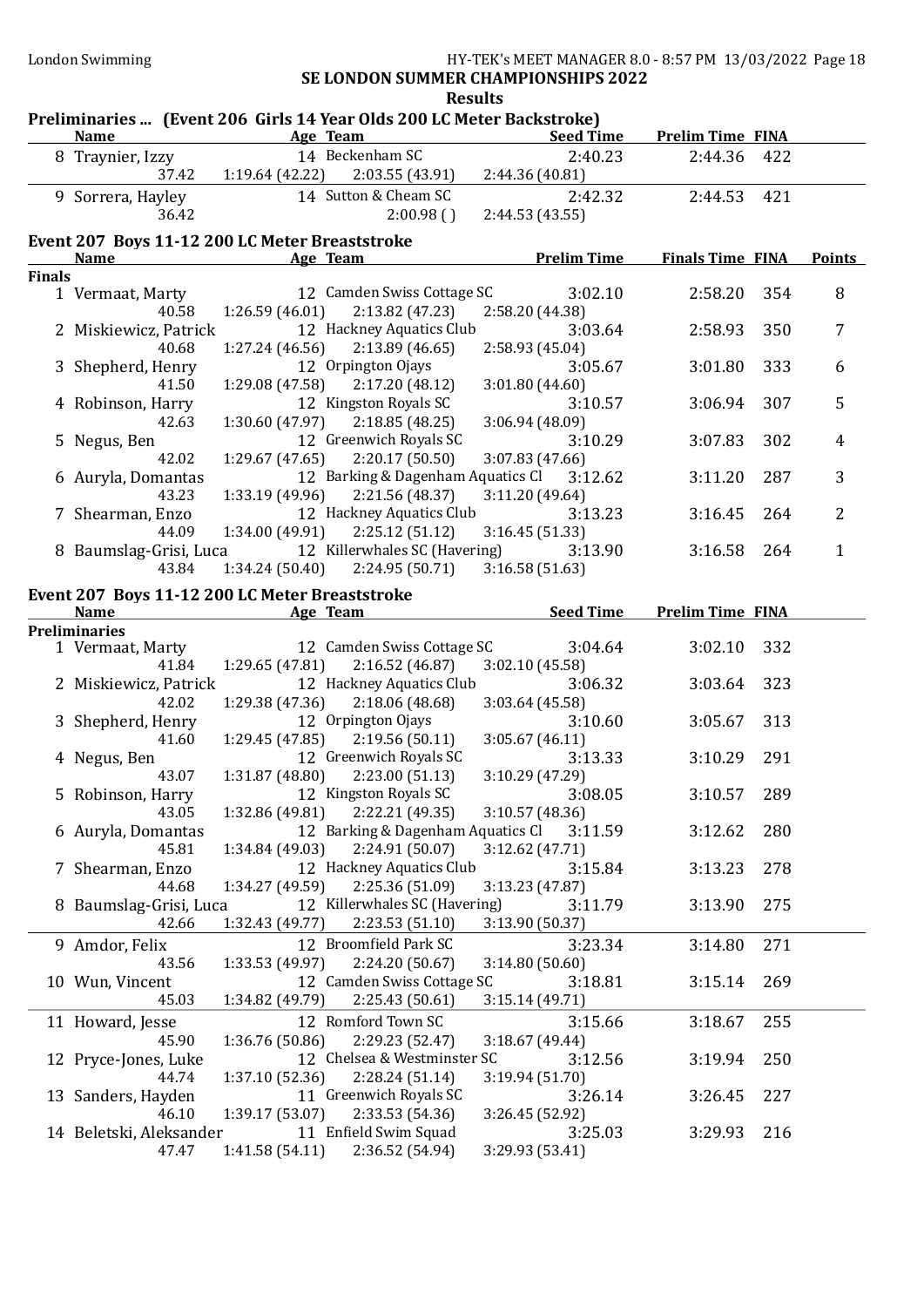## SE LONDON SUMMER CHAMPIONSHIPS 2022

### Results

#### Preliminaries ... (Event 206 Girls 14 Year Olds 200 LC Meter Backstroke)

| | Name | Age | Team | Seed Time | Prelim Time | FINA |
|---|---|---|---|---|---|---|
| 8 | Traynier, Izzy | 14 | Beckenham SC | 2:40.23 | 2:44.36 | 422 |
| | 37.42 | 1:19.64 (42.22) | 2:03.55 (43.91) | 2:44.36 (40.81) | | |
| 9 | Sorrera, Hayley | 14 | Sutton & Cheam SC | 2:42.32 | 2:44.53 | 421 |
| | 36.42 | | 2:00.98 ( ) | 2:44.53 (43.55) | | |

#### Event 207 Boys 11-12 200 LC Meter Breaststroke

| | Name | Age | Team | Prelim Time | Finals Time | FINA | Points |
|---|---|---|---|---|---|---|---|
| **Finals** | | | | | | | |
| 1 | Vermaat, Marty | 12 | Camden Swiss Cottage SC | 3:02.10 | 2:58.20 | 354 | 8 |
| | 40.58 | 1:26.59 (46.01) | 2:13.82 (47.23) | 2:58.20 (44.38) | | | |
| 2 | Miskiewicz, Patrick | 12 | Hackney Aquatics Club | 3:03.64 | 2:58.93 | 350 | 7 |
| | 40.68 | 1:27.24 (46.56) | 2:13.89 (46.65) | 2:58.93 (45.04) | | | |
| 3 | Shepherd, Henry | 12 | Orpington Ojays | 3:05.67 | 3:01.80 | 333 | 6 |
| | 41.50 | 1:29.08 (47.58) | 2:17.20 (48.12) | 3:01.80 (44.60) | | | |
| 4 | Robinson, Harry | 12 | Kingston Royals SC | 3:10.57 | 3:06.94 | 307 | 5 |
| | 42.63 | 1:30.60 (47.97) | 2:18.85 (48.25) | 3:06.94 (48.09) | | | |
| 5 | Negus, Ben | 12 | Greenwich Royals SC | 3:10.29 | 3:07.83 | 302 | 4 |
| | 42.02 | 1:29.67 (47.65) | 2:20.17 (50.50) | 3:07.83 (47.66) | | | |
| 6 | Auryla, Domantas | 12 | Barking & Dagenham Aquatics Cl | 3:12.62 | 3:11.20 | 287 | 3 |
| | 43.23 | 1:33.19 (49.96) | 2:21.56 (48.37) | 3:11.20 (49.64) | | | |
| 7 | Shearman, Enzo | 12 | Hackney Aquatics Club | 3:13.23 | 3:16.45 | 264 | 2 |
| | 44.09 | 1:34.00 (49.91) | 2:25.12 (51.12) | 3:16.45 (51.33) | | | |
| 8 | Baumslag-Grisi, Luca | 12 | Killerwhales SC (Havering) | 3:13.90 | 3:16.58 | 264 | 1 |
| | 43.84 | 1:34.24 (50.40) | 2:24.95 (50.71) | 3:16.58 (51.63) | | | |

#### Event 207 Boys 11-12 200 LC Meter Breaststroke

| | Name | Age | Team | Seed Time | Prelim Time | FINA |
|---|---|---|---|---|---|---|
| **Preliminaries** | | | | | | |
| 1 | Vermaat, Marty | 12 | Camden Swiss Cottage SC | 3:04.64 | 3:02.10 | 332 |
| | 41.84 | 1:29.65 (47.81) | 2:16.52 (46.87) | 3:02.10 (45.58) | | |
| 2 | Miskiewicz, Patrick | 12 | Hackney Aquatics Club | 3:06.32 | 3:03.64 | 323 |
| | 42.02 | 1:29.38 (47.36) | 2:18.06 (48.68) | 3:03.64 (45.58) | | |
| 3 | Shepherd, Henry | 12 | Orpington Ojays | 3:10.60 | 3:05.67 | 313 |
| | 41.60 | 1:29.45 (47.85) | 2:19.56 (50.11) | 3:05.67 (46.11) | | |
| 4 | Negus, Ben | 12 | Greenwich Royals SC | 3:13.33 | 3:10.29 | 291 |
| | 43.07 | 1:31.87 (48.80) | 2:23.00 (51.13) | 3:10.29 (47.29) | | |
| 5 | Robinson, Harry | 12 | Kingston Royals SC | 3:08.05 | 3:10.57 | 289 |
| | 43.05 | 1:32.86 (49.81) | 2:22.21 (49.35) | 3:10.57 (48.36) | | |
| 6 | Auryla, Domantas | 12 | Barking & Dagenham Aquatics Cl | 3:11.59 | 3:12.62 | 280 |
| | 45.81 | 1:34.84 (49.03) | 2:24.91 (50.07) | 3:12.62 (47.71) | | |
| 7 | Shearman, Enzo | 12 | Hackney Aquatics Club | 3:15.84 | 3:13.23 | 278 |
| | 44.68 | 1:34.27 (49.59) | 2:25.36 (51.09) | 3:13.23 (47.87) | | |
| 8 | Baumslag-Grisi, Luca | 12 | Killerwhales SC (Havering) | 3:11.79 | 3:13.90 | 275 |
| | 42.66 | 1:32.43 (49.77) | 2:23.53 (51.10) | 3:13.90 (50.37) | | |
| 9 | Amdor, Felix | 12 | Broomfield Park SC | 3:23.34 | 3:14.80 | 271 |
| | 43.56 | 1:33.53 (49.97) | 2:24.20 (50.67) | 3:14.80 (50.60) | | |
| 10 | Wun, Vincent | 12 | Camden Swiss Cottage SC | 3:18.81 | 3:15.14 | 269 |
| | 45.03 | 1:34.82 (49.79) | 2:25.43 (50.61) | 3:15.14 (49.71) | | |
| 11 | Howard, Jesse | 12 | Romford Town SC | 3:15.66 | 3:18.67 | 255 |
| | 45.90 | 1:36.76 (50.86) | 2:29.23 (52.47) | 3:18.67 (49.44) | | |
| 12 | Pryce-Jones, Luke | 12 | Chelsea & Westminster SC | 3:12.56 | 3:19.94 | 250 |
| | 44.74 | 1:37.10 (52.36) | 2:28.24 (51.14) | 3:19.94 (51.70) | | |
| 13 | Sanders, Hayden | 11 | Greenwich Royals SC | 3:26.14 | 3:26.45 | 227 |
| | 46.10 | 1:39.17 (53.07) | 2:33.53 (54.36) | 3:26.45 (52.92) | | |
| 14 | Beletski, Aleksander | 11 | Enfield Swim Squad | 3:25.03 | 3:29.93 | 216 |
| | 47.47 | 1:41.58 (54.11) | 2:36.52 (54.94) | 3:29.93 (53.41) | | |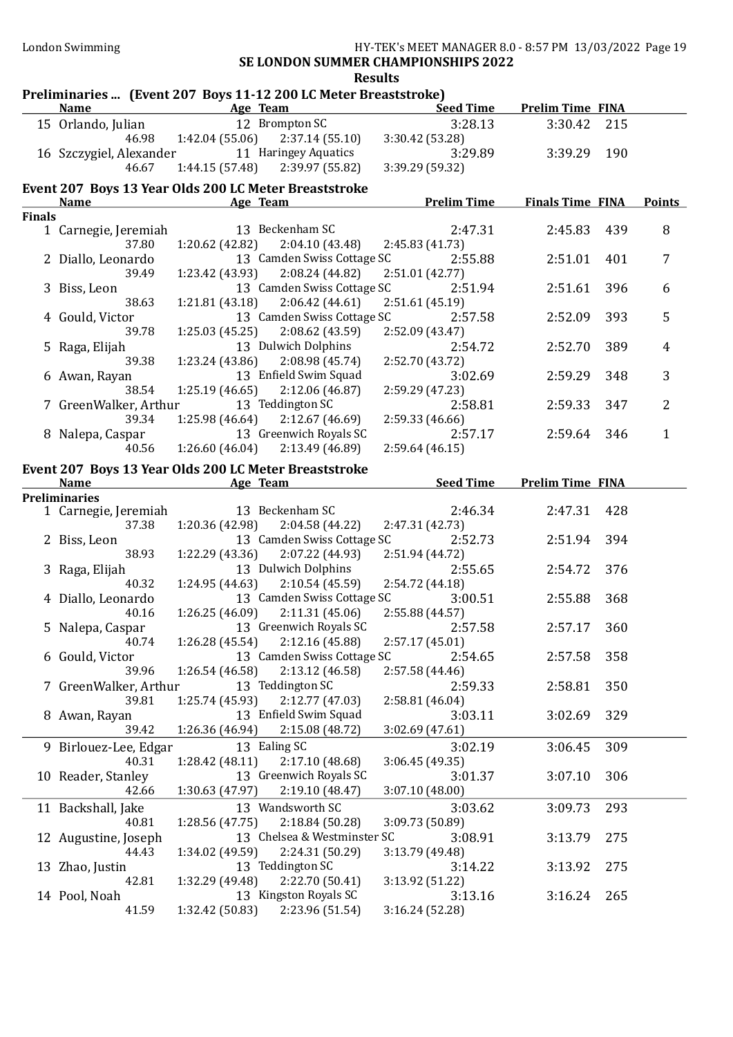SE LONDON SUMMER CHAMPIONSHIPS 2022

Results

## Preliminaries ... (Event 207 Boys 11-12 200 LC Meter Breaststroke)

| | Name | Age | Team | Seed Time | Prelim Time | FINA |
|---|---|---|---|---|---|---|
| 15 | Orlando, Julian | 12 | Brompton SC | 3:28.13 | 3:30.42 | 215 |
| | 46.98 | 1:42.04 (55.06) | 2:37.14 (55.10) | 3:30.42 (53.28) | | |
| 16 | Szczygiel, Alexander | 11 | Haringey Aquatics | 3:29.89 | 3:39.29 | 190 |
| | 46.67 | 1:44.15 (57.48) | 2:39.97 (55.82) | 3:39.29 (59.32) | | |

## Event 207 Boys 13 Year Olds 200 LC Meter Breaststroke

| | Name | Age | Team | Prelim Time | Finals Time | FINA | Points |
|---|---|---|---|---|---|---|---|
| **Finals** | | | | | | | |
| 1 | Carnegie, Jeremiah | 13 | Beckenham SC | 2:47.31 | 2:45.83 | 439 | 8 |
| | 37.80 | 1:20.62 (42.82) | 2:04.10 (43.48) | 2:45.83 (41.73) | | | |
| 2 | Diallo, Leonardo | 13 | Camden Swiss Cottage SC | 2:55.88 | 2:51.01 | 401 | 7 |
| | 39.49 | 1:23.42 (43.93) | 2:08.24 (44.82) | 2:51.01 (42.77) | | | |
| 3 | Biss, Leon | 13 | Camden Swiss Cottage SC | 2:51.94 | 2:51.61 | 396 | 6 |
| | 38.63 | 1:21.81 (43.18) | 2:06.42 (44.61) | 2:51.61 (45.19) | | | |
| 4 | Gould, Victor | 13 | Camden Swiss Cottage SC | 2:57.58 | 2:52.09 | 393 | 5 |
| | 39.78 | 1:25.03 (45.25) | 2:08.62 (43.59) | 2:52.09 (43.47) | | | |
| 5 | Raga, Elijah | 13 | Dulwich Dolphins | 2:54.72 | 2:52.70 | 389 | 4 |
| | 39.38 | 1:23.24 (43.86) | 2:08.98 (45.74) | 2:52.70 (43.72) | | | |
| 6 | Awan, Rayan | 13 | Enfield Swim Squad | 3:02.69 | 2:59.29 | 348 | 3 |
| | 38.54 | 1:25.19 (46.65) | 2:12.06 (46.87) | 2:59.29 (47.23) | | | |
| 7 | GreenWalker, Arthur | 13 | Teddington SC | 2:58.81 | 2:59.33 | 347 | 2 |
| | 39.34 | 1:25.98 (46.64) | 2:12.67 (46.69) | 2:59.33 (46.66) | | | |
| 8 | Nalepa, Caspar | 13 | Greenwich Royals SC | 2:57.17 | 2:59.64 | 346 | 1 |
| | 40.56 | 1:26.60 (46.04) | 2:13.49 (46.89) | 2:59.64 (46.15) | | | |

## Event 207 Boys 13 Year Olds 200 LC Meter Breaststroke

| | Name | Age | Team | Seed Time | Prelim Time | FINA |
|---|---|---|---|---|---|---|
| **Preliminaries** | | | | | | |
| 1 | Carnegie, Jeremiah | 13 | Beckenham SC | 2:46.34 | 2:47.31 | 428 |
| | 37.38 | 1:20.36 (42.98) | 2:04.58 (44.22) | 2:47.31 (42.73) | | |
| 2 | Biss, Leon | 13 | Camden Swiss Cottage SC | 2:52.73 | 2:51.94 | 394 |
| | 38.93 | 1:22.29 (43.36) | 2:07.22 (44.93) | 2:51.94 (44.72) | | |
| 3 | Raga, Elijah | 13 | Dulwich Dolphins | 2:55.65 | 2:54.72 | 376 |
| | 40.32 | 1:24.95 (44.63) | 2:10.54 (45.59) | 2:54.72 (44.18) | | |
| 4 | Diallo, Leonardo | 13 | Camden Swiss Cottage SC | 3:00.51 | 2:55.88 | 368 |
| | 40.16 | 1:26.25 (46.09) | 2:11.31 (45.06) | 2:55.88 (44.57) | | |
| 5 | Nalepa, Caspar | 13 | Greenwich Royals SC | 2:57.58 | 2:57.17 | 360 |
| | 40.74 | 1:26.28 (45.54) | 2:12.16 (45.88) | 2:57.17 (45.01) | | |
| 6 | Gould, Victor | 13 | Camden Swiss Cottage SC | 2:54.65 | 2:57.58 | 358 |
| | 39.96 | 1:26.54 (46.58) | 2:13.12 (46.58) | 2:57.58 (44.46) | | |
| 7 | GreenWalker, Arthur | 13 | Teddington SC | 2:59.33 | 2:58.81 | 350 |
| | 39.81 | 1:25.74 (45.93) | 2:12.77 (47.03) | 2:58.81 (46.04) | | |
| 8 | Awan, Rayan | 13 | Enfield Swim Squad | 3:03.11 | 3:02.69 | 329 |
| | 39.42 | 1:26.36 (46.94) | 2:15.08 (48.72) | 3:02.69 (47.61) | | |
| 9 | Birlouez-Lee, Edgar | 13 | Ealing SC | 3:02.19 | 3:06.45 | 309 |
| | 40.31 | 1:28.42 (48.11) | 2:17.10 (48.68) | 3:06.45 (49.35) | | |
| 10 | Reader, Stanley | 13 | Greenwich Royals SC | 3:01.37 | 3:07.10 | 306 |
| | 42.66 | 1:30.63 (47.97) | 2:19.10 (48.47) | 3:07.10 (48.00) | | |
| 11 | Backshall, Jake | 13 | Wandsworth SC | 3:03.62 | 3:09.73 | 293 |
| | 40.81 | 1:28.56 (47.75) | 2:18.84 (50.28) | 3:09.73 (50.89) | | |
| 12 | Augustine, Joseph | 13 | Chelsea & Westminster SC | 3:08.91 | 3:13.79 | 275 |
| | 44.43 | 1:34.02 (49.59) | 2:24.31 (50.29) | 3:13.79 (49.48) | | |
| 13 | Zhao, Justin | 13 | Teddington SC | 3:14.22 | 3:13.92 | 275 |
| | 42.81 | 1:32.29 (49.48) | 2:22.70 (50.41) | 3:13.92 (51.22) | | |
| 14 | Pool, Noah | 13 | Kingston Royals SC | 3:13.16 | 3:16.24 | 265 |
| | 41.59 | 1:32.42 (50.83) | 2:23.96 (51.54) | 3:16.24 (52.28) | | |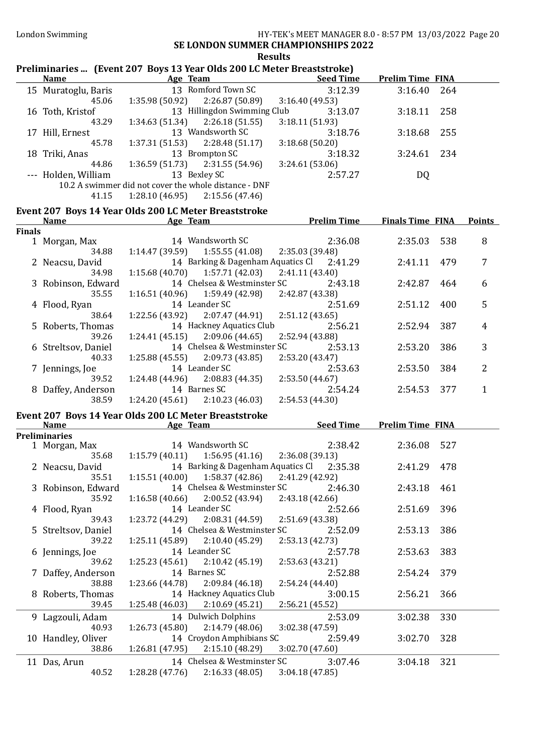**SE LONDON SUMMER CHAMPIONSHIPS 2022**

**Results**

## Preliminaries ... (Event 207 Boys 13 Year Olds 200 LC Meter Breaststroke)

| | Name | Age | Team | Seed Time | Prelim Time | FINA |
|---|---|---|---|---|---|---|
| 15 | Muratoglu, Baris | 13 | Romford Town SC | 3:12.39 | 3:16.40 | 264 |
| | 45.06 | 1:35.98 (50.92) | 2:26.87 (50.89) | 3:16.40 (49.53) | | |
| 16 | Toth, Kristof | 13 | Hillingdon Swimming Club | 3:13.07 | 3:18.11 | 258 |
| | 43.29 | 1:34.63 (51.34) | 2:26.18 (51.55) | 3:18.11 (51.93) | | |
| 17 | Hill, Ernest | 13 | Wandsworth SC | 3:18.76 | 3:18.68 | 255 |
| | 45.78 | 1:37.31 (51.53) | 2:28.48 (51.17) | 3:18.68 (50.20) | | |
| 18 | Triki, Anas | 13 | Brompton SC | 3:18.32 | 3:24.61 | 234 |
| | 44.86 | 1:36.59 (51.73) | 2:31.55 (54.96) | 3:24.61 (53.06) | | |
| --- | Holden, William | 13 | Bexley SC | 2:57.27 | DQ | |
| | 10.2 A swimmer did not cover the whole distance - DNF | | | | | |
| | 41.15 | 1:28.10 (46.95) | 2:15.56 (47.46) | | | |

## Event 207 Boys 14 Year Olds 200 LC Meter Breaststroke

| | Name | Age | Team | Prelim Time | Finals Time | FINA | Points |
|---|---|---|---|---|---|---|---|
| **Finals** | | | | | | | |
| 1 | Morgan, Max | 14 | Wandsworth SC | 2:36.08 | 2:35.03 | 538 | 8 |
| | 34.88 | 1:14.47 (39.59) | 1:55.55 (41.08) | 2:35.03 (39.48) | | | |
| 2 | Neacsu, David | 14 | Barking & Dagenham Aquatics Cl | 2:41.29 | 2:41.11 | 479 | 7 |
| | 34.98 | 1:15.68 (40.70) | 1:57.71 (42.03) | 2:41.11 (43.40) | | | |
| 3 | Robinson, Edward | 14 | Chelsea & Westminster SC | 2:43.18 | 2:42.87 | 464 | 6 |
| | 35.55 | 1:16.51 (40.96) | 1:59.49 (42.98) | 2:42.87 (43.38) | | | |
| 4 | Flood, Ryan | 14 | Leander SC | 2:51.69 | 2:51.12 | 400 | 5 |
| | 38.64 | 1:22.56 (43.92) | 2:07.47 (44.91) | 2:51.12 (43.65) | | | |
| 5 | Roberts, Thomas | 14 | Hackney Aquatics Club | 2:56.21 | 2:52.94 | 387 | 4 |
| | 39.26 | 1:24.41 (45.15) | 2:09.06 (44.65) | 2:52.94 (43.88) | | | |
| 6 | Streltsov, Daniel | 14 | Chelsea & Westminster SC | 2:53.13 | 2:53.20 | 386 | 3 |
| | 40.33 | 1:25.88 (45.55) | 2:09.73 (43.85) | 2:53.20 (43.47) | | | |
| 7 | Jennings, Joe | 14 | Leander SC | 2:53.63 | 2:53.50 | 384 | 2 |
| | 39.52 | 1:24.48 (44.96) | 2:08.83 (44.35) | 2:53.50 (44.67) | | | |
| 8 | Daffey, Anderson | 14 | Barnes SC | 2:54.24 | 2:54.53 | 377 | 1 |
| | 38.59 | 1:24.20 (45.61) | 2:10.23 (46.03) | 2:54.53 (44.30) | | | |

## Event 207 Boys 14 Year Olds 200 LC Meter Breaststroke

| | Name | Age | Team | Seed Time | Prelim Time | FINA |
|---|---|---|---|---|---|---|
| **Preliminaries** | | | | | | |
| 1 | Morgan, Max | 14 | Wandsworth SC | 2:38.42 | 2:36.08 | 527 |
| | 35.68 | 1:15.79 (40.11) | 1:56.95 (41.16) | 2:36.08 (39.13) | | |
| 2 | Neacsu, David | 14 | Barking & Dagenham Aquatics Cl | 2:35.38 | 2:41.29 | 478 |
| | 35.51 | 1:15.51 (40.00) | 1:58.37 (42.86) | 2:41.29 (42.92) | | |
| 3 | Robinson, Edward | 14 | Chelsea & Westminster SC | 2:46.30 | 2:43.18 | 461 |
| | 35.92 | 1:16.58 (40.66) | 2:00.52 (43.94) | 2:43.18 (42.66) | | |
| 4 | Flood, Ryan | 14 | Leander SC | 2:52.66 | 2:51.69 | 396 |
| | 39.43 | 1:23.72 (44.29) | 2:08.31 (44.59) | 2:51.69 (43.38) | | |
| 5 | Streltsov, Daniel | 14 | Chelsea & Westminster SC | 2:52.09 | 2:53.13 | 386 |
| | 39.22 | 1:25.11 (45.89) | 2:10.40 (45.29) | 2:53.13 (42.73) | | |
| 6 | Jennings, Joe | 14 | Leander SC | 2:57.78 | 2:53.63 | 383 |
| | 39.62 | 1:25.23 (45.61) | 2:10.42 (45.19) | 2:53.63 (43.21) | | |
| 7 | Daffey, Anderson | 14 | Barnes SC | 2:52.88 | 2:54.24 | 379 |
| | 38.88 | 1:23.66 (44.78) | 2:09.84 (46.18) | 2:54.24 (44.40) | | |
| 8 | Roberts, Thomas | 14 | Hackney Aquatics Club | 3:00.15 | 2:56.21 | 366 |
| | 39.45 | 1:25.48 (46.03) | 2:10.69 (45.21) | 2:56.21 (45.52) | | |
| 9 | Lagzouli, Adam | 14 | Dulwich Dolphins | 2:53.09 | 3:02.38 | 330 |
| | 40.93 | 1:26.73 (45.80) | 2:14.79 (48.06) | 3:02.38 (47.59) | | |
| 10 | Handley, Oliver | 14 | Croydon Amphibians SC | 2:59.49 | 3:02.70 | 328 |
| | 38.86 | 1:26.81 (47.95) | 2:15.10 (48.29) | 3:02.70 (47.60) | | |
| 11 | Das, Arun | 14 | Chelsea & Westminster SC | 3:07.46 | 3:04.18 | 321 |
| | 40.52 | 1:28.28 (47.76) | 2:16.33 (48.05) | 3:04.18 (47.85) | | |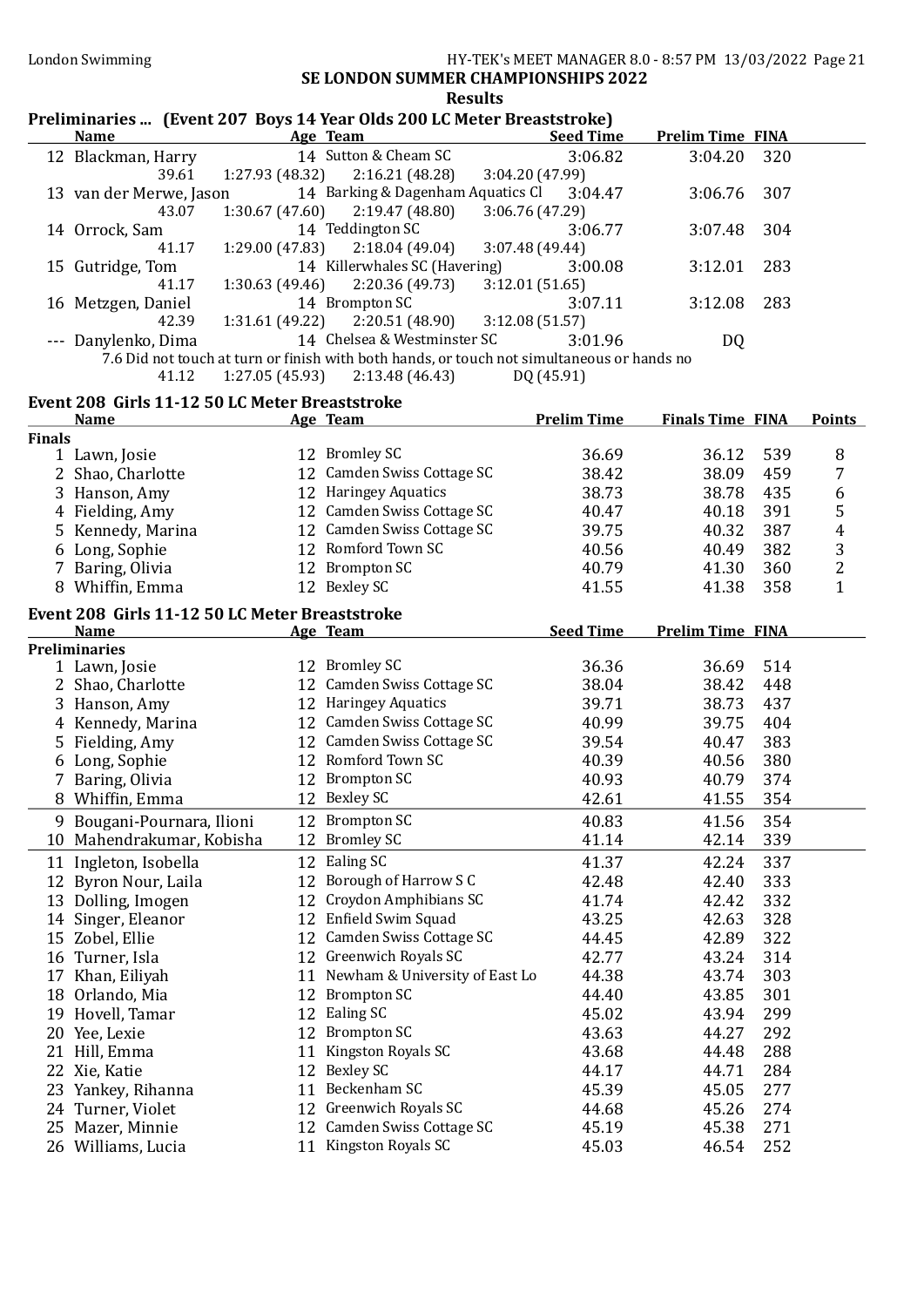## SE LONDON SUMMER CHAMPIONSHIPS 2022

### Results

### Preliminaries ... (Event 207 Boys 14 Year Olds 200 LC Meter Breaststroke)

| | Name | Age | Team | Seed Time | Prelim Time | FINA |
|---|---|---|---|---|---|---|
| 12 | Blackman, Harry | 14 | Sutton & Cheam SC | 3:06.82 | 3:04.20 | 320 |
| | 39.61 | | 1:27.93 (48.32) 2:16.21 (48.28) 3:04.20 (47.99) | | | |
| 13 | van der Merwe, Jason | 14 | Barking & Dagenham Aquatics Cl | 3:04.47 | 3:06.76 | 307 |
| | 43.07 | | 1:30.67 (47.60) 2:19.47 (48.80) 3:06.76 (47.29) | | | |
| 14 | Orrock, Sam | 14 | Teddington SC | 3:06.77 | 3:07.48 | 304 |
| | 41.17 | | 1:29.00 (47.83) 2:18.04 (49.04) 3:07.48 (49.44) | | | |
| 15 | Gutridge, Tom | 14 | Killerwhales SC (Havering) | 3:00.08 | 3:12.01 | 283 |
| | 41.17 | | 1:30.63 (49.46) 2:20.36 (49.73) 3:12.01 (51.65) | | | |
| 16 | Metzgen, Daniel | 14 | Brompton SC | 3:07.11 | 3:12.08 | 283 |
| | 42.39 | | 1:31.61 (49.22) 2:20.51 (48.90) 3:12.08 (51.57) | | | |
| --- | Danylenko, Dima | 14 | Chelsea & Westminster SC | 3:01.96 | DQ | |
| | 7.6 Did not touch at turn or finish with both hands, or touch not simultaneous or hands no | | | | | |
| | 41.12 | | 1:27.05 (45.93) 2:13.48 (46.43) DQ (45.91) | | | |

### Event 208 Girls 11-12 50 LC Meter Breaststroke

| | Name | Age | Team | Prelim Time | Finals Time | FINA | Points |
|---|---|---|---|---|---|---|---|
| **Finals** | | | | | | | |
| 1 | Lawn, Josie | 12 | Bromley SC | 36.69 | 36.12 | 539 | 8 |
| 2 | Shao, Charlotte | 12 | Camden Swiss Cottage SC | 38.42 | 38.09 | 459 | 7 |
| 3 | Hanson, Amy | 12 | Haringey Aquatics | 38.73 | 38.78 | 435 | 6 |
| 4 | Fielding, Amy | 12 | Camden Swiss Cottage SC | 40.47 | 40.18 | 391 | 5 |
| 5 | Kennedy, Marina | 12 | Camden Swiss Cottage SC | 39.75 | 40.32 | 387 | 4 |
| 6 | Long, Sophie | 12 | Romford Town SC | 40.56 | 40.49 | 382 | 3 |
| 7 | Baring, Olivia | 12 | Brompton SC | 40.79 | 41.30 | 360 | 2 |
| 8 | Whiffin, Emma | 12 | Bexley SC | 41.55 | 41.38 | 358 | 1 |

### Event 208 Girls 11-12 50 LC Meter Breaststroke

| | Name | Age | Team | Seed Time | Prelim Time | FINA |
|---|---|---|---|---|---|---|
| **Preliminaries** | | | | | | |
| 1 | Lawn, Josie | 12 | Bromley SC | 36.36 | 36.69 | 514 |
| 2 | Shao, Charlotte | 12 | Camden Swiss Cottage SC | 38.04 | 38.42 | 448 |
| 3 | Hanson, Amy | 12 | Haringey Aquatics | 39.71 | 38.73 | 437 |
| 4 | Kennedy, Marina | 12 | Camden Swiss Cottage SC | 40.99 | 39.75 | 404 |
| 5 | Fielding, Amy | 12 | Camden Swiss Cottage SC | 39.54 | 40.47 | 383 |
| 6 | Long, Sophie | 12 | Romford Town SC | 40.39 | 40.56 | 380 |
| 7 | Baring, Olivia | 12 | Brompton SC | 40.93 | 40.79 | 374 |
| 8 | Whiffin, Emma | 12 | Bexley SC | 42.61 | 41.55 | 354 |
| 9 | Bougani-Pournara, Ilioni | 12 | Brompton SC | 40.83 | 41.56 | 354 |
| 10 | Mahendrakumar, Kobisha | 12 | Bromley SC | 41.14 | 42.14 | 339 |
| 11 | Ingleton, Isobella | 12 | Ealing SC | 41.37 | 42.24 | 337 |
| 12 | Byron Nour, Laila | 12 | Borough of Harrow S C | 42.48 | 42.40 | 333 |
| 13 | Dolling, Imogen | 12 | Croydon Amphibians SC | 41.74 | 42.42 | 332 |
| 14 | Singer, Eleanor | 12 | Enfield Swim Squad | 43.25 | 42.63 | 328 |
| 15 | Zobel, Ellie | 12 | Camden Swiss Cottage SC | 44.45 | 42.89 | 322 |
| 16 | Turner, Isla | 12 | Greenwich Royals SC | 42.77 | 43.24 | 314 |
| 17 | Khan, Eiliyah | 11 | Newham & University of East Lo | 44.38 | 43.74 | 303 |
| 18 | Orlando, Mia | 12 | Brompton SC | 44.40 | 43.85 | 301 |
| 19 | Hovell, Tamar | 12 | Ealing SC | 45.02 | 43.94 | 299 |
| 20 | Yee, Lexie | 12 | Brompton SC | 43.63 | 44.27 | 292 |
| 21 | Hill, Emma | 11 | Kingston Royals SC | 43.68 | 44.48 | 288 |
| 22 | Xie, Katie | 12 | Bexley SC | 44.17 | 44.71 | 284 |
| 23 | Yankey, Rihanna | 11 | Beckenham SC | 45.39 | 45.05 | 277 |
| 24 | Turner, Violet | 12 | Greenwich Royals SC | 44.68 | 45.26 | 274 |
| 25 | Mazer, Minnie | 12 | Camden Swiss Cottage SC | 45.19 | 45.38 | 271 |
| 26 | Williams, Lucia | 11 | Kingston Royals SC | 45.03 | 46.54 | 252 |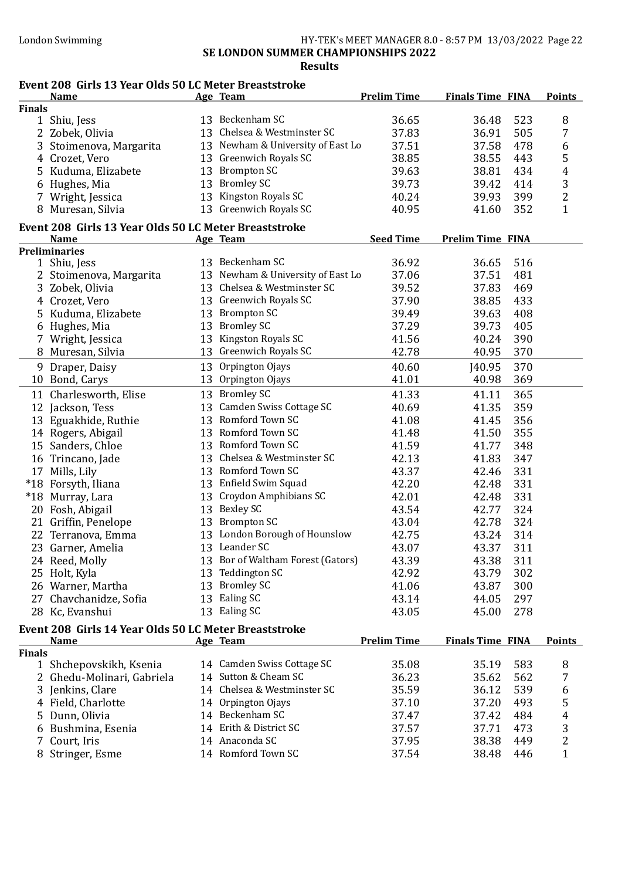## SE LONDON SUMMER CHAMPIONSHIPS 2022

### Results

#### Event 208 Girls 13 Year Olds 50 LC Meter Breaststroke

| | Name | Age | Team | Prelim Time | Finals Time | FINA | Points |
|---|---|---|---|---|---|---|---|
| **Finals** | | | | | | | |
| 1 | Shiu, Jess | 13 | Beckenham SC | 36.65 | 36.48 | 523 | 8 |
| 2 | Zobek, Olivia | 13 | Chelsea & Westminster SC | 37.83 | 36.91 | 505 | 7 |
| 3 | Stoimenova, Margarita | 13 | Newham & University of East Lo | 37.51 | 37.58 | 478 | 6 |
| 4 | Crozet, Vero | 13 | Greenwich Royals SC | 38.85 | 38.55 | 443 | 5 |
| 5 | Kuduma, Elizabete | 13 | Brompton SC | 39.63 | 38.81 | 434 | 4 |
| 6 | Hughes, Mia | 13 | Bromley SC | 39.73 | 39.42 | 414 | 3 |
| 7 | Wright, Jessica | 13 | Kingston Royals SC | 40.24 | 39.93 | 399 | 2 |
| 8 | Muresan, Silvia | 13 | Greenwich Royals SC | 40.95 | 41.60 | 352 | 1 |

#### Event 208 Girls 13 Year Olds 50 LC Meter Breaststroke

| | Name | Age | Team | Seed Time | Prelim Time | FINA |
|---|---|---|---|---|---|---|
| **Preliminaries** | | | | | | |
| 1 | Shiu, Jess | 13 | Beckenham SC | 36.92 | 36.65 | 516 |
| 2 | Stoimenova, Margarita | 13 | Newham & University of East Lo | 37.06 | 37.51 | 481 |
| 3 | Zobek, Olivia | 13 | Chelsea & Westminster SC | 39.52 | 37.83 | 469 |
| 4 | Crozet, Vero | 13 | Greenwich Royals SC | 37.90 | 38.85 | 433 |
| 5 | Kuduma, Elizabete | 13 | Brompton SC | 39.49 | 39.63 | 408 |
| 6 | Hughes, Mia | 13 | Bromley SC | 37.29 | 39.73 | 405 |
| 7 | Wright, Jessica | 13 | Kingston Royals SC | 41.56 | 40.24 | 390 |
| 8 | Muresan, Silvia | 13 | Greenwich Royals SC | 42.78 | 40.95 | 370 |
| 9 | Draper, Daisy | 13 | Orpington Ojays | 40.60 | J40.95 | 370 |
| 10 | Bond, Carys | 13 | Orpington Ojays | 41.01 | 40.98 | 369 |
| 11 | Charlesworth, Elise | 13 | Bromley SC | 41.33 | 41.11 | 365 |
| 12 | Jackson, Tess | 13 | Camden Swiss Cottage SC | 40.69 | 41.35 | 359 |
| 13 | Eguakhide, Ruthie | 13 | Romford Town SC | 41.08 | 41.45 | 356 |
| 14 | Rogers, Abigail | 13 | Romford Town SC | 41.48 | 41.50 | 355 |
| 15 | Sanders, Chloe | 13 | Romford Town SC | 41.59 | 41.77 | 348 |
| 16 | Trincano, Jade | 13 | Chelsea & Westminster SC | 42.13 | 41.83 | 347 |
| 17 | Mills, Lily | 13 | Romford Town SC | 43.37 | 42.46 | 331 |
| *18 | Forsyth, Iliana | 13 | Enfield Swim Squad | 42.20 | 42.48 | 331 |
| *18 | Murray, Lara | 13 | Croydon Amphibians SC | 42.01 | 42.48 | 331 |
| 20 | Fosh, Abigail | 13 | Bexley SC | 43.54 | 42.77 | 324 |
| 21 | Griffin, Penelope | 13 | Brompton SC | 43.04 | 42.78 | 324 |
| 22 | Terranova, Emma | 13 | London Borough of Hounslow | 42.75 | 43.24 | 314 |
| 23 | Garner, Amelia | 13 | Leander SC | 43.07 | 43.37 | 311 |
| 24 | Reed, Molly | 13 | Bor of Waltham Forest (Gators) | 43.39 | 43.38 | 311 |
| 25 | Holt, Kyla | 13 | Teddington SC | 42.92 | 43.79 | 302 |
| 26 | Warner, Martha | 13 | Bromley SC | 41.06 | 43.87 | 300 |
| 27 | Chavchanidze, Sofia | 13 | Ealing SC | 43.14 | 44.05 | 297 |
| 28 | Kc, Evanshui | 13 | Ealing SC | 43.05 | 45.00 | 278 |

#### Event 208 Girls 14 Year Olds 50 LC Meter Breaststroke

| | Name | Age | Team | Prelim Time | Finals Time | FINA | Points |
|---|---|---|---|---|---|---|---|
| **Finals** | | | | | | | |
| 1 | Shchepovskikh, Ksenia | 14 | Camden Swiss Cottage SC | 35.08 | 35.19 | 583 | 8 |
| 2 | Ghedu-Molinari, Gabriela | 14 | Sutton & Cheam SC | 36.23 | 35.62 | 562 | 7 |
| 3 | Jenkins, Clare | 14 | Chelsea & Westminster SC | 35.59 | 36.12 | 539 | 6 |
| 4 | Field, Charlotte | 14 | Orpington Ojays | 37.10 | 37.20 | 493 | 5 |
| 5 | Dunn, Olivia | 14 | Beckenham SC | 37.47 | 37.42 | 484 | 4 |
| 6 | Bushmina, Esenia | 14 | Erith & District SC | 37.57 | 37.71 | 473 | 3 |
| 7 | Court, Iris | 14 | Anaconda SC | 37.95 | 38.38 | 449 | 2 |
| 8 | Stringer, Esme | 14 | Romford Town SC | 37.54 | 38.48 | 446 | 1 |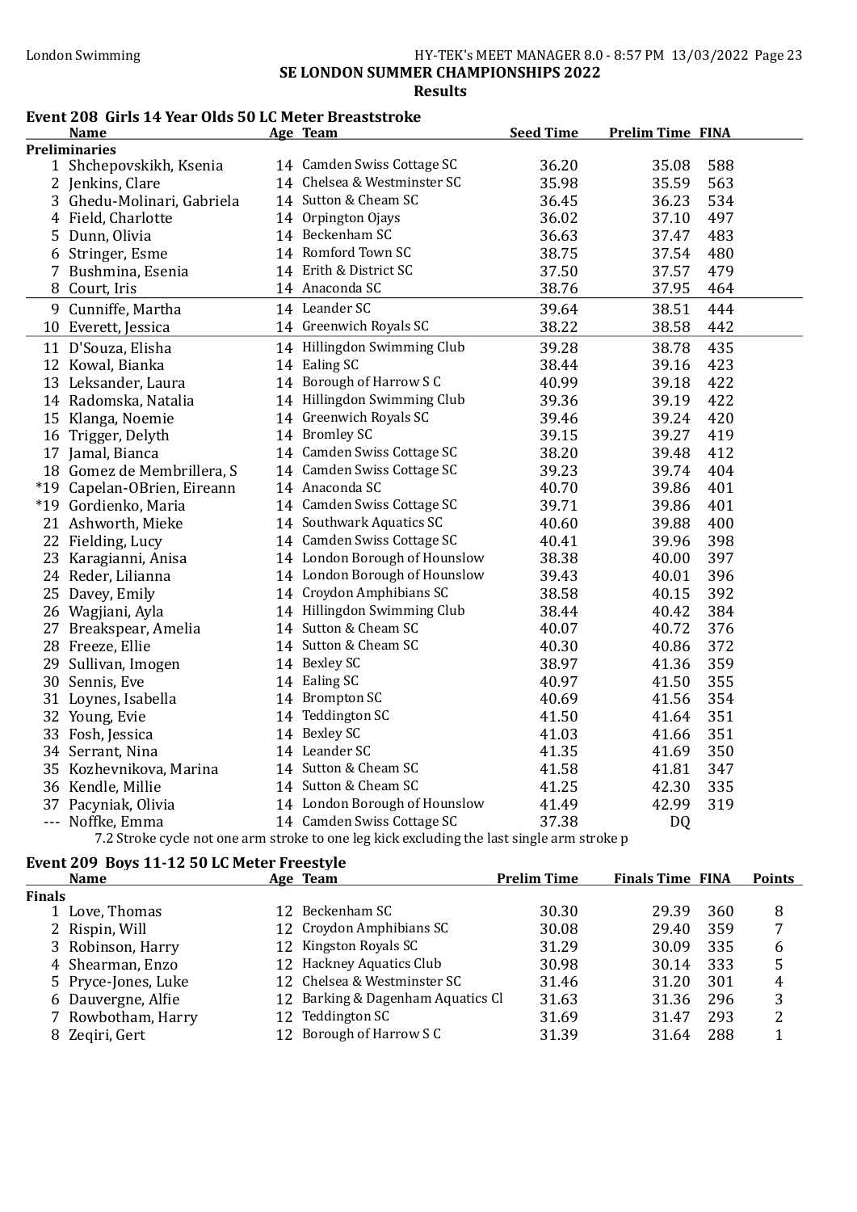SE LONDON SUMMER CHAMPIONSHIPS 2022

Results

## Event 208 Girls 14 Year Olds 50 LC Meter Breaststroke

| | Name | Age | Team | Seed Time | Prelim Time | FINA |
|---|---|---|---|---|---|---|
| **Preliminaries** | | | | | | |
| 1 | Shchepovskikh, Ksenia | 14 | Camden Swiss Cottage SC | 36.20 | 35.08 | 588 |
| 2 | Jenkins, Clare | 14 | Chelsea & Westminster SC | 35.98 | 35.59 | 563 |
| 3 | Ghedu-Molinari, Gabriela | 14 | Sutton & Cheam SC | 36.45 | 36.23 | 534 |
| 4 | Field, Charlotte | 14 | Orpington Ojays | 36.02 | 37.10 | 497 |
| 5 | Dunn, Olivia | 14 | Beckenham SC | 36.63 | 37.47 | 483 |
| 6 | Stringer, Esme | 14 | Romford Town SC | 38.75 | 37.54 | 480 |
| 7 | Bushmina, Esenia | 14 | Erith & District SC | 37.50 | 37.57 | 479 |
| 8 | Court, Iris | 14 | Anaconda SC | 38.76 | 37.95 | 464 |
| 9 | Cunniffe, Martha | 14 | Leander SC | 39.64 | 38.51 | 444 |
| 10 | Everett, Jessica | 14 | Greenwich Royals SC | 38.22 | 38.58 | 442 |
| 11 | D'Souza, Elisha | 14 | Hillingdon Swimming Club | 39.28 | 38.78 | 435 |
| 12 | Kowal, Bianka | 14 | Ealing SC | 38.44 | 39.16 | 423 |
| 13 | Leksander, Laura | 14 | Borough of Harrow S C | 40.99 | 39.18 | 422 |
| 14 | Radomska, Natalia | 14 | Hillingdon Swimming Club | 39.36 | 39.19 | 422 |
| 15 | Klanga, Noemie | 14 | Greenwich Royals SC | 39.46 | 39.24 | 420 |
| 16 | Trigger, Delyth | 14 | Bromley SC | 39.15 | 39.27 | 419 |
| 17 | Jamal, Bianca | 14 | Camden Swiss Cottage SC | 38.20 | 39.48 | 412 |
| 18 | Gomez de Membrillera, S | 14 | Camden Swiss Cottage SC | 39.23 | 39.74 | 404 |
| *19 | Capelan-OBrien, Eireann | 14 | Anaconda SC | 40.70 | 39.86 | 401 |
| *19 | Gordienko, Maria | 14 | Camden Swiss Cottage SC | 39.71 | 39.86 | 401 |
| 21 | Ashworth, Mieke | 14 | Southwark Aquatics SC | 40.60 | 39.88 | 400 |
| 22 | Fielding, Lucy | 14 | Camden Swiss Cottage SC | 40.41 | 39.96 | 398 |
| 23 | Karagianni, Anisa | 14 | London Borough of Hounslow | 38.38 | 40.00 | 397 |
| 24 | Reder, Lilianna | 14 | London Borough of Hounslow | 39.43 | 40.01 | 396 |
| 25 | Davey, Emily | 14 | Croydon Amphibians SC | 38.58 | 40.15 | 392 |
| 26 | Wagjiani, Ayla | 14 | Hillingdon Swimming Club | 38.44 | 40.42 | 384 |
| 27 | Breakspear, Amelia | 14 | Sutton & Cheam SC | 40.07 | 40.72 | 376 |
| 28 | Freeze, Ellie | 14 | Sutton & Cheam SC | 40.30 | 40.86 | 372 |
| 29 | Sullivan, Imogen | 14 | Bexley SC | 38.97 | 41.36 | 359 |
| 30 | Sennis, Eve | 14 | Ealing SC | 40.97 | 41.50 | 355 |
| 31 | Loynes, Isabella | 14 | Brompton SC | 40.69 | 41.56 | 354 |
| 32 | Young, Evie | 14 | Teddington SC | 41.50 | 41.64 | 351 |
| 33 | Fosh, Jessica | 14 | Bexley SC | 41.03 | 41.66 | 351 |
| 34 | Serrant, Nina | 14 | Leander SC | 41.35 | 41.69 | 350 |
| 35 | Kozhevnikova, Marina | 14 | Sutton & Cheam SC | 41.58 | 41.81 | 347 |
| 36 | Kendle, Millie | 14 | Sutton & Cheam SC | 41.25 | 42.30 | 335 |
| 37 | Pacyniak, Olivia | 14 | London Borough of Hounslow | 41.49 | 42.99 | 319 |
| --- | Noffke, Emma | 14 | Camden Swiss Cottage SC | 37.38 | DQ | |

7.2 Stroke cycle not one arm stroke to one leg kick excluding the last single arm stroke p

## Event 209 Boys 11-12 50 LC Meter Freestyle

| | Name | Age | Team | Prelim Time | Finals Time | FINA | Points |
|---|---|---|---|---|---|---|---|
| **Finals** | | | | | | | |
| 1 | Love, Thomas | 12 | Beckenham SC | 30.30 | 29.39 | 360 | 8 |
| 2 | Rispin, Will | 12 | Croydon Amphibians SC | 30.08 | 29.40 | 359 | 7 |
| 3 | Robinson, Harry | 12 | Kingston Royals SC | 31.29 | 30.09 | 335 | 6 |
| 4 | Shearman, Enzo | 12 | Hackney Aquatics Club | 30.98 | 30.14 | 333 | 5 |
| 5 | Pryce-Jones, Luke | 12 | Chelsea & Westminster SC | 31.46 | 31.20 | 301 | 4 |
| 6 | Dauvergne, Alfie | 12 | Barking & Dagenham Aquatics Cl | 31.63 | 31.36 | 296 | 3 |
| 7 | Rowbotham, Harry | 12 | Teddington SC | 31.69 | 31.47 | 293 | 2 |
| 8 | Zeqiri, Gert | 12 | Borough of Harrow S C | 31.39 | 31.64 | 288 | 1 |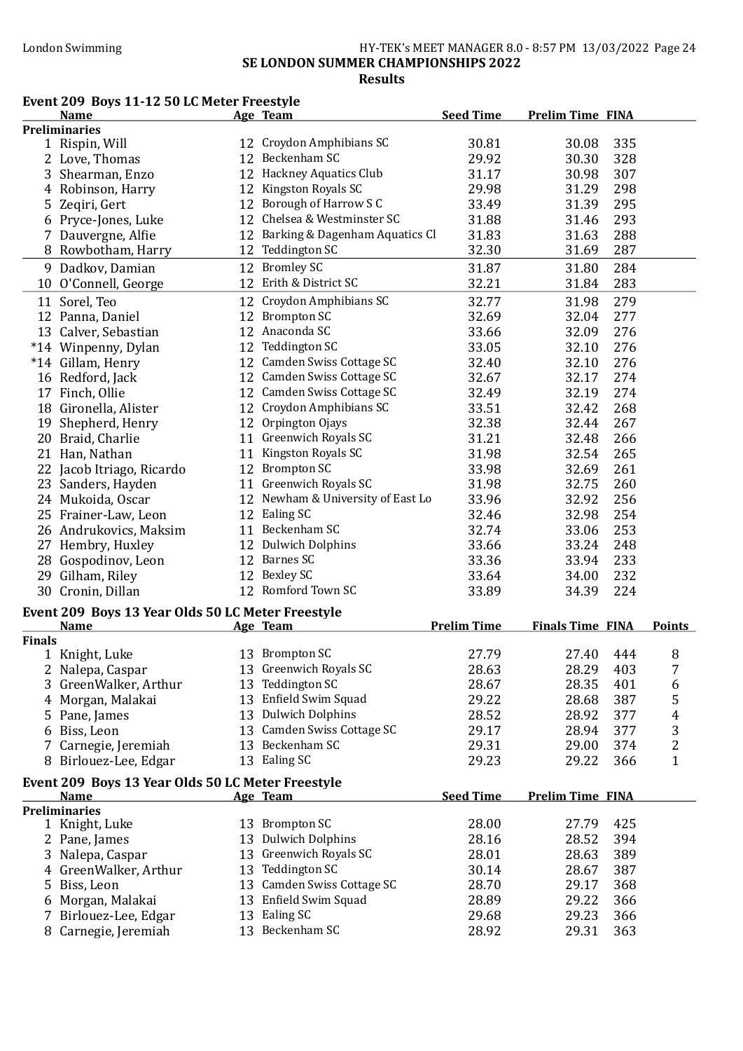SE LONDON SUMMER CHAMPIONSHIPS 2022

Results

## Event 209 Boys 11-12 50 LC Meter Freestyle

| | Name | Age | Team | Seed Time | Prelim Time | FINA |
|---|---|---|---|---|---|---|
| **Preliminaries** | | | | | | |
| 1 | Rispin, Will | 12 | Croydon Amphibians SC | 30.81 | 30.08 | 335 |
| 2 | Love, Thomas | 12 | Beckenham SC | 29.92 | 30.30 | 328 |
| 3 | Shearman, Enzo | 12 | Hackney Aquatics Club | 31.17 | 30.98 | 307 |
| 4 | Robinson, Harry | 12 | Kingston Royals SC | 29.98 | 31.29 | 298 |
| 5 | Zeqiri, Gert | 12 | Borough of Harrow S C | 33.49 | 31.39 | 295 |
| 6 | Pryce-Jones, Luke | 12 | Chelsea & Westminster SC | 31.88 | 31.46 | 293 |
| 7 | Dauvergne, Alfie | 12 | Barking & Dagenham Aquatics Cl | 31.83 | 31.63 | 288 |
| 8 | Rowbotham, Harry | 12 | Teddington SC | 32.30 | 31.69 | 287 |
| 9 | Dadkov, Damian | 12 | Bromley SC | 31.87 | 31.80 | 284 |
| 10 | O'Connell, George | 12 | Erith & District SC | 32.21 | 31.84 | 283 |
| 11 | Sorel, Teo | 12 | Croydon Amphibians SC | 32.77 | 31.98 | 279 |
| 12 | Panna, Daniel | 12 | Brompton SC | 32.69 | 32.04 | 277 |
| 13 | Calver, Sebastian | 12 | Anaconda SC | 33.66 | 32.09 | 276 |
| *14 | Winpenny, Dylan | 12 | Teddington SC | 33.05 | 32.10 | 276 |
| *14 | Gillam, Henry | 12 | Camden Swiss Cottage SC | 32.40 | 32.10 | 276 |
| 16 | Redford, Jack | 12 | Camden Swiss Cottage SC | 32.67 | 32.17 | 274 |
| 17 | Finch, Ollie | 12 | Camden Swiss Cottage SC | 32.49 | 32.19 | 274 |
| 18 | Gironella, Alister | 12 | Croydon Amphibians SC | 33.51 | 32.42 | 268 |
| 19 | Shepherd, Henry | 12 | Orpington Ojays | 32.38 | 32.44 | 267 |
| 20 | Braid, Charlie | 11 | Greenwich Royals SC | 31.21 | 32.48 | 266 |
| 21 | Han, Nathan | 11 | Kingston Royals SC | 31.98 | 32.54 | 265 |
| 22 | Jacob Itriago, Ricardo | 12 | Brompton SC | 33.98 | 32.69 | 261 |
| 23 | Sanders, Hayden | 11 | Greenwich Royals SC | 31.98 | 32.75 | 260 |
| 24 | Mukoida, Oscar | 12 | Newham & University of East Lo | 33.96 | 32.92 | 256 |
| 25 | Frainer-Law, Leon | 12 | Ealing SC | 32.46 | 32.98 | 254 |
| 26 | Andrukovics, Maksim | 11 | Beckenham SC | 32.74 | 33.06 | 253 |
| 27 | Hembry, Huxley | 12 | Dulwich Dolphins | 33.66 | 33.24 | 248 |
| 28 | Gospodinov, Leon | 12 | Barnes SC | 33.36 | 33.94 | 233 |
| 29 | Gilham, Riley | 12 | Bexley SC | 33.64 | 34.00 | 232 |
| 30 | Cronin, Dillan | 12 | Romford Town SC | 33.89 | 34.39 | 224 |

## Event 209 Boys 13 Year Olds 50 LC Meter Freestyle

| | Name | Age | Team | Prelim Time | Finals Time | FINA | Points |
|---|---|---|---|---|---|---|---|
| **Finals** | | | | | | | |
| 1 | Knight, Luke | 13 | Brompton SC | 27.79 | 27.40 | 444 | 8 |
| 2 | Nalepa, Caspar | 13 | Greenwich Royals SC | 28.63 | 28.29 | 403 | 7 |
| 3 | GreenWalker, Arthur | 13 | Teddington SC | 28.67 | 28.35 | 401 | 6 |
| 4 | Morgan, Malakai | 13 | Enfield Swim Squad | 29.22 | 28.68 | 387 | 5 |
| 5 | Pane, James | 13 | Dulwich Dolphins | 28.52 | 28.92 | 377 | 4 |
| 6 | Biss, Leon | 13 | Camden Swiss Cottage SC | 29.17 | 28.94 | 377 | 3 |
| 7 | Carnegie, Jeremiah | 13 | Beckenham SC | 29.31 | 29.00 | 374 | 2 |
| 8 | Birlouez-Lee, Edgar | 13 | Ealing SC | 29.23 | 29.22 | 366 | 1 |

## Event 209 Boys 13 Year Olds 50 LC Meter Freestyle

| | Name | Age | Team | Seed Time | Prelim Time | FINA |
|---|---|---|---|---|---|---|
| **Preliminaries** | | | | | | |
| 1 | Knight, Luke | 13 | Brompton SC | 28.00 | 27.79 | 425 |
| 2 | Pane, James | 13 | Dulwich Dolphins | 28.16 | 28.52 | 394 |
| 3 | Nalepa, Caspar | 13 | Greenwich Royals SC | 28.01 | 28.63 | 389 |
| 4 | GreenWalker, Arthur | 13 | Teddington SC | 30.14 | 28.67 | 387 |
| 5 | Biss, Leon | 13 | Camden Swiss Cottage SC | 28.70 | 29.17 | 368 |
| 6 | Morgan, Malakai | 13 | Enfield Swim Squad | 28.89 | 29.22 | 366 |
| 7 | Birlouez-Lee, Edgar | 13 | Ealing SC | 29.68 | 29.23 | 366 |
| 8 | Carnegie, Jeremiah | 13 | Beckenham SC | 28.92 | 29.31 | 363 |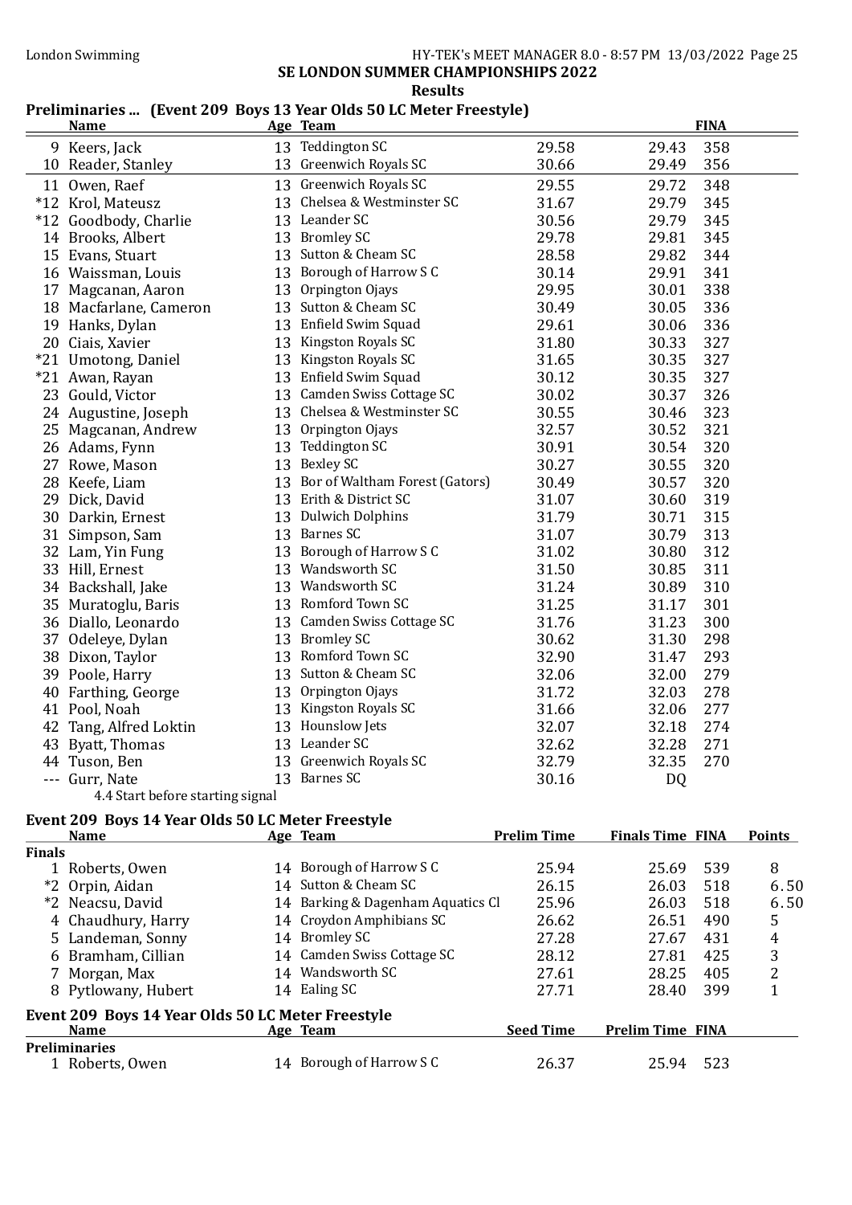# SE LONDON SUMMER CHAMPIONSHIPS 2022

**Results**

## Preliminaries ... (Event 209 Boys 13 Year Olds 50 LC Meter Freestyle)

| | Name | Age | Team | | | FINA |
|---|---|---|---|---|---|---|
| 9 | Keers, Jack | 13 | Teddington SC | 29.58 | 29.43 | 358 |
| 10 | Reader, Stanley | 13 | Greenwich Royals SC | 30.66 | 29.49 | 356 |
| 11 | Owen, Raef | 13 | Greenwich Royals SC | 29.55 | 29.72 | 348 |
| *12 | Krol, Mateusz | 13 | Chelsea & Westminster SC | 31.67 | 29.79 | 345 |
| *12 | Goodbody, Charlie | 13 | Leander SC | 30.56 | 29.79 | 345 |
| 14 | Brooks, Albert | 13 | Bromley SC | 29.78 | 29.81 | 345 |
| 15 | Evans, Stuart | 13 | Sutton & Cheam SC | 28.58 | 29.82 | 344 |
| 16 | Waissman, Louis | 13 | Borough of Harrow S C | 30.14 | 29.91 | 341 |
| 17 | Magcanan, Aaron | 13 | Orpington Ojays | 29.95 | 30.01 | 338 |
| 18 | Macfarlane, Cameron | 13 | Sutton & Cheam SC | 30.49 | 30.05 | 336 |
| 19 | Hanks, Dylan | 13 | Enfield Swim Squad | 29.61 | 30.06 | 336 |
| 20 | Ciais, Xavier | 13 | Kingston Royals SC | 31.80 | 30.33 | 327 |
| *21 | Umotong, Daniel | 13 | Kingston Royals SC | 31.65 | 30.35 | 327 |
| *21 | Awan, Rayan | 13 | Enfield Swim Squad | 30.12 | 30.35 | 327 |
| 23 | Gould, Victor | 13 | Camden Swiss Cottage SC | 30.02 | 30.37 | 326 |
| 24 | Augustine, Joseph | 13 | Chelsea & Westminster SC | 30.55 | 30.46 | 323 |
| 25 | Magcanan, Andrew | 13 | Orpington Ojays | 32.57 | 30.52 | 321 |
| 26 | Adams, Fynn | 13 | Teddington SC | 30.91 | 30.54 | 320 |
| 27 | Rowe, Mason | 13 | Bexley SC | 30.27 | 30.55 | 320 |
| 28 | Keefe, Liam | 13 | Bor of Waltham Forest (Gators) | 30.49 | 30.57 | 320 |
| 29 | Dick, David | 13 | Erith & District SC | 31.07 | 30.60 | 319 |
| 30 | Darkin, Ernest | 13 | Dulwich Dolphins | 31.79 | 30.71 | 315 |
| 31 | Simpson, Sam | 13 | Barnes SC | 31.07 | 30.79 | 313 |
| 32 | Lam, Yin Fung | 13 | Borough of Harrow S C | 31.02 | 30.80 | 312 |
| 33 | Hill, Ernest | 13 | Wandsworth SC | 31.50 | 30.85 | 311 |
| 34 | Backshall, Jake | 13 | Wandsworth SC | 31.24 | 30.89 | 310 |
| 35 | Muratoglu, Baris | 13 | Romford Town SC | 31.25 | 31.17 | 301 |
| 36 | Diallo, Leonardo | 13 | Camden Swiss Cottage SC | 31.76 | 31.23 | 300 |
| 37 | Odeleye, Dylan | 13 | Bromley SC | 30.62 | 31.30 | 298 |
| 38 | Dixon, Taylor | 13 | Romford Town SC | 32.90 | 31.47 | 293 |
| 39 | Poole, Harry | 13 | Sutton & Cheam SC | 32.06 | 32.00 | 279 |
| 40 | Farthing, George | 13 | Orpington Ojays | 31.72 | 32.03 | 278 |
| 41 | Pool, Noah | 13 | Kingston Royals SC | 31.66 | 32.06 | 277 |
| 42 | Tang, Alfred Loktin | 13 | Hounslow Jets | 32.07 | 32.18 | 274 |
| 43 | Byatt, Thomas | 13 | Leander SC | 32.62 | 32.28 | 271 |
| 44 | Tuson, Ben | 13 | Greenwich Royals SC | 32.79 | 32.35 | 270 |
| --- | Gurr, Nate | 13 | Barnes SC | 30.16 | DQ | |

4.4 Start before starting signal

## Event 209 Boys 14 Year Olds 50 LC Meter Freestyle

| | Name | Age | Team | Prelim Time | Finals Time | FINA | Points |
|---|---|---|---|---|---|---|---|
| **Finals** | | | | | | | |
| 1 | Roberts, Owen | 14 | Borough of Harrow S C | 25.94 | 25.69 | 539 | 8 |
| *2 | Orpin, Aidan | 14 | Sutton & Cheam SC | 26.15 | 26.03 | 518 | 6.50 |
| *2 | Neacsu, David | 14 | Barking & Dagenham Aquatics Cl | 25.96 | 26.03 | 518 | 6.50 |
| 4 | Chaudhury, Harry | 14 | Croydon Amphibians SC | 26.62 | 26.51 | 490 | 5 |
| 5 | Landeman, Sonny | 14 | Bromley SC | 27.28 | 27.67 | 431 | 4 |
| 6 | Bramham, Cillian | 14 | Camden Swiss Cottage SC | 28.12 | 27.81 | 425 | 3 |
| 7 | Morgan, Max | 14 | Wandsworth SC | 27.61 | 28.25 | 405 | 2 |
| 8 | Pytlowany, Hubert | 14 | Ealing SC | 27.71 | 28.40 | 399 | 1 |

## Event 209 Boys 14 Year Olds 50 LC Meter Freestyle

| | Name | Age | Team | Seed Time | Prelim Time | FINA |
|---|---|---|---|---|---|---|
| **Preliminaries** | | | | | | |
| 1 | Roberts, Owen | 14 | Borough of Harrow S C | 26.37 | 25.94 | 523 |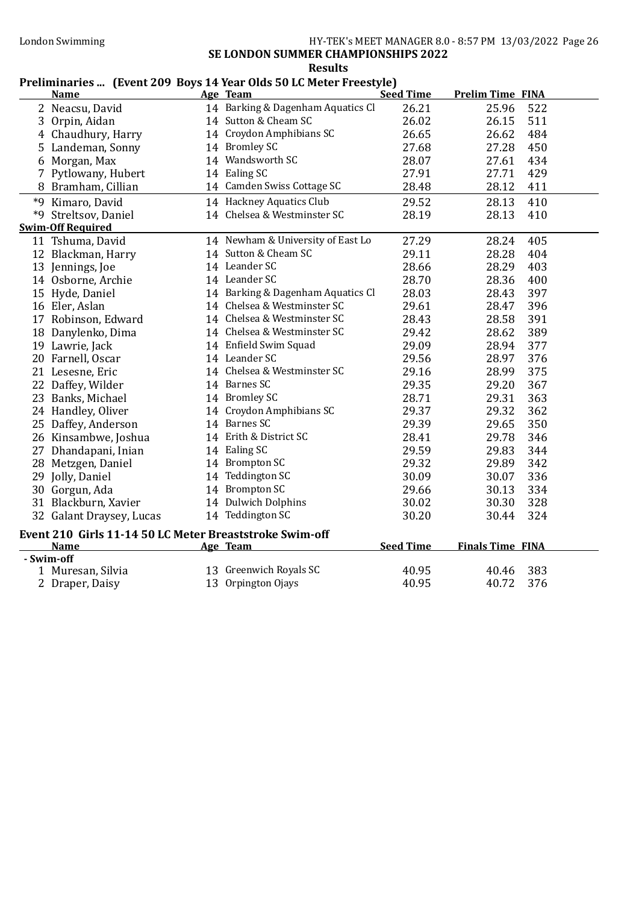## SE LONDON SUMMER CHAMPIONSHIPS 2022

### Results

### Preliminaries ... (Event 209 Boys 14 Year Olds 50 LC Meter Freestyle)

| | Name | Age | Team | Seed Time | Prelim Time | FINA |
|---|---|---|---|---|---|---|
| 2 | Neacsu, David | 14 | Barking & Dagenham Aquatics Cl | 26.21 | 25.96 | 522 |
| 3 | Orpin, Aidan | 14 | Sutton & Cheam SC | 26.02 | 26.15 | 511 |
| 4 | Chaudhury, Harry | 14 | Croydon Amphibians SC | 26.65 | 26.62 | 484 |
| 5 | Landeman, Sonny | 14 | Bromley SC | 27.68 | 27.28 | 450 |
| 6 | Morgan, Max | 14 | Wandsworth SC | 28.07 | 27.61 | 434 |
| 7 | Pytlowany, Hubert | 14 | Ealing SC | 27.91 | 27.71 | 429 |
| 8 | Bramham, Cillian | 14 | Camden Swiss Cottage SC | 28.48 | 28.12 | 411 |
| *9 | Kimaro, David | 14 | Hackney Aquatics Club | 29.52 | 28.13 | 410 |
| *9 | Streltsov, Daniel | 14 | Chelsea & Westminster SC | 28.19 | 28.13 | 410 |
| **Swim-Off Required** | | | | | | |
| 11 | Tshuma, David | 14 | Newham & University of East Lo | 27.29 | 28.24 | 405 |
| 12 | Blackman, Harry | 14 | Sutton & Cheam SC | 29.11 | 28.28 | 404 |
| 13 | Jennings, Joe | 14 | Leander SC | 28.66 | 28.29 | 403 |
| 14 | Osborne, Archie | 14 | Leander SC | 28.70 | 28.36 | 400 |
| 15 | Hyde, Daniel | 14 | Barking & Dagenham Aquatics Cl | 28.03 | 28.43 | 397 |
| 16 | Eler, Aslan | 14 | Chelsea & Westminster SC | 29.61 | 28.47 | 396 |
| 17 | Robinson, Edward | 14 | Chelsea & Westminster SC | 28.43 | 28.58 | 391 |
| 18 | Danylenko, Dima | 14 | Chelsea & Westminster SC | 29.42 | 28.62 | 389 |
| 19 | Lawrie, Jack | 14 | Enfield Swim Squad | 29.09 | 28.94 | 377 |
| 20 | Farnell, Oscar | 14 | Leander SC | 29.56 | 28.97 | 376 |
| 21 | Lesesne, Eric | 14 | Chelsea & Westminster SC | 29.16 | 28.99 | 375 |
| 22 | Daffey, Wilder | 14 | Barnes SC | 29.35 | 29.20 | 367 |
| 23 | Banks, Michael | 14 | Bromley SC | 28.71 | 29.31 | 363 |
| 24 | Handley, Oliver | 14 | Croydon Amphibians SC | 29.37 | 29.32 | 362 |
| 25 | Daffey, Anderson | 14 | Barnes SC | 29.39 | 29.65 | 350 |
| 26 | Kinsambwe, Joshua | 14 | Erith & District SC | 28.41 | 29.78 | 346 |
| 27 | Dhandapani, Inian | 14 | Ealing SC | 29.59 | 29.83 | 344 |
| 28 | Metzgen, Daniel | 14 | Brompton SC | 29.32 | 29.89 | 342 |
| 29 | Jolly, Daniel | 14 | Teddington SC | 30.09 | 30.07 | 336 |
| 30 | Gorgun, Ada | 14 | Brompton SC | 29.66 | 30.13 | 334 |
| 31 | Blackburn, Xavier | 14 | Dulwich Dolphins | 30.02 | 30.30 | 328 |
| 32 | Galant Draysey, Lucas | 14 | Teddington SC | 30.20 | 30.44 | 324 |

### Event 210 Girls 11-14 50 LC Meter Breaststroke Swim-off

| | Name | Age | Team | Seed Time | Finals Time | FINA |
|---|---|---|---|---|---|---|
| **- Swim-off** | | | | | | |
| 1 | Muresan, Silvia | 13 | Greenwich Royals SC | 40.95 | 40.46 | 383 |
| 2 | Draper, Daisy | 13 | Orpington Ojays | 40.95 | 40.72 | 376 |